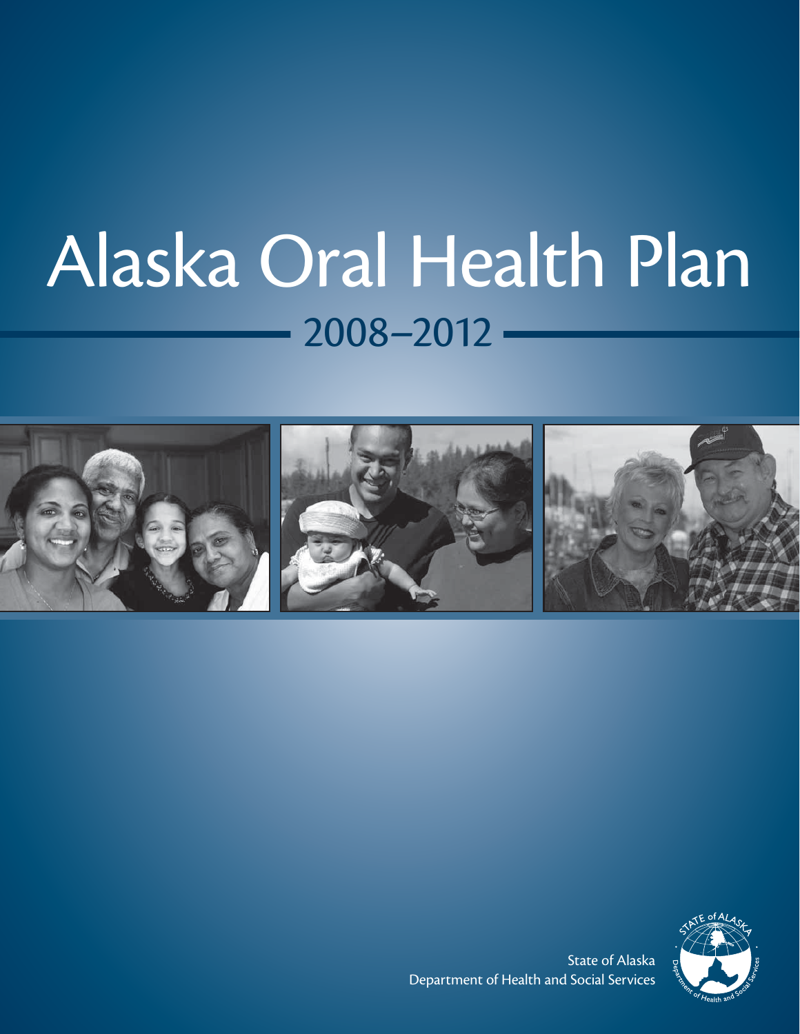# Alaska Oral Health Plan

## 2008–2012

State of Alaska
Department of Health and Social Services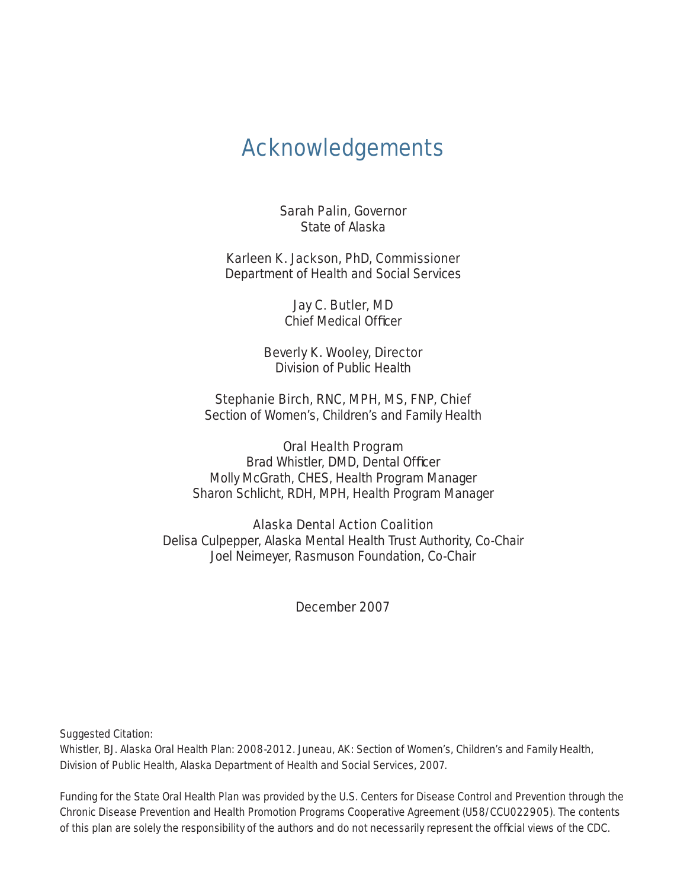# Acknowledgements

Sarah Palin, Governor
State of Alaska

Karleen K. Jackson, PhD, Commissioner
Department of Health and Social Services

Jay C. Butler, MD
Chief Medical Officer

Beverly K. Wooley, Director
Division of Public Health

Stephanie Birch, RNC, MPH, MS, FNP, Chief
Section of Women's, Children's and Family Health

Oral Health Program
Brad Whistler, DMD, Dental Officer
Molly McGrath, CHES, Health Program Manager
Sharon Schlicht, RDH, MPH, Health Program Manager

Alaska Dental Action Coalition
Delisa Culpepper, Alaska Mental Health Trust Authority, Co-Chair
Joel Neimeyer, Rasmuson Foundation, Co-Chair

December 2007

Suggested Citation:
Whistler, BJ. Alaska Oral Health Plan: 2008-2012. Juneau, AK: Section of Women's, Children's and Family Health, Division of Public Health, Alaska Department of Health and Social Services, 2007.

Funding for the State Oral Health Plan was provided by the U.S. Centers for Disease Control and Prevention through the Chronic Disease Prevention and Health Promotion Programs Cooperative Agreement (U58/CCU022905). The contents of this plan are solely the responsibility of the authors and do not necessarily represent the official views of the CDC.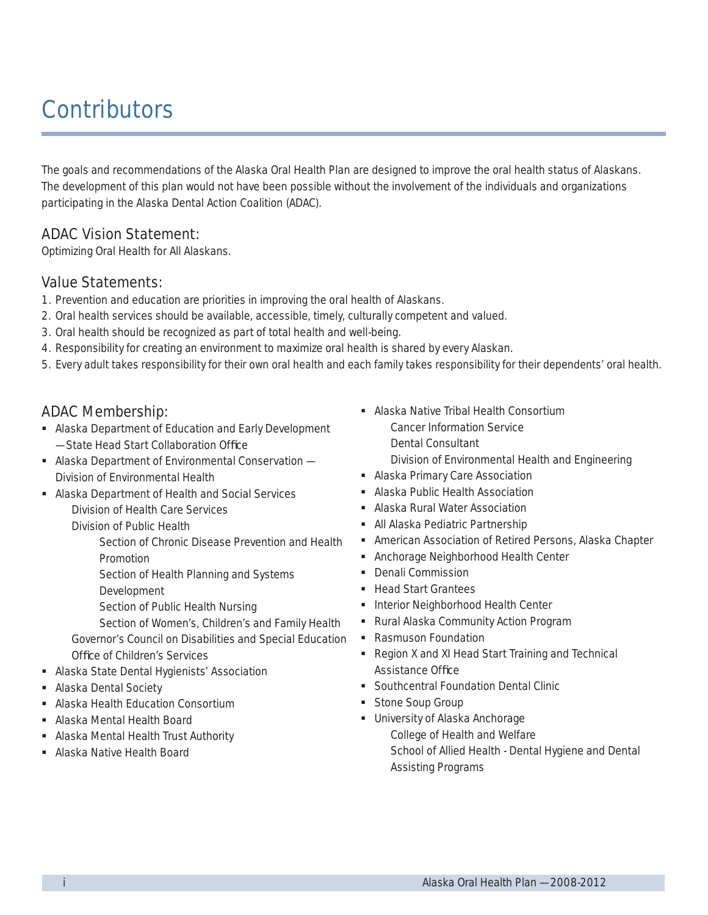# Contributors

The goals and recommendations of the Alaska Oral Health Plan are designed to improve the oral health status of Alaskans. The development of this plan would not have been possible without the involvement of the individuals and organizations participating in the Alaska Dental Action Coalition (ADAC).

## ADAC Vision Statement:

Optimizing Oral Health for All Alaskans.

## Value Statements:

1. Prevention and education are priorities in improving the oral health of Alaskans.
2. Oral health services should be available, accessible, timely, culturally competent and valued.
3. Oral health should be recognized as part of total health and well-being.
4. Responsibility for creating an environment to maximize oral health is shared by every Alaskan.
5. Every adult takes responsibility for their own oral health and each family takes responsibility for their dependents' oral health.

## ADAC Membership:

- Alaska Department of Education and Early Development —State Head Start Collaboration Office
- Alaska Department of Environmental Conservation — Division of Environmental Health
- Alaska Department of Health and Social Services
  - Division of Health Care Services
  - Division of Public Health
    - Section of Chronic Disease Prevention and Health Promotion
    - Section of Health Planning and Systems Development
    - Section of Public Health Nursing
    - Section of Women's, Children's and Family Health
  - Governor's Council on Disabilities and Special Education
  - Office of Children's Services
- Alaska State Dental Hygienists' Association
- Alaska Dental Society
- Alaska Health Education Consortium
- Alaska Mental Health Board
- Alaska Mental Health Trust Authority
- Alaska Native Health Board
- Alaska Native Tribal Health Consortium
  - Cancer Information Service
  - Dental Consultant
  - Division of Environmental Health and Engineering
- Alaska Primary Care Association
- Alaska Public Health Association
- Alaska Rural Water Association
- All Alaska Pediatric Partnership
- American Association of Retired Persons, Alaska Chapter
- Anchorage Neighborhood Health Center
- Denali Commission
- Head Start Grantees
- Interior Neighborhood Health Center
- Rural Alaska Community Action Program
- Rasmuson Foundation
- Region X and XI Head Start Training and Technical Assistance Office
- Southcentral Foundation Dental Clinic
- Stone Soup Group
- University of Alaska Anchorage
  - College of Health and Welfare
  - School of Allied Health - Dental Hygiene and Dental Assisting Programs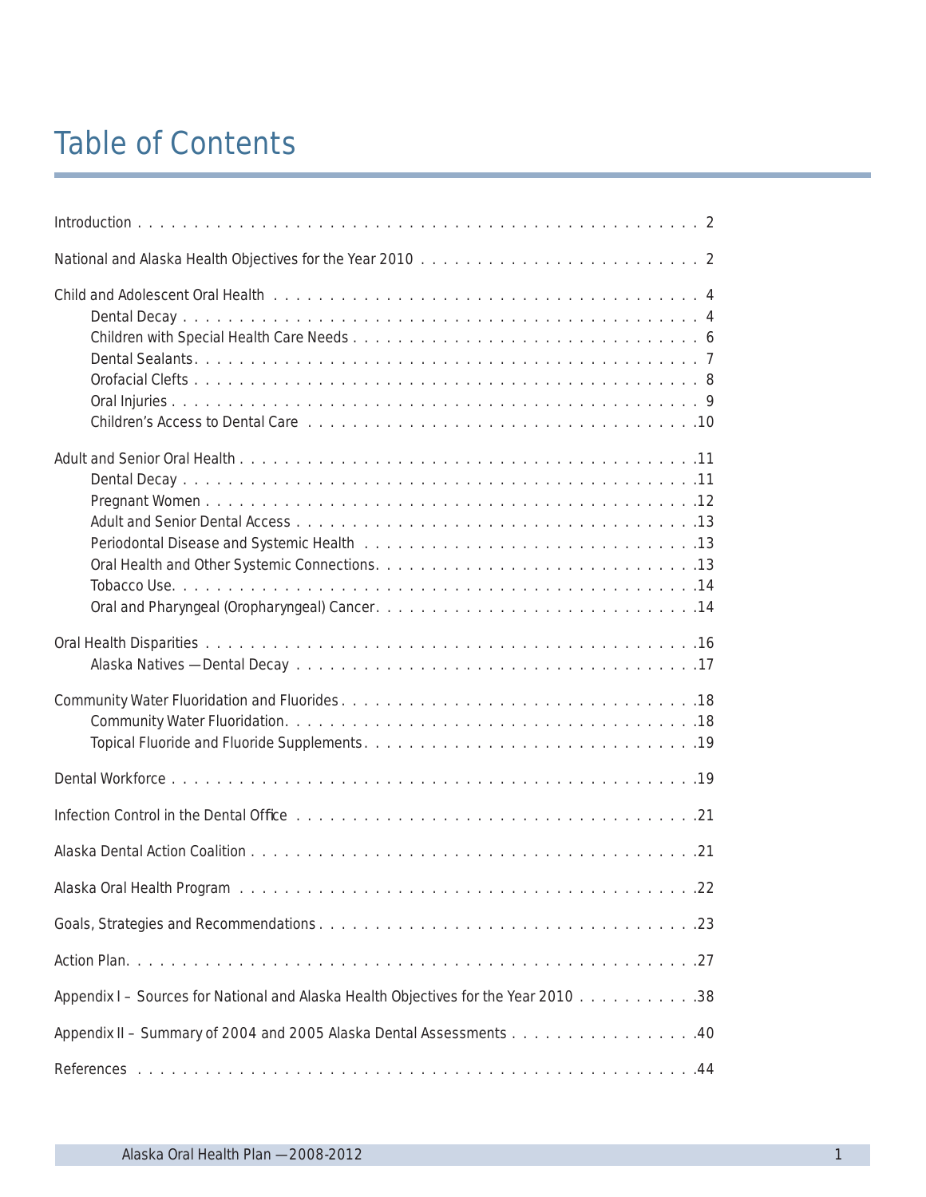# Table of Contents

Introduction . . . . . . . . . . 2

National and Alaska Health Objectives for the Year 2010 . . . . . . . . . . 2

Child and Adolescent Oral Health . . . . . . . . . . 4
- Dental Decay . . . . . . . . . . 4
- Children with Special Health Care Needs . . . . . . . . . . 6
- Dental Sealants . . . . . . . . . . 7
- Orofacial Clefts . . . . . . . . . . 8
- Oral Injuries . . . . . . . . . . 9
- Children's Access to Dental Care . . . . . . . . . . 10

Adult and Senior Oral Health . . . . . . . . . . 11
- Dental Decay . . . . . . . . . . 11
- Pregnant Women . . . . . . . . . . 12
- Adult and Senior Dental Access . . . . . . . . . . 13
- Periodontal Disease and Systemic Health . . . . . . . . . . 13
- Oral Health and Other Systemic Connections . . . . . . . . . . 13
- Tobacco Use . . . . . . . . . . 14
- Oral and Pharyngeal (Oropharyngeal) Cancer . . . . . . . . . . 14

Oral Health Disparities . . . . . . . . . . 16
- Alaska Natives — Dental Decay . . . . . . . . . . 17

Community Water Fluoridation and Fluorides . . . . . . . . . . 18
- Community Water Fluoridation . . . . . . . . . . 18
- Topical Fluoride and Fluoride Supplements . . . . . . . . . . 19

Dental Workforce . . . . . . . . . . 19

Infection Control in the Dental Office . . . . . . . . . . 21

Alaska Dental Action Coalition . . . . . . . . . . 21

Alaska Oral Health Program . . . . . . . . . . 22

Goals, Strategies and Recommendations . . . . . . . . . . 23

Action Plan . . . . . . . . . . 27

Appendix I – Sources for National and Alaska Health Objectives for the Year 2010 . . . . . . . . . . 38

Appendix II – Summary of 2004 and 2005 Alaska Dental Assessments . . . . . . . . . . 40

References . . . . . . . . . . 44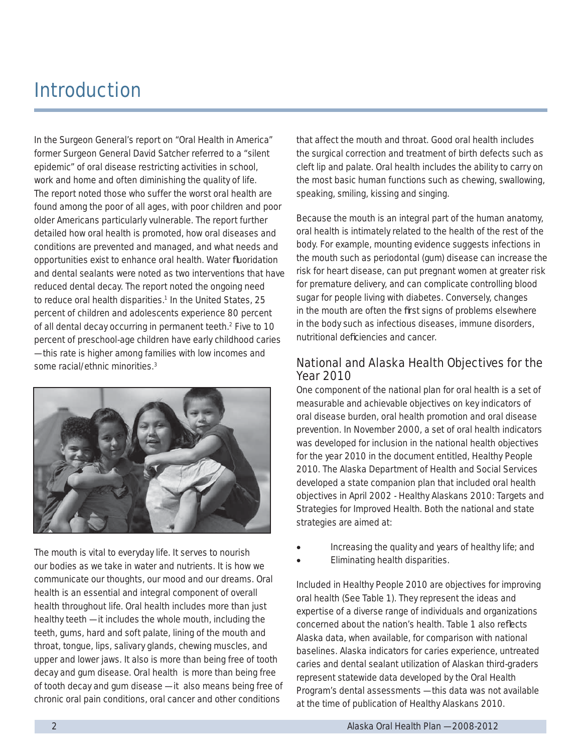# Introduction

In the Surgeon General's report on "Oral Health in America" former Surgeon General David Satcher referred to a "silent epidemic" of oral disease restricting activities in school, work and home and often diminishing the quality of life. The report noted those who suffer the worst oral health are found among the poor of all ages, with poor children and poor older Americans particularly vulnerable. The report further detailed how oral health is promoted, how oral diseases and conditions are prevented and managed, and what needs and opportunities exist to enhance oral health. Water fluoridation and dental sealants were noted as two interventions that have reduced dental decay. The report noted the ongoing need to reduce oral health disparities.[1] In the United States, 25 percent of children and adolescents experience 80 percent of all dental decay occurring in permanent teeth.[2] Five to 10 percent of preschool-age children have early childhood caries —this rate is higher among families with low incomes and some racial/ethnic minorities.[3]

The mouth is vital to everyday life. It serves to nourish our bodies as we take in water and nutrients. It is how we communicate our thoughts, our mood and our dreams. Oral health is an essential and integral component of overall health throughout life. Oral health includes more than just healthy teeth —it includes the whole mouth, including the teeth, gums, hard and soft palate, lining of the mouth and throat, tongue, lips, salivary glands, chewing muscles, and upper and lower jaws. It also is more than being free of tooth decay and gum disease. Oral health is more than being free of tooth decay and gum disease —it also means being free of chronic oral pain conditions, oral cancer and other conditions that affect the mouth and throat. Good oral health includes the surgical correction and treatment of birth defects such as cleft lip and palate. Oral health includes the ability to carry on the most basic human functions such as chewing, swallowing, speaking, smiling, kissing and singing.

Because the mouth is an integral part of the human anatomy, oral health is intimately related to the health of the rest of the body. For example, mounting evidence suggests infections in the mouth such as periodontal (gum) disease can increase the risk for heart disease, can put pregnant women at greater risk for premature delivery, and can complicate controlling blood sugar for people living with diabetes. Conversely, changes in the mouth are often the first signs of problems elsewhere in the body such as infectious diseases, immune disorders, nutritional deficiencies and cancer.

## National and Alaska Health Objectives for the Year 2010

One component of the national plan for oral health is a set of measurable and achievable objectives on key indicators of oral disease burden, oral health promotion and oral disease prevention. In November 2000, a set of oral health indicators was developed for inclusion in the national health objectives for the year 2010 in the document entitled, Healthy People 2010. The Alaska Department of Health and Social Services developed a state companion plan that included oral health objectives in April 2002 - Healthy Alaskans 2010: Targets and Strategies for Improved Health. Both the national and state strategies are aimed at:

- Increasing the quality and years of healthy life; and
- Eliminating health disparities.

Included in Healthy People 2010 are objectives for improving oral health (See Table 1). They represent the ideas and expertise of a diverse range of individuals and organizations concerned about the nation's health. Table 1 also reflects Alaska data, when available, for comparison with national baselines. Alaska indicators for caries experience, untreated caries and dental sealant utilization of Alaskan third-graders represent statewide data developed by the Oral Health Program's dental assessments —this data was not available at the time of publication of Healthy Alaskans 2010.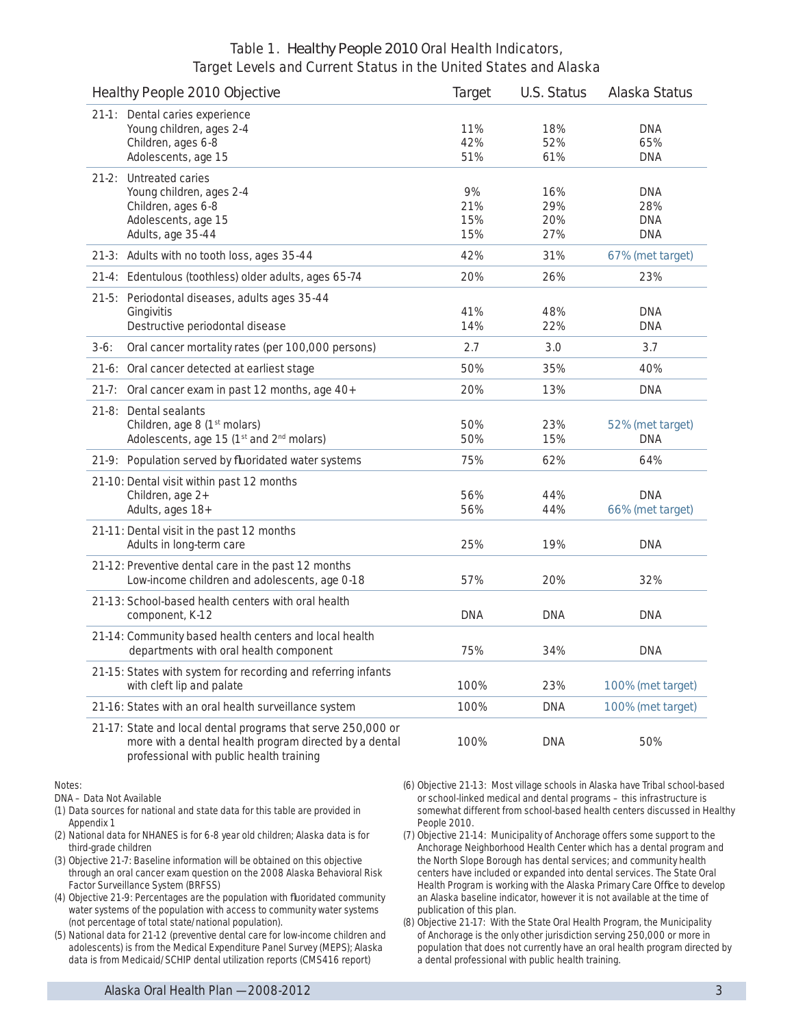### Table 1. *Healthy People 2010* Oral Health Indicators, Target Levels and Current Status in the United States and Alaska

| Healthy People 2010 Objective | Target | U.S. Status | Alaska Status |
|---|---|---|---|
| 21-1: Dental caries experience | | | |
| Young children, ages 2-4 | 11% | 18% | DNA |
| Children, ages 6-8 | 42% | 52% | 65% |
| Adolescents, age 15 | 51% | 61% | DNA |
| 21-2: Untreated caries | | | |
| Young children, ages 2-4 | 9% | 16% | DNA |
| Children, ages 6-8 | 21% | 29% | 28% |
| Adolescents, age 15 | 15% | 20% | DNA |
| Adults, age 35-44 | 15% | 27% | DNA |
| 21-3: Adults with no tooth loss, ages 35-44 | 42% | 31% | 67% (met target) |
| 21-4: Edentulous (toothless) older adults, ages 65-74 | 20% | 26% | 23% |
| 21-5: Periodontal diseases, adults ages 35-44 | | | |
| Gingivitis | 41% | 48% | DNA |
| Destructive periodontal disease | 14% | 22% | DNA |
| 3-6: Oral cancer mortality rates (per 100,000 persons) | 2.7 | 3.0 | 3.7 |
| 21-6: Oral cancer detected at earliest stage | 50% | 35% | 40% |
| 21-7: Oral cancer exam in past 12 months, age 40+ | 20% | 13% | DNA |
| 21-8: Dental sealants | | | |
| Children, age 8 (1st molars) | 50% | 23% | 52% (met target) |
| Adolescents, age 15 (1st and 2nd molars) | 50% | 15% | DNA |
| 21-9: Population served by fluoridated water systems | 75% | 62% | 64% |
| 21-10: Dental visit within past 12 months | | | |
| Children, age 2+ | 56% | 44% | DNA |
| Adults, ages 18+ | 56% | 44% | 66% (met target) |
| 21-11: Dental visit in the past 12 months | | | |
| Adults in long-term care | 25% | 19% | DNA |
| 21-12: Preventive dental care in the past 12 months | | | |
| Low-income children and adolescents, age 0-18 | 57% | 20% | 32% |
| 21-13: School-based health centers with oral health component, K-12 | DNA | DNA | DNA |
| 21-14: Community based health centers and local health departments with oral health component | 75% | 34% | DNA |
| 21-15: States with system for recording and referring infants with cleft lip and palate | 100% | 23% | 100% (met target) |
| 21-16: States with an oral health surveillance system | 100% | DNA | 100% (met target) |
| 21-17: State and local dental programs that serve 250,000 or more with a dental health program directed by a dental professional with public health training | 100% | DNA | 50% |

Notes:

DNA – Data Not Available

(1) Data sources for national and state data for this table are provided in Appendix 1

(2) National data for NHANES is for 6-8 year old children; Alaska data is for third-grade children

(3) Objective 21-7: Baseline information will be obtained on this objective through an oral cancer exam question on the 2008 Alaska Behavioral Risk Factor Surveillance System (BRFSS)

(4) Objective 21-9: Percentages are the population with fluoridated community water systems of the population with access to community water systems (not percentage of total state/national population).

(5) National data for 21-12 (preventive dental care for low-income children and adolescents) is from the Medical Expenditure Panel Survey (MEPS); Alaska data is from Medicaid/SCHIP dental utilization reports (CMS416 report)

(6) Objective 21-13: Most village schools in Alaska have Tribal school-based or school-linked medical and dental programs – this infrastructure is somewhat different from school-based health centers discussed in Healthy People 2010.

(7) Objective 21-14: Municipality of Anchorage offers some support to the Anchorage Neighborhood Health Center which has a dental program and the North Slope Borough has dental services; and community health centers have included or expanded into dental services. The State Oral Health Program is working with the Alaska Primary Care Office to develop an Alaska baseline indicator, however it is not available at the time of publication of this plan.

(8) Objective 21-17: With the State Oral Health Program, the Municipality of Anchorage is the only other jurisdiction serving 250,000 or more in population that does not currently have an oral health program directed by a dental professional with public health training.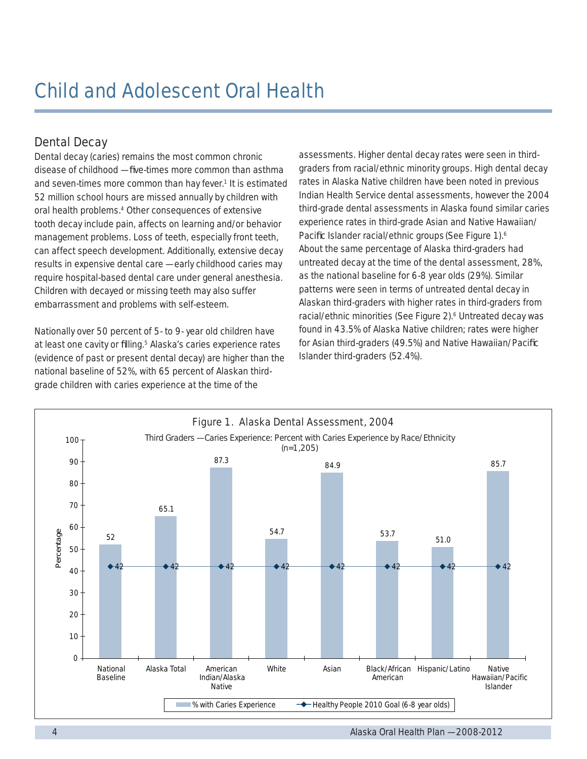#### Child and Adolescent Oral Health

## Dental Decay

Dental decay (caries) remains the most common chronic disease of childhood — five-times more common than asthma and seven-times more common than hay fever.[1] It is estimated 52 million school hours are missed annually by children with oral health problems.[4] Other consequences of extensive tooth decay include pain, affects on learning and/or behavior management problems. Loss of teeth, especially front teeth, can affect speech development. Additionally, extensive decay results in expensive dental care — early childhood caries may require hospital-based dental care under general anesthesia. Children with decayed or missing teeth may also suffer embarrassment and problems with self-esteem.

Nationally over 50 percent of 5- to 9- year old children have at least one cavity or filling.[5] Alaska's caries experience rates (evidence of past or present dental decay) are higher than the national baseline of 52%, with 65 percent of Alaskan third-grade children with caries experience at the time of the assessments. Higher dental decay rates were seen in third-graders from racial/ethnic minority groups. High dental decay rates in Alaska Native children have been noted in previous Indian Health Service dental assessments, however the 2004 third-grade dental assessments in Alaska found similar caries experience rates in third-grade Asian and Native Hawaiian/Pacific Islander racial/ethnic groups (See Figure 1).[6] About the same percentage of Alaska third-graders had untreated decay at the time of the dental assessment, 28%, as the national baseline for 6-8 year olds (29%). Similar patterns were seen in terms of untreated dental decay in Alaskan third-graders with higher rates in third-graders from racial/ethnic minorities (See Figure 2).[6] Untreated decay was found in 43.5% of Alaska Native children; rates were higher for Asian third-graders (49.5%) and Native Hawaiian/Pacific Islander third-graders (52.4%).

**Figure 1. Alaska Dental Assessment, 2004**

Third Graders — Caries Experience: Percent with Caries Experience by Race/Ethnicity (n=1,205)

| Group | % with Caries Experience | Healthy People 2010 Goal (6-8 year olds) |
|---|---|---|
| National Baseline | 52 | 42 |
| Alaska Total | 65.1 | 42 |
| American Indian/Alaska Native | 87.3 | 42 |
| White | 54.7 | 42 |
| Asian | 84.9 | 42 |
| Black/African American | 53.7 | 42 |
| Hispanic/Latino | 51.0 | 42 |
| Native Hawaiian/Pacific Islander | 85.7 | 42 |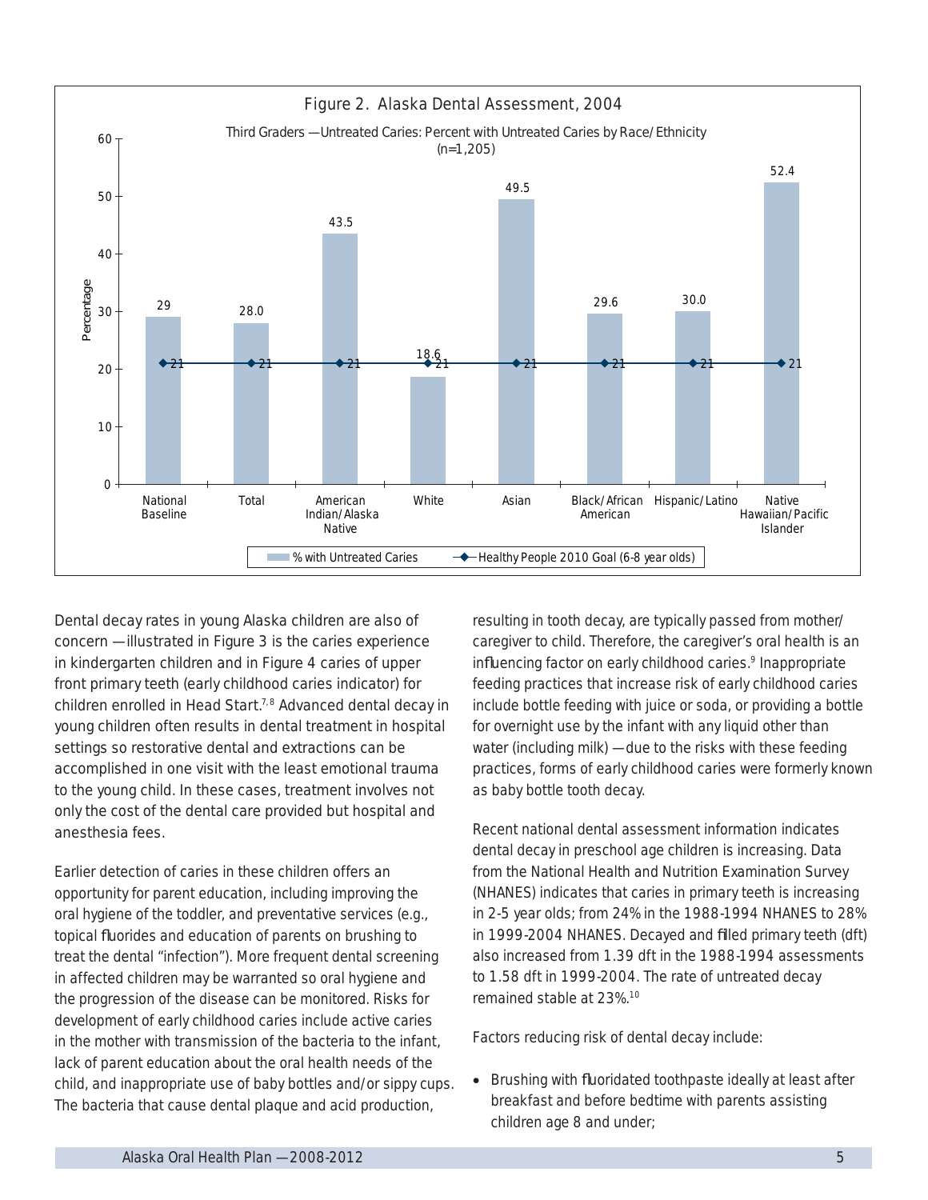**Figure 2. Alaska Dental Assessment, 2004**

Third Graders — Untreated Caries: Percent with Untreated Caries by Race/Ethnicity (n=1,205)

| | National Baseline | Total | American Indian/Alaska Native | White | Asian | Black/African American | Hispanic/Latino | Native Hawaiian/Pacific Islander |
|---|---|---|---|---|---|---|---|---|
| % with Untreated Caries | 29 | 28.0 | 43.5 | 18.6 | 49.5 | 29.6 | 30.0 | 52.4 |
| Healthy People 2010 Goal (6-8 year olds) | 21 | 21 | 21 | 21 | 21 | 21 | 21 | 21 |

Dental decay rates in young Alaska children are also of concern — illustrated in Figure 3 is the caries experience in kindergarten children and in Figure 4 caries of upper front primary teeth (early childhood caries indicator) for children enrolled in Head Start.[7,8] Advanced dental decay in young children often results in dental treatment in hospital settings so restorative dental and extractions can be accomplished in one visit with the least emotional trauma to the young child. In these cases, treatment involves not only the cost of the dental care provided but hospital and anesthesia fees.

Earlier detection of caries in these children offers an opportunity for parent education, including improving the oral hygiene of the toddler, and preventative services (e.g., topical fluorides and education of parents on brushing to treat the dental "infection"). More frequent dental screening in affected children may be warranted so oral hygiene and the progression of the disease can be monitored. Risks for development of early childhood caries include active caries in the mother with transmission of the bacteria to the infant, lack of parent education about the oral health needs of the child, and inappropriate use of baby bottles and/or sippy cups. The bacteria that cause dental plaque and acid production, resulting in tooth decay, are typically passed from mother/caregiver to child. Therefore, the caregiver's oral health is an influencing factor on early childhood caries.[9] Inappropriate feeding practices that increase risk of early childhood caries include bottle feeding with juice or soda, or providing a bottle for overnight use by the infant with any liquid other than water (including milk) — due to the risks with these feeding practices, forms of early childhood caries were formerly known as baby bottle tooth decay.

Recent national dental assessment information indicates dental decay in preschool age children is increasing. Data from the National Health and Nutrition Examination Survey (NHANES) indicates that caries in primary teeth is increasing in 2-5 year olds; from 24% in the 1988-1994 NHANES to 28% in 1999-2004 NHANES. Decayed and filled primary teeth (dft) also increased from 1.39 dft in the 1988-1994 assessments to 1.58 dft in 1999-2004. The rate of untreated decay remained stable at 23%.[10]

Factors reducing risk of dental decay include:

- Brushing with fluoridated toothpaste ideally at least after breakfast and before bedtime with parents assisting children age 8 and under;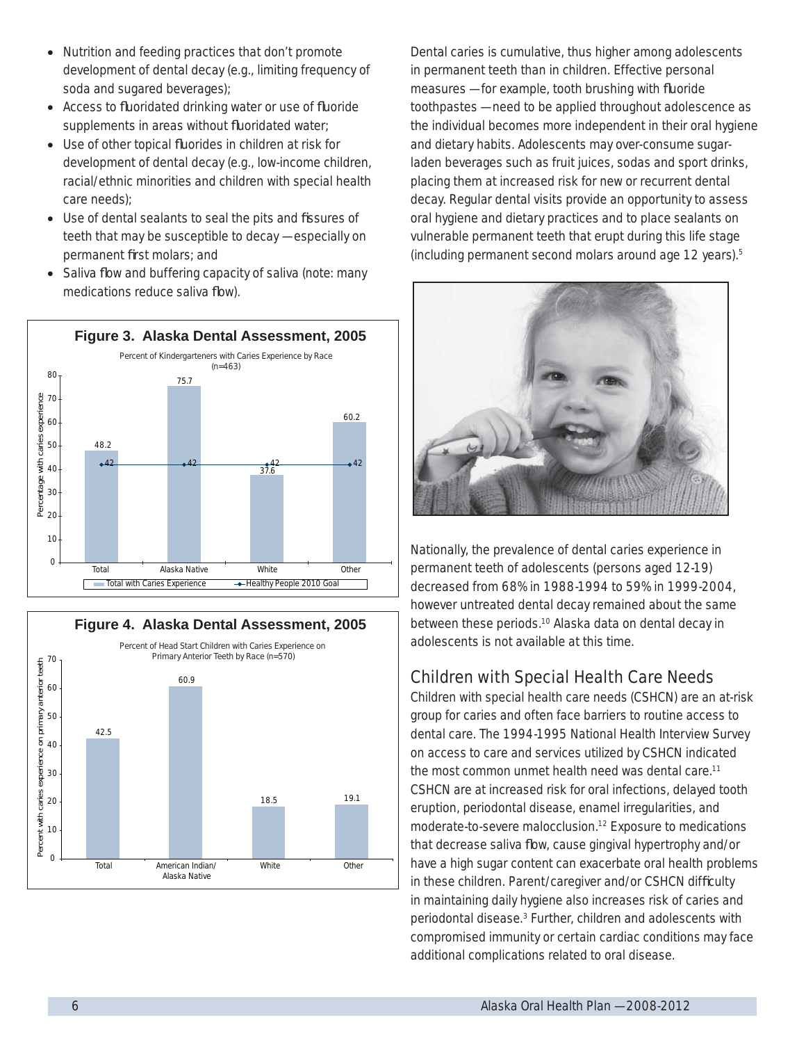- Nutrition and feeding practices that don't promote development of dental decay (e.g., limiting frequency of soda and sugared beverages);
- Access to fluoridated drinking water or use of fluoride supplements in areas without fluoridated water;
- Use of other topical fluorides in children at risk for development of dental decay (e.g., low-income children, racial/ethnic minorities and children with special health care needs);
- Use of dental sealants to seal the pits and fissures of teeth that may be susceptible to decay — especially on permanent first molars; and
- Saliva flow and buffering capacity of saliva (note: many medications reduce saliva flow).

**Figure 3. Alaska Dental Assessment, 2005**

Percent of Kindergarteners with Caries Experience by Race (n=463)

| | Total with Caries Experience | Healthy People 2010 Goal |
|---|---|---|
| Total | 48.2 | 42 |
| Alaska Native | 75.7 | 42 |
| White | 37.6 | 42 |
| Other | 60.2 | 42 |

**Figure 4. Alaska Dental Assessment, 2005**

Percent of Head Start Children with Caries Experience on Primary Anterior Teeth by Race (n=570)

| | Percent with caries experience on primary anterior teeth |
|---|---|
| Total | 42.5 |
| American Indian/ Alaska Native | 60.9 |
| White | 18.5 |
| Other | 19.1 |

Dental caries is cumulative, thus higher among adolescents in permanent teeth than in children. Effective personal measures — for example, tooth brushing with fluoride toothpastes — need to be applied throughout adolescence as the individual becomes more independent in their oral hygiene and dietary habits. Adolescents may over-consume sugar-laden beverages such as fruit juices, sodas and sport drinks, placing them at increased risk for new or recurrent dental decay. Regular dental visits provide an opportunity to assess oral hygiene and dietary practices and to place sealants on vulnerable permanent teeth that erupt during this life stage (including permanent second molars around age 12 years).[5]

Nationally, the prevalence of dental caries experience in permanent teeth of adolescents (persons aged 12-19) decreased from 68% in 1988-1994 to 59% in 1999-2004, however untreated dental decay remained about the same between these periods.[10] Alaska data on dental decay in adolescents is not available at this time.

## Children with Special Health Care Needs

Children with special health care needs (CSHCN) are an at-risk group for caries and often face barriers to routine access to dental care. The 1994-1995 National Health Interview Survey on access to care and services utilized by CSHCN indicated the most common unmet health need was dental care.[11] CSHCN are at increased risk for oral infections, delayed tooth eruption, periodontal disease, enamel irregularities, and moderate-to-severe malocclusion.[12] Exposure to medications that decrease saliva flow, cause gingival hypertrophy and/or have a high sugar content can exacerbate oral health problems in these children. Parent/caregiver and/or CSHCN difficulty in maintaining daily hygiene also increases risk of caries and periodontal disease.[3] Further, children and adolescents with compromised immunity or certain cardiac conditions may face additional complications related to oral disease.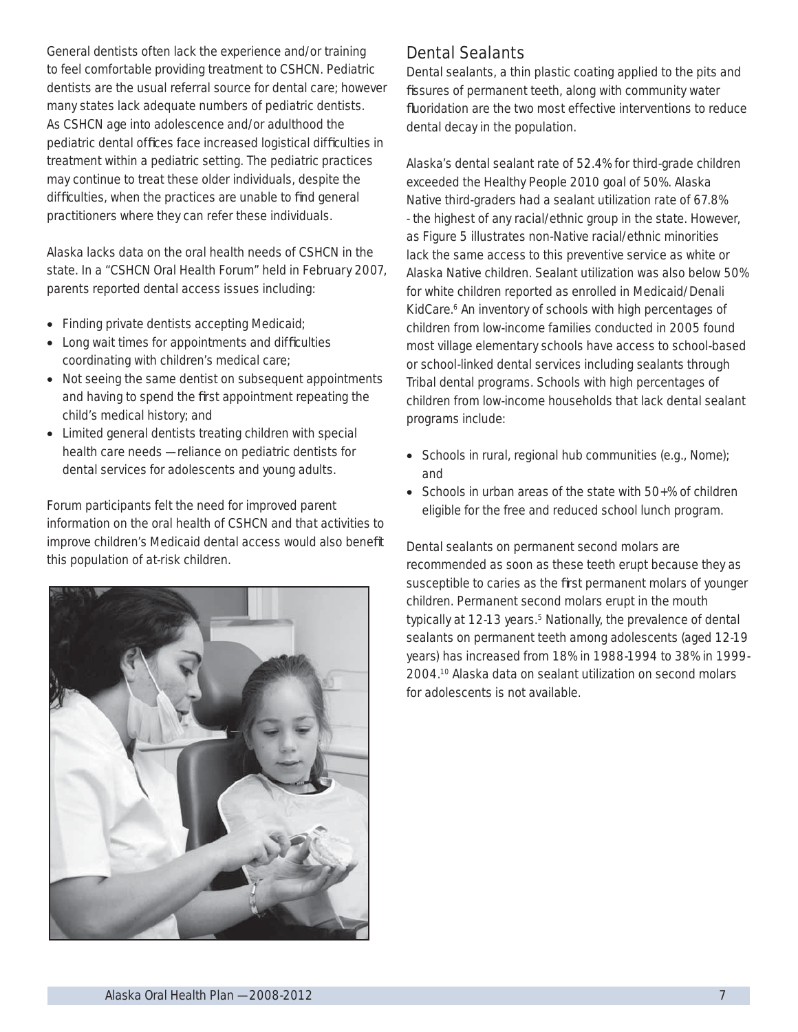General dentists often lack the experience and/or training to feel comfortable providing treatment to CSHCN. Pediatric dentists are the usual referral source for dental care; however many states lack adequate numbers of pediatric dentists. As CSHCN age into adolescence and/or adulthood the pediatric dental offices face increased logistical difficulties in treatment within a pediatric setting. The pediatric practices may continue to treat these older individuals, despite the difficulties, when the practices are unable to find general practitioners where they can refer these individuals.

Alaska lacks data on the oral health needs of CSHCN in the state. In a "CSHCN Oral Health Forum" held in February 2007, parents reported dental access issues including:

- Finding private dentists accepting Medicaid;
- Long wait times for appointments and difficulties coordinating with children's medical care;
- Not seeing the same dentist on subsequent appointments and having to spend the first appointment repeating the child's medical history; and
- Limited general dentists treating children with special health care needs — reliance on pediatric dentists for dental services for adolescents and young adults.

Forum participants felt the need for improved parent information on the oral health of CSHCN and that activities to improve children's Medicaid dental access would also benefit this population of at-risk children.

## Dental Sealants

Dental sealants, a thin plastic coating applied to the pits and fissures of permanent teeth, along with community water fluoridation are the two most effective interventions to reduce dental decay in the population.

Alaska's dental sealant rate of 52.4% for third-grade children exceeded the Healthy People 2010 goal of 50%. Alaska Native third-graders had a sealant utilization rate of 67.8% - the highest of any racial/ethnic group in the state. However, as Figure 5 illustrates non-Native racial/ethnic minorities lack the same access to this preventive service as white or Alaska Native children. Sealant utilization was also below 50% for white children reported as enrolled in Medicaid/Denali KidCare.[6] An inventory of schools with high percentages of children from low-income families conducted in 2005 found most village elementary schools have access to school-based or school-linked dental services including sealants through Tribal dental programs. Schools with high percentages of children from low-income households that lack dental sealant programs include:

- Schools in rural, regional hub communities (e.g., Nome); and
- Schools in urban areas of the state with 50+% of children eligible for the free and reduced school lunch program.

Dental sealants on permanent second molars are recommended as soon as these teeth erupt because they as susceptible to caries as the first permanent molars of younger children. Permanent second molars erupt in the mouth typically at 12-13 years.[5] Nationally, the prevalence of dental sealants on permanent teeth among adolescents (aged 12-19 years) has increased from 18% in 1988-1994 to 38% in 1999-2004.[10] Alaska data on sealant utilization on second molars for adolescents is not available.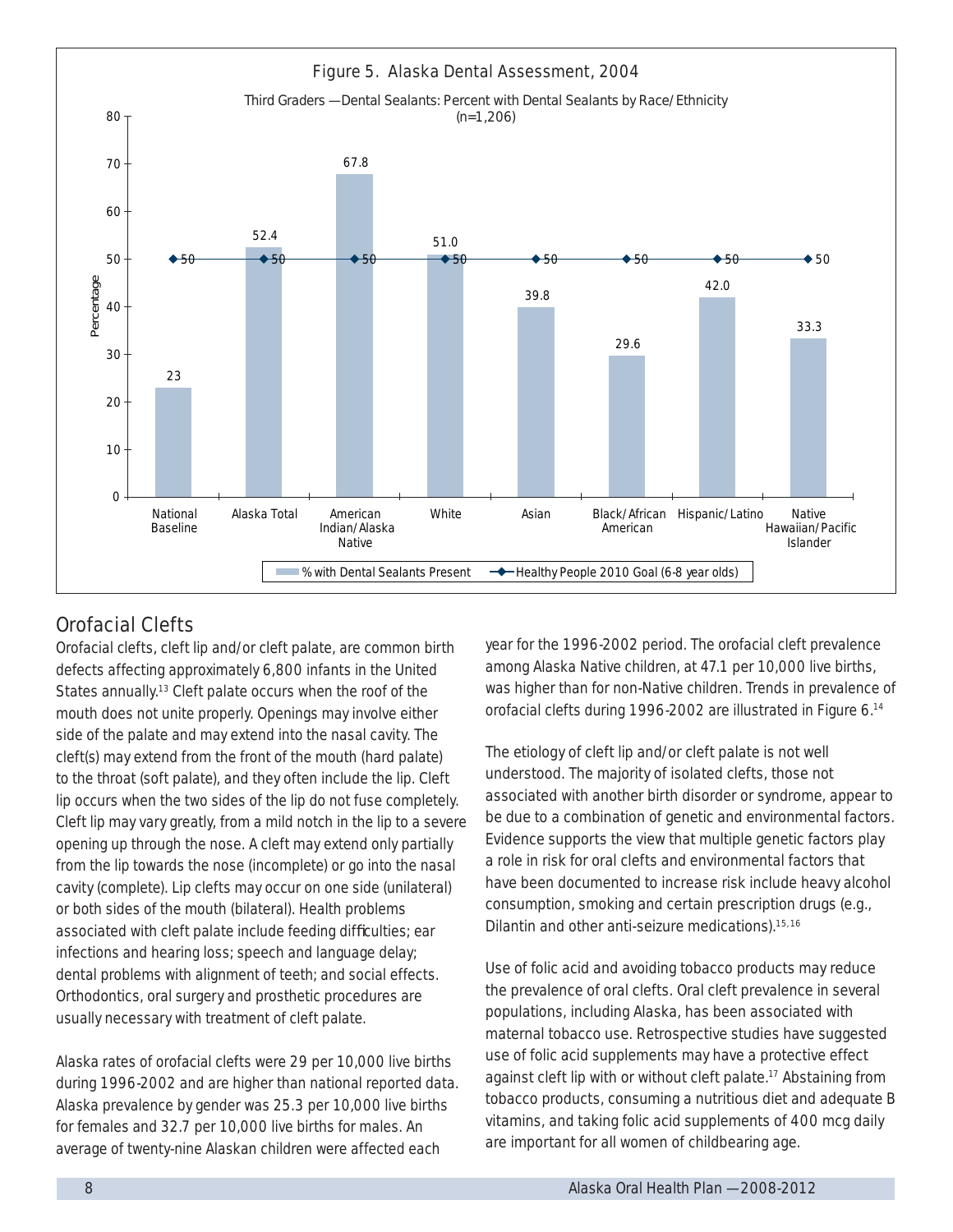Figure 5. Alaska Dental Assessment, 2004

Third Graders —Dental Sealants: Percent with Dental Sealants by Race/Ethnicity (n=1,206)

| Group | % with Dental Sealants Present | Healthy People 2010 Goal (6-8 year olds) |
|---|---|---|
| National Baseline | 23 | 50 |
| Alaska Total | 52.4 | 50 |
| American Indian/Alaska Native | 67.8 | 50 |
| White | 51.0 | 50 |
| Asian | 39.8 | 50 |
| Black/African American | 29.6 | 50 |
| Hispanic/Latino | 42.0 | 50 |
| Native Hawaiian/Pacific Islander | 33.3 | 50 |

## Orofacial Clefts

Orofacial clefts, cleft lip and/or cleft palate, are common birth defects affecting approximately 6,800 infants in the United States annually.[13] Cleft palate occurs when the roof of the mouth does not unite properly. Openings may involve either side of the palate and may extend into the nasal cavity. The cleft(s) may extend from the front of the mouth (hard palate) to the throat (soft palate), and they often include the lip. Cleft lip occurs when the two sides of the lip do not fuse completely. Cleft lip may vary greatly, from a mild notch in the lip to a severe opening up through the nose. A cleft may extend only partially from the lip towards the nose (incomplete) or go into the nasal cavity (complete). Lip clefts may occur on one side (unilateral) or both sides of the mouth (bilateral). Health problems associated with cleft palate include feeding difficulties; ear infections and hearing loss; speech and language delay; dental problems with alignment of teeth; and social effects. Orthodontics, oral surgery and prosthetic procedures are usually necessary with treatment of cleft palate.

Alaska rates of orofacial clefts were 29 per 10,000 live births during 1996-2002 and are higher than national reported data. Alaska prevalence by gender was 25.3 per 10,000 live births for females and 32.7 per 10,000 live births for males. An average of twenty-nine Alaskan children were affected each year for the 1996-2002 period. The orofacial cleft prevalence among Alaska Native children, at 47.1 per 10,000 live births, was higher than for non-Native children. Trends in prevalence of orofacial clefts during 1996-2002 are illustrated in Figure 6.[14]

The etiology of cleft lip and/or cleft palate is not well understood. The majority of isolated clefts, those not associated with another birth disorder or syndrome, appear to be due to a combination of genetic and environmental factors. Evidence supports the view that multiple genetic factors play a role in risk for oral clefts and environmental factors that have been documented to increase risk include heavy alcohol consumption, smoking and certain prescription drugs (e.g., Dilantin and other anti-seizure medications).[15,16]

Use of folic acid and avoiding tobacco products may reduce the prevalence of oral clefts. Oral cleft prevalence in several populations, including Alaska, has been associated with maternal tobacco use. Retrospective studies have suggested use of folic acid supplements may have a protective effect against cleft lip with or without cleft palate.[17] Abstaining from tobacco products, consuming a nutritious diet and adequate B vitamins, and taking folic acid supplements of 400 mcg daily are important for all women of childbearing age.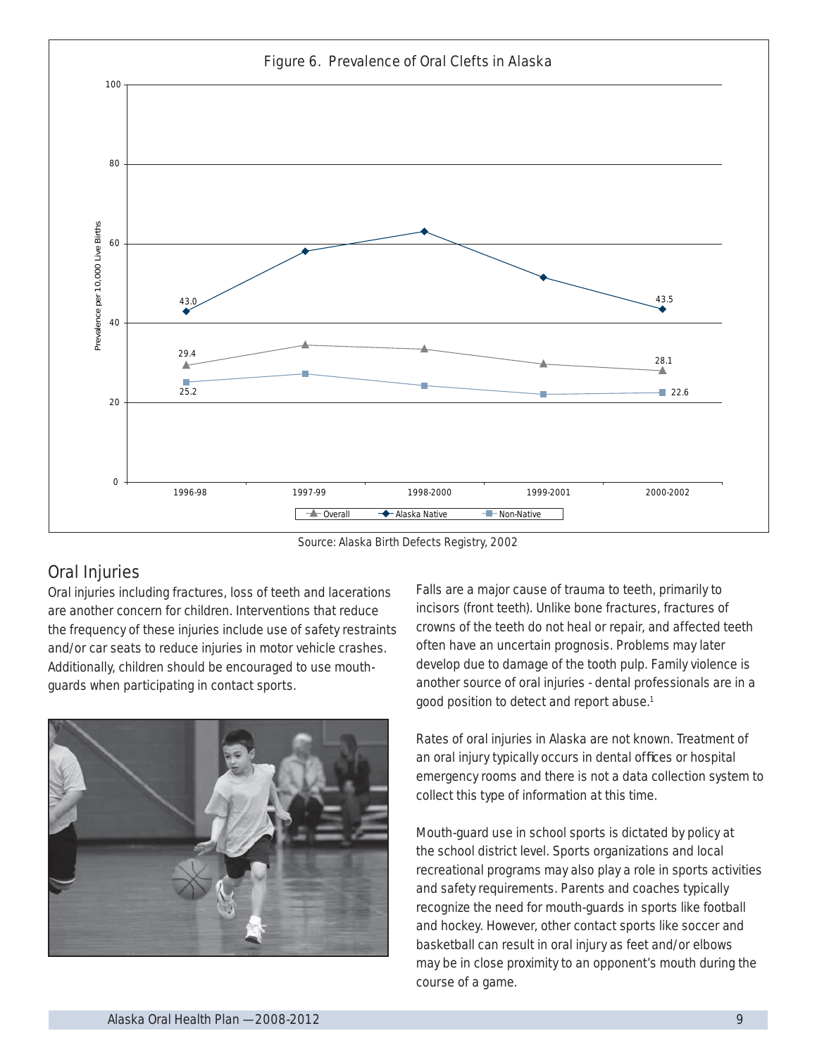Figure 6. Prevalence of Oral Clefts in Alaska

Source: Alaska Birth Defects Registry, 2002

## Oral Injuries

Oral injuries including fractures, loss of teeth and lacerations are another concern for children. Interventions that reduce the frequency of these injuries include use of safety restraints and/or car seats to reduce injuries in motor vehicle crashes. Additionally, children should be encouraged to use mouth-guards when participating in contact sports.

Falls are a major cause of trauma to teeth, primarily to incisors (front teeth). Unlike bone fractures, fractures of crowns of the teeth do not heal or repair, and affected teeth often have an uncertain prognosis. Problems may later develop due to damage of the tooth pulp. Family violence is another source of oral injuries - dental professionals are in a good position to detect and report abuse.[1]

Rates of oral injuries in Alaska are not known. Treatment of an oral injury typically occurs in dental offices or hospital emergency rooms and there is not a data collection system to collect this type of information at this time.

Mouth-guard use in school sports is dictated by policy at the school district level. Sports organizations and local recreational programs may also play a role in sports activities and safety requirements. Parents and coaches typically recognize the need for mouth-guards in sports like football and hockey. However, other contact sports like soccer and basketball can result in oral injury as feet and/or elbows may be in close proximity to an opponent's mouth during the course of a game.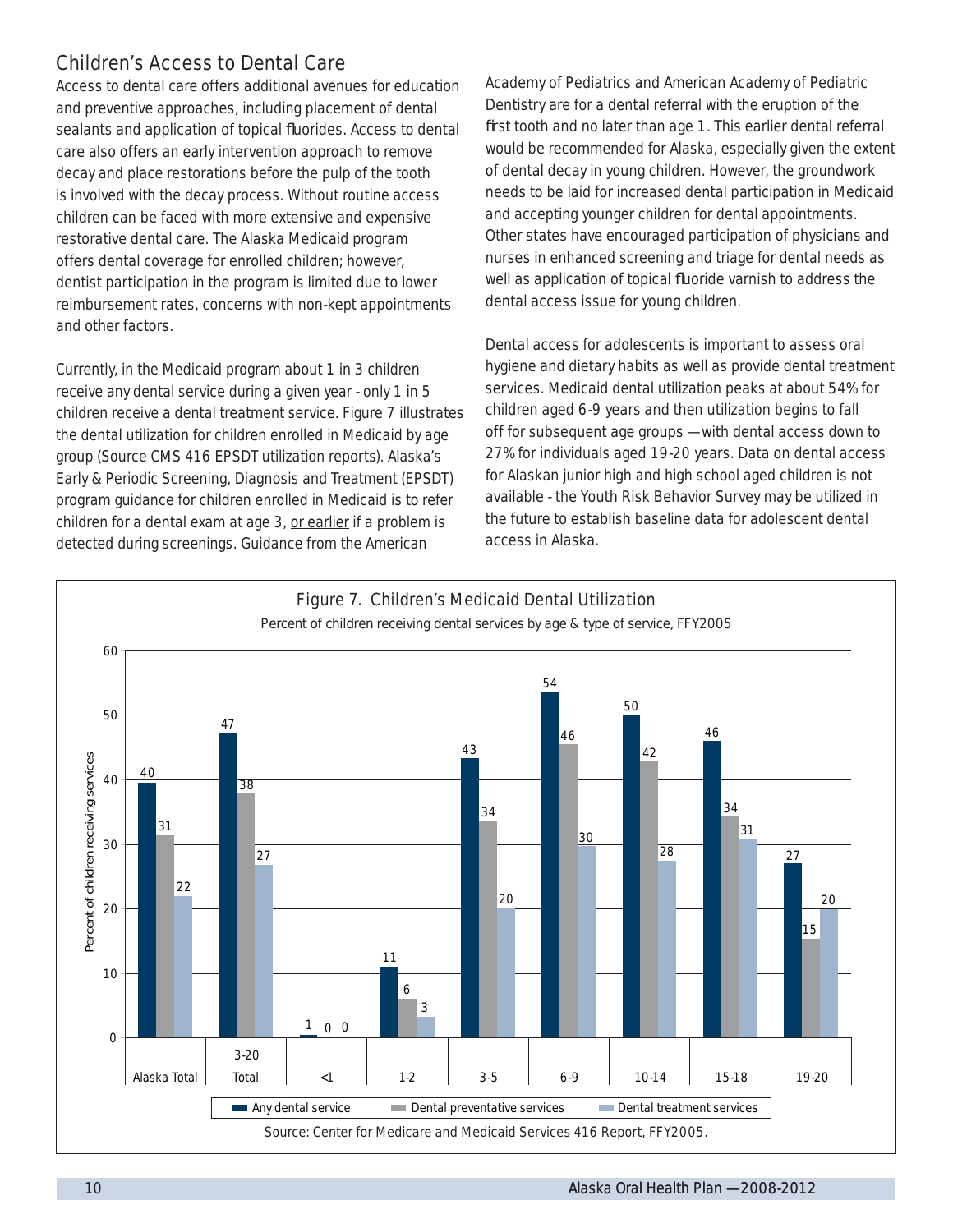## Children's Access to Dental Care

Access to dental care offers additional avenues for education and preventive approaches, including placement of dental sealants and application of topical fluorides. Access to dental care also offers an early intervention approach to remove decay and place restorations before the pulp of the tooth is involved with the decay process. Without routine access children can be faced with more extensive and expensive restorative dental care. The Alaska Medicaid program offers dental coverage for enrolled children; however, dentist participation in the program is limited due to lower reimbursement rates, concerns with non-kept appointments and other factors.

Currently, in the Medicaid program about 1 in 3 children receive any dental service during a given year - only 1 in 5 children receive a dental treatment service. Figure 7 illustrates the dental utilization for children enrolled in Medicaid by age group (Source CMS 416 EPSDT utilization reports). Alaska's Early & Periodic Screening, Diagnosis and Treatment (EPSDT) program guidance for children enrolled in Medicaid is to refer children for a dental exam at age 3, <u>or earlier</u> if a problem is detected during screenings. Guidance from the American Academy of Pediatrics and American Academy of Pediatric Dentistry are for a dental referral with the eruption of the first tooth and no later than age 1. This earlier dental referral would be recommended for Alaska, especially given the extent of dental decay in young children. However, the groundwork needs to be laid for increased dental participation in Medicaid and accepting younger children for dental appointments. Other states have encouraged participation of physicians and nurses in enhanced screening and triage for dental needs as well as application of topical fluoride varnish to address the dental access issue for young children.

Dental access for adolescents is important to assess oral hygiene and dietary habits as well as provide dental treatment services. Medicaid dental utilization peaks at about 54% for children aged 6-9 years and then utilization begins to fall off for subsequent age groups — with dental access down to 27% for individuals aged 19-20 years. Data on dental access for Alaskan junior high and high school aged children is not available - the Youth Risk Behavior Survey may be utilized in the future to establish baseline data for adolescent dental access in Alaska.

**Figure 7. Children's Medicaid Dental Utilization**

Percent of children receiving dental services by age & type of service, FFY2005

| Age group | Any dental service | Dental preventative services | Dental treatment services |
|---|---|---|---|
| Alaska Total | 40 | 31 | 22 |
| 3-20 Total | 47 | 38 | 27 |
| <1 | 1 | 0 | 0 |
| 1-2 | 11 | 6 | 3 |
| 3-5 | 43 | 34 | 20 |
| 6-9 | 54 | 46 | 30 |
| 10-14 | 50 | 42 | 28 |
| 15-18 | 46 | 34 | 31 |
| 19-20 | 27 | 15 | 20 |

Source: Center for Medicare and Medicaid Services 416 Report, FFY2005.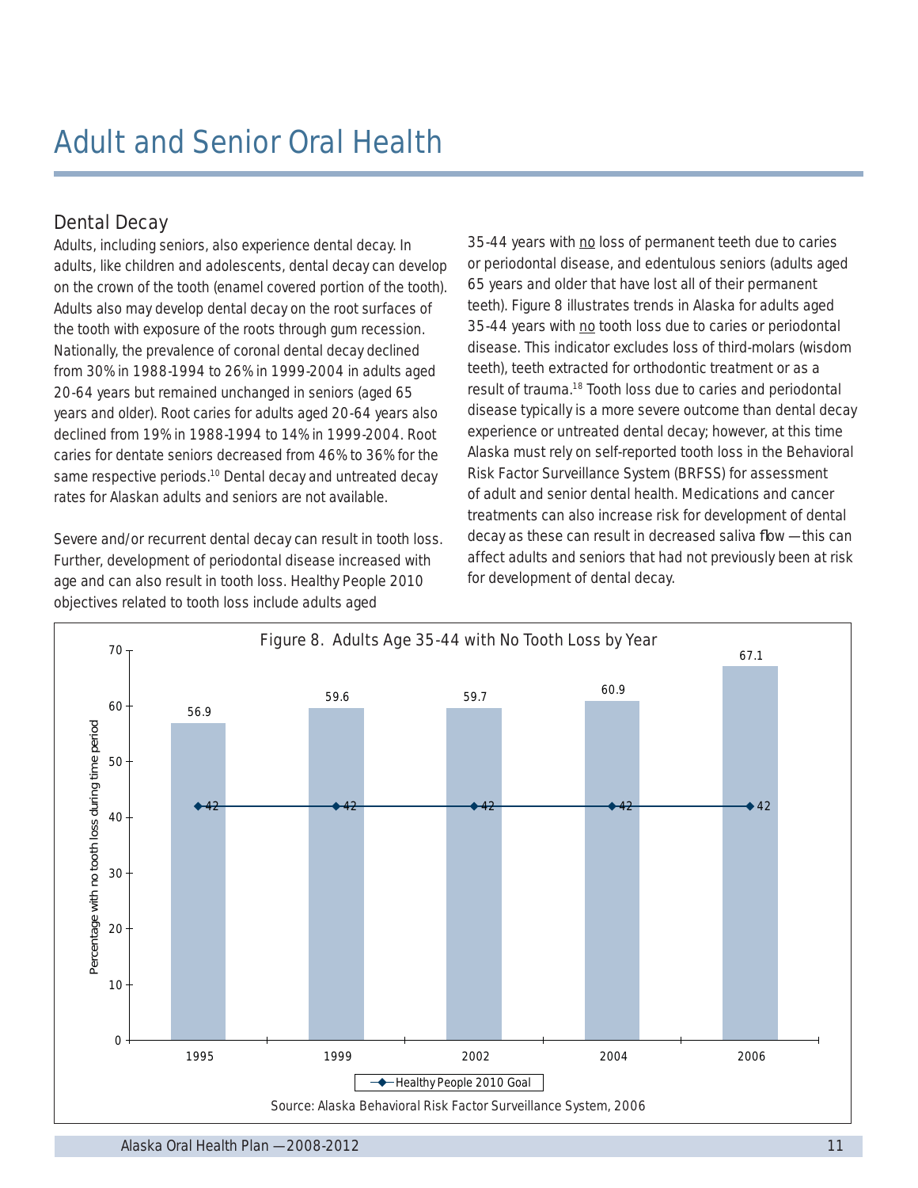# Adult and Senior Oral Health

## Dental Decay

Adults, including seniors, also experience dental decay. In adults, like children and adolescents, dental decay can develop on the crown of the tooth (enamel covered portion of the tooth). Adults also may develop dental decay on the root surfaces of the tooth with exposure of the roots through gum recession. Nationally, the prevalence of coronal dental decay declined from 30% in 1988-1994 to 26% in 1999-2004 in adults aged 20-64 years but remained unchanged in seniors (aged 65 years and older). Root caries for adults aged 20-64 years also declined from 19% in 1988-1994 to 14% in 1999-2004. Root caries for dentate seniors decreased from 46% to 36% for the same respective periods.[10] Dental decay and untreated decay rates for Alaskan adults and seniors are not available.

Severe and/or recurrent dental decay can result in tooth loss. Further, development of periodontal disease increased with age and can also result in tooth loss. Healthy People 2010 objectives related to tooth loss include adults aged 35-44 years with no loss of permanent teeth due to caries or periodontal disease, and edentulous seniors (adults aged 65 years and older that have lost all of their permanent teeth). Figure 8 illustrates trends in Alaska for adults aged 35-44 years with no tooth loss due to caries or periodontal disease. This indicator excludes loss of third-molars (wisdom teeth), teeth extracted for orthodontic treatment or as a result of trauma.[18] Tooth loss due to caries and periodontal disease typically is a more severe outcome than dental decay experience or untreated dental decay; however, at this time Alaska must rely on self-reported tooth loss in the Behavioral Risk Factor Surveillance System (BRFSS) for assessment of adult and senior dental health. Medications and cancer treatments can also increase risk for development of dental decay as these can result in decreased saliva flow — this can affect adults and seniors that had not previously been at risk for development of dental decay.

Figure 8. Adults Age 35-44 with No Tooth Loss by Year

| Year | Percentage with no tooth loss during time period | Healthy People 2010 Goal |
|---|---|---|
| 1995 | 56.9 | 42 |
| 1999 | 59.6 | 42 |
| 2002 | 59.7 | 42 |
| 2004 | 60.9 | 42 |
| 2006 | 67.1 | 42 |

Source: Alaska Behavioral Risk Factor Surveillance System, 2006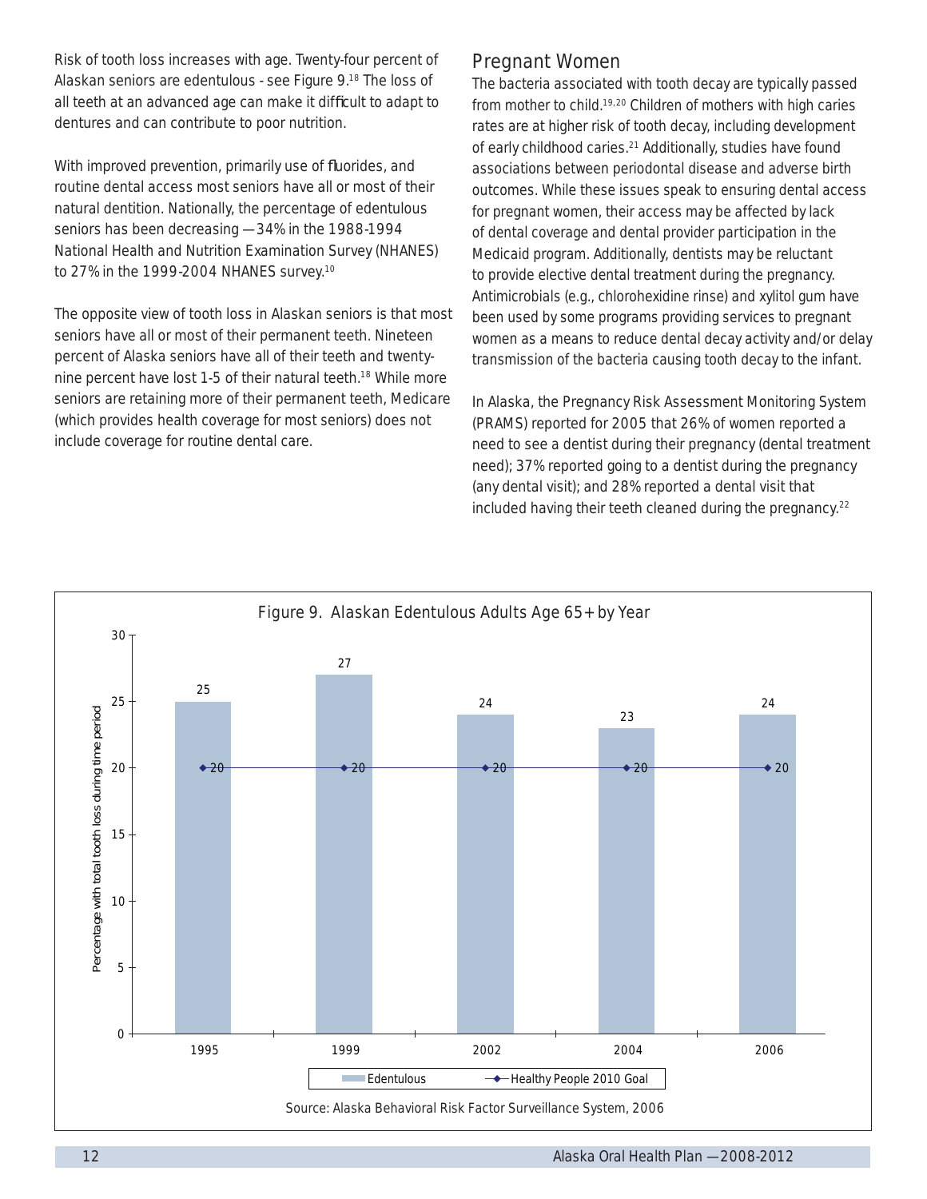Risk of tooth loss increases with age. Twenty-four percent of Alaskan seniors are edentulous - see Figure 9.[18] The loss of all teeth at an advanced age can make it difficult to adapt to dentures and can contribute to poor nutrition.

With improved prevention, primarily use of fluorides, and routine dental access most seniors have all or most of their natural dentition. Nationally, the percentage of edentulous seniors has been decreasing — 34% in the 1988-1994 National Health and Nutrition Examination Survey (NHANES) to 27% in the 1999-2004 NHANES survey.[10]

The opposite view of tooth loss in Alaskan seniors is that most seniors have all or most of their permanent teeth. Nineteen percent of Alaska seniors have all of their teeth and twenty-nine percent have lost 1-5 of their natural teeth.[18] While more seniors are retaining more of their permanent teeth, Medicare (which provides health coverage for most seniors) does not include coverage for routine dental care.

## Pregnant Women

The bacteria associated with tooth decay are typically passed from mother to child.[19,20] Children of mothers with high caries rates are at higher risk of tooth decay, including development of early childhood caries.[21] Additionally, studies have found associations between periodontal disease and adverse birth outcomes. While these issues speak to ensuring dental access for pregnant women, their access may be affected by lack of dental coverage and dental provider participation in the Medicaid program. Additionally, dentists may be reluctant to provide elective dental treatment during the pregnancy. Antimicrobials (e.g., chlorohexidine rinse) and xylitol gum have been used by some programs providing services to pregnant women as a means to reduce dental decay activity and/or delay transmission of the bacteria causing tooth decay to the infant.

In Alaska, the Pregnancy Risk Assessment Monitoring System (PRAMS) reported for 2005 that 26% of women reported a need to see a dentist during their pregnancy (dental treatment need); 37% reported going to a dentist during the pregnancy (any dental visit); and 28% reported a dental visit that included having their teeth cleaned during the pregnancy.[22]

**Figure 9. Alaskan Edentulous Adults Age 65+ by Year**

| Year | Edentulous (Percentage with total tooth loss during time period) | Healthy People 2010 Goal |
|---|---|---|
| 1995 | 25 | 20 |
| 1999 | 27 | 20 |
| 2002 | 24 | 20 |
| 2004 | 23 | 20 |
| 2006 | 24 | 20 |

Source: Alaska Behavioral Risk Factor Surveillance System, 2006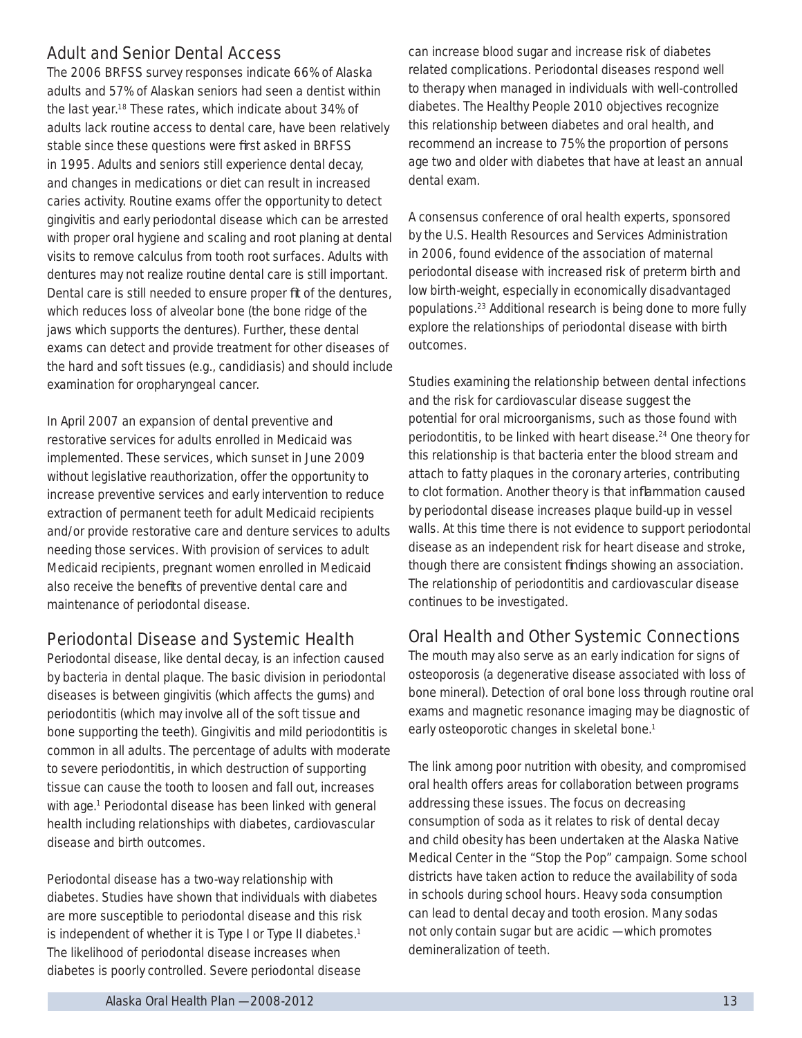## Adult and Senior Dental Access

The 2006 BRFSS survey responses indicate 66% of Alaska adults and 57% of Alaskan seniors had seen a dentist within the last year.[18] These rates, which indicate about 34% of adults lack routine access to dental care, have been relatively stable since these questions were first asked in BRFSS in 1995. Adults and seniors still experience dental decay, and changes in medications or diet can result in increased caries activity. Routine exams offer the opportunity to detect gingivitis and early periodontal disease which can be arrested with proper oral hygiene and scaling and root planing at dental visits to remove calculus from tooth root surfaces. Adults with dentures may not realize routine dental care is still important. Dental care is still needed to ensure proper fit of the dentures, which reduces loss of alveolar bone (the bone ridge of the jaws which supports the dentures). Further, these dental exams can detect and provide treatment for other diseases of the hard and soft tissues (e.g., candidiasis) and should include examination for oropharyngeal cancer.

In April 2007 an expansion of dental preventive and restorative services for adults enrolled in Medicaid was implemented. These services, which sunset in June 2009 without legislative reauthorization, offer the opportunity to increase preventive services and early intervention to reduce extraction of permanent teeth for adult Medicaid recipients and/or provide restorative care and denture services to adults needing those services. With provision of services to adult Medicaid recipients, pregnant women enrolled in Medicaid also receive the benefits of preventive dental care and maintenance of periodontal disease.

## Periodontal Disease and Systemic Health

Periodontal disease, like dental decay, is an infection caused by bacteria in dental plaque. The basic division in periodontal diseases is between gingivitis (which affects the gums) and periodontitis (which may involve all of the soft tissue and bone supporting the teeth). Gingivitis and mild periodontitis is common in all adults. The percentage of adults with moderate to severe periodontitis, in which destruction of supporting tissue can cause the tooth to loosen and fall out, increases with age.[1] Periodontal disease has been linked with general health including relationships with diabetes, cardiovascular disease and birth outcomes.

Periodontal disease has a two-way relationship with diabetes. Studies have shown that individuals with diabetes are more susceptible to periodontal disease and this risk is independent of whether it is Type I or Type II diabetes.[1] The likelihood of periodontal disease increases when diabetes is poorly controlled. Severe periodontal disease can increase blood sugar and increase risk of diabetes related complications. Periodontal diseases respond well to therapy when managed in individuals with well-controlled diabetes. The Healthy People 2010 objectives recognize this relationship between diabetes and oral health, and recommend an increase to 75% the proportion of persons age two and older with diabetes that have at least an annual dental exam.

A consensus conference of oral health experts, sponsored by the U.S. Health Resources and Services Administration in 2006, found evidence of the association of maternal periodontal disease with increased risk of preterm birth and low birth-weight, especially in economically disadvantaged populations.[23] Additional research is being done to more fully explore the relationships of periodontal disease with birth outcomes.

Studies examining the relationship between dental infections and the risk for cardiovascular disease suggest the potential for oral microorganisms, such as those found with periodontitis, to be linked with heart disease.[24] One theory for this relationship is that bacteria enter the blood stream and attach to fatty plaques in the coronary arteries, contributing to clot formation. Another theory is that inflammation caused by periodontal disease increases plaque build-up in vessel walls. At this time there is not evidence to support periodontal disease as an independent risk for heart disease and stroke, though there are consistent findings showing an association. The relationship of periodontitis and cardiovascular disease continues to be investigated.

## Oral Health and Other Systemic Connections

The mouth may also serve as an early indication for signs of osteoporosis (a degenerative disease associated with loss of bone mineral). Detection of oral bone loss through routine oral exams and magnetic resonance imaging may be diagnostic of early osteoporotic changes in skeletal bone.[1]

The link among poor nutrition with obesity, and compromised oral health offers areas for collaboration between programs addressing these issues. The focus on decreasing consumption of soda as it relates to risk of dental decay and child obesity has been undertaken at the Alaska Native Medical Center in the "Stop the Pop" campaign. Some school districts have taken action to reduce the availability of soda in schools during school hours. Heavy soda consumption can lead to dental decay and tooth erosion. Many sodas not only contain sugar but are acidic —which promotes demineralization of teeth.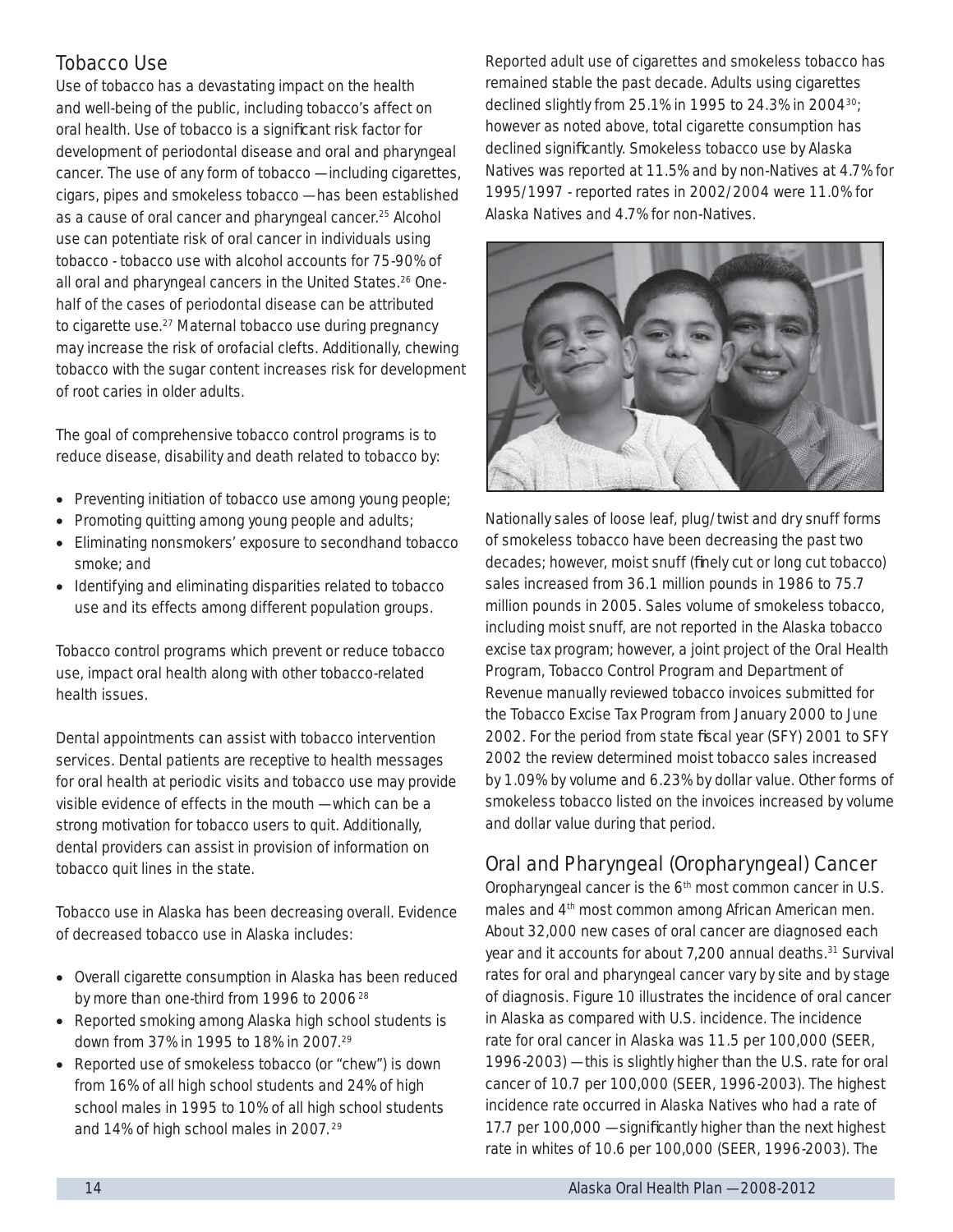## Tobacco Use

Use of tobacco has a devastating impact on the health and well-being of the public, including tobacco's affect on oral health. Use of tobacco is a significant risk factor for development of periodontal disease and oral and pharyngeal cancer. The use of any form of tobacco — including cigarettes, cigars, pipes and smokeless tobacco — has been established as a cause of oral cancer and pharyngeal cancer.[25] Alcohol use can potentiate risk of oral cancer in individuals using tobacco - tobacco use with alcohol accounts for 75-90% of all oral and pharyngeal cancers in the United States.[26] One-half of the cases of periodontal disease can be attributed to cigarette use.[27] Maternal tobacco use during pregnancy may increase the risk of orofacial clefts. Additionally, chewing tobacco with the sugar content increases risk for development of root caries in older adults.

The goal of comprehensive tobacco control programs is to reduce disease, disability and death related to tobacco by:

- Preventing initiation of tobacco use among young people;
- Promoting quitting among young people and adults;
- Eliminating nonsmokers' exposure to secondhand tobacco smoke; and
- Identifying and eliminating disparities related to tobacco use and its effects among different population groups.

Tobacco control programs which prevent or reduce tobacco use, impact oral health along with other tobacco-related health issues.

Dental appointments can assist with tobacco intervention services. Dental patients are receptive to health messages for oral health at periodic visits and tobacco use may provide visible evidence of effects in the mouth — which can be a strong motivation for tobacco users to quit. Additionally, dental providers can assist in provision of information on tobacco quit lines in the state.

Tobacco use in Alaska has been decreasing overall. Evidence of decreased tobacco use in Alaska includes:

- Overall cigarette consumption in Alaska has been reduced by more than one-third from 1996 to 2006 [28]
- Reported smoking among Alaska high school students is down from 37% in 1995 to 18% in 2007.[29]
- Reported use of smokeless tobacco (or "chew") is down from 16% of all high school students and 24% of high school males in 1995 to 10% of all high school students and 14% of high school males in 2007. [29]

Reported adult use of cigarettes and smokeless tobacco has remained stable the past decade. Adults using cigarettes declined slightly from 25.1% in 1995 to 24.3% in 2004[30]; however as noted above, total cigarette consumption has declined significantly. Smokeless tobacco use by Alaska Natives was reported at 11.5% and by non-Natives at 4.7% for 1995/1997 - reported rates in 2002/2004 were 11.0% for Alaska Natives and 4.7% for non-Natives.

Nationally sales of loose leaf, plug/twist and dry snuff forms of smokeless tobacco have been decreasing the past two decades; however, moist snuff (finely cut or long cut tobacco) sales increased from 36.1 million pounds in 1986 to 75.7 million pounds in 2005. Sales volume of smokeless tobacco, including moist snuff, are not reported in the Alaska tobacco excise tax program; however, a joint project of the Oral Health Program, Tobacco Control Program and Department of Revenue manually reviewed tobacco invoices submitted for the Tobacco Excise Tax Program from January 2000 to June 2002. For the period from state fiscal year (SFY) 2001 to SFY 2002 the review determined moist tobacco sales increased by 1.09% by volume and 6.23% by dollar value. Other forms of smokeless tobacco listed on the invoices increased by volume and dollar value during that period.

## Oral and Pharyngeal (Oropharyngeal) Cancer

Oropharyngeal cancer is the 6th most common cancer in U.S. males and 4th most common among African American men. About 32,000 new cases of oral cancer are diagnosed each year and it accounts for about 7,200 annual deaths.[31] Survival rates for oral and pharyngeal cancer vary by site and by stage of diagnosis. Figure 10 illustrates the incidence of oral cancer in Alaska as compared with U.S. incidence. The incidence rate for oral cancer in Alaska was 11.5 per 100,000 (SEER, 1996-2003) — this is slightly higher than the U.S. rate for oral cancer of 10.7 per 100,000 (SEER, 1996-2003). The highest incidence rate occurred in Alaska Natives who had a rate of 17.7 per 100,000 — significantly higher than the next highest rate in whites of 10.6 per 100,000 (SEER, 1996-2003). The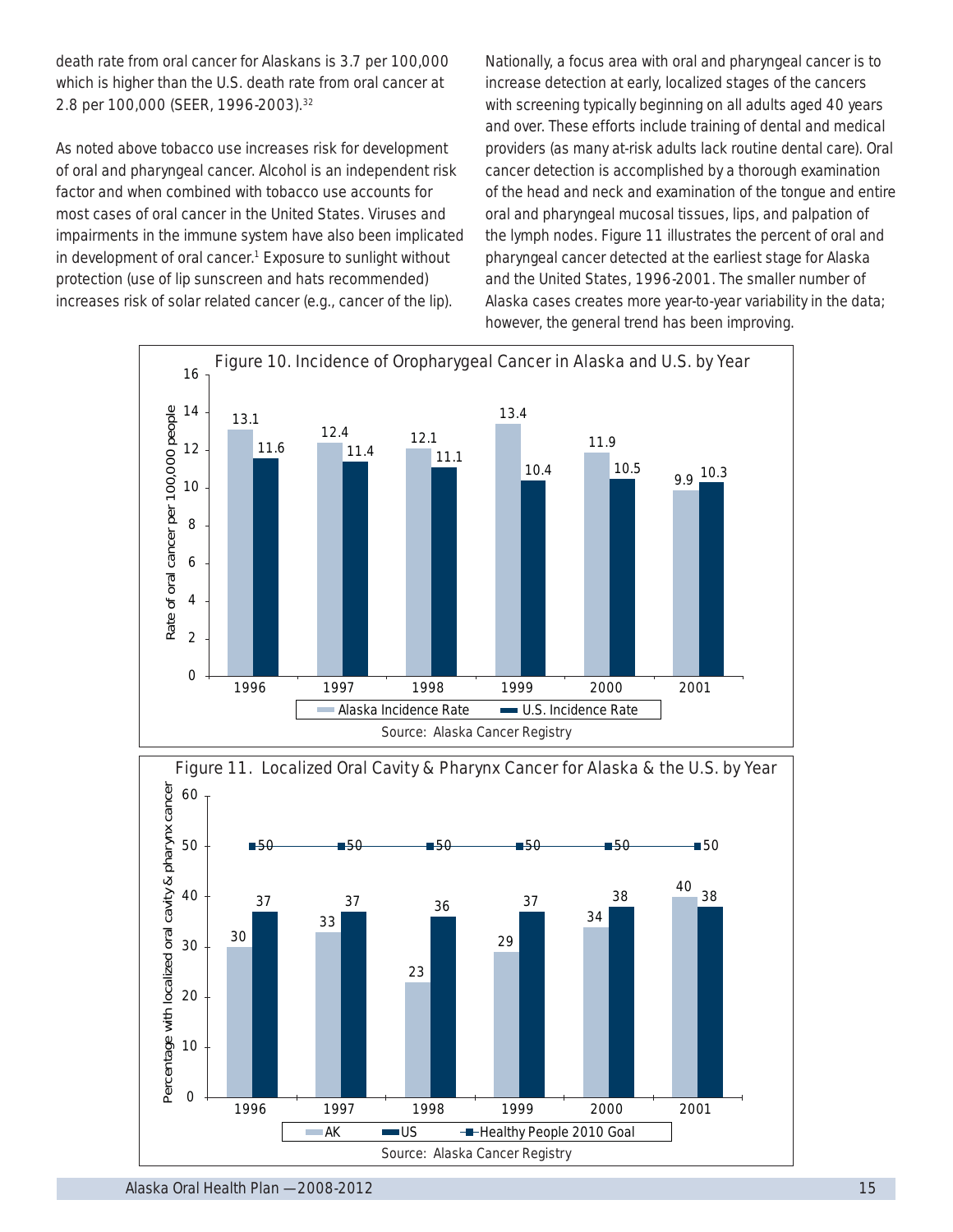death rate from oral cancer for Alaskans is 3.7 per 100,000 which is higher than the U.S. death rate from oral cancer at 2.8 per 100,000 (SEER, 1996-2003).[32]

As noted above tobacco use increases risk for development of oral and pharyngeal cancer. Alcohol is an independent risk factor and when combined with tobacco use accounts for most cases of oral cancer in the United States. Viruses and impairments in the immune system have also been implicated in development of oral cancer.[1] Exposure to sunlight without protection (use of lip sunscreen and hats recommended) increases risk of solar related cancer (e.g., cancer of the lip).

Nationally, a focus area with oral and pharyngeal cancer is to increase detection at early, localized stages of the cancers with screening typically beginning on all adults aged 40 years and over. These efforts include training of dental and medical providers (as many at-risk adults lack routine dental care). Oral cancer detection is accomplished by a thorough examination of the head and neck and examination of the tongue and entire oral and pharyngeal mucosal tissues, lips, and palpation of the lymph nodes. Figure 11 illustrates the percent of oral and pharyngeal cancer detected at the earliest stage for Alaska and the United States, 1996-2001. The smaller number of Alaska cases creates more year-to-year variability in the data; however, the general trend has been improving.

**Figure 10. Incidence of Oropharygeal Cancer in Alaska and U.S. by Year**

Rate of oral cancer per 100,000 people

| Year | Alaska Incidence Rate | U.S. Incidence Rate |
|---|---|---|
| 1996 | 13.1 | 11.6 |
| 1997 | 12.4 | 11.4 |
| 1998 | 12.1 | 11.1 |
| 1999 | 13.4 | 10.4 |
| 2000 | 11.9 | 10.5 |
| 2001 | 9.9 | 10.3 |

Source: Alaska Cancer Registry

**Figure 11. Localized Oral Cavity & Pharynx Cancer for Alaska & the U.S. by Year**

Percentage with localized oral cavity & pharynx cancer

| Year | AK | US | Healthy People 2010 Goal |
|---|---|---|---|
| 1996 | 30 | 37 | 50 |
| 1997 | 33 | 37 | 50 |
| 1998 | 23 | 36 | 50 |
| 1999 | 29 | 37 | 50 |
| 2000 | 34 | 38 | 50 |
| 2001 | 40 | 38 | 50 |

Source: Alaska Cancer Registry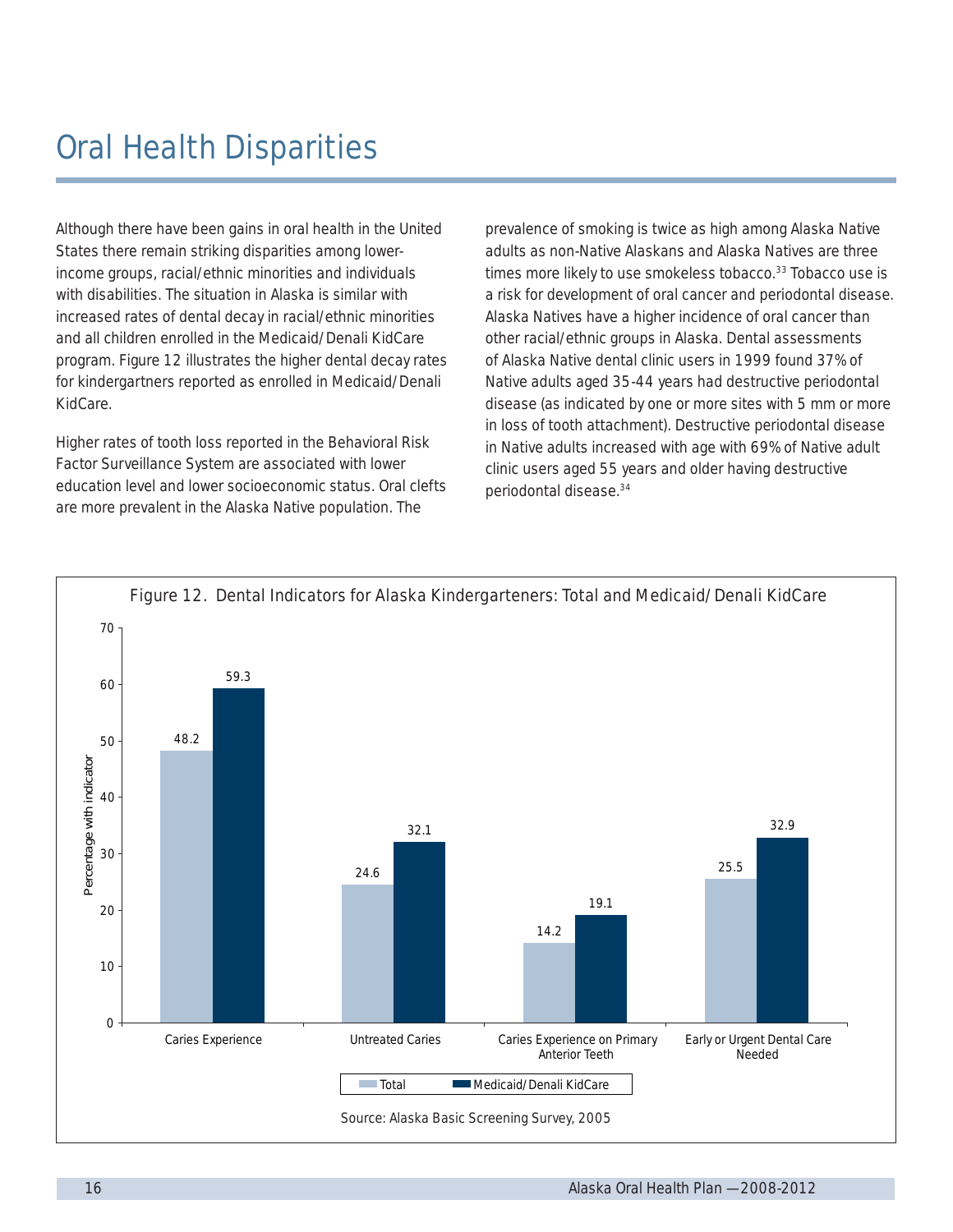# Oral Health Disparities

Although there have been gains in oral health in the United States there remain striking disparities among lower-income groups, racial/ethnic minorities and individuals with disabilities. The situation in Alaska is similar with increased rates of dental decay in racial/ethnic minorities and all children enrolled in the Medicaid/Denali KidCare program. Figure 12 illustrates the higher dental decay rates for kindergartners reported as enrolled in Medicaid/Denali KidCare.

Higher rates of tooth loss reported in the Behavioral Risk Factor Surveillance System are associated with lower education level and lower socioeconomic status. Oral clefts are more prevalent in the Alaska Native population. The prevalence of smoking is twice as high among Alaska Native adults as non-Native Alaskans and Alaska Natives are three times more likely to use smokeless tobacco.[33] Tobacco use is a risk for development of oral cancer and periodontal disease. Alaska Natives have a higher incidence of oral cancer than other racial/ethnic groups in Alaska. Dental assessments of Alaska Native dental clinic users in 1999 found 37% of Native adults aged 35-44 years had destructive periodontal disease (as indicated by one or more sites with 5 mm or more in loss of tooth attachment). Destructive periodontal disease in Native adults increased with age with 69% of Native adult clinic users aged 55 years and older having destructive periodontal disease.[34]

Figure 12. Dental Indicators for Alaska Kindergarteners: Total and Medicaid/Denali KidCare

| Percentage with indicator | Total | Medicaid/Denali KidCare |
|---|---|---|
| Caries Experience | 48.2 | 59.3 |
| Untreated Caries | 24.6 | 32.1 |
| Caries Experience on Primary Anterior Teeth | 14.2 | 19.1 |
| Early or Urgent Dental Care Needed | 25.5 | 32.9 |

Source: Alaska Basic Screening Survey, 2005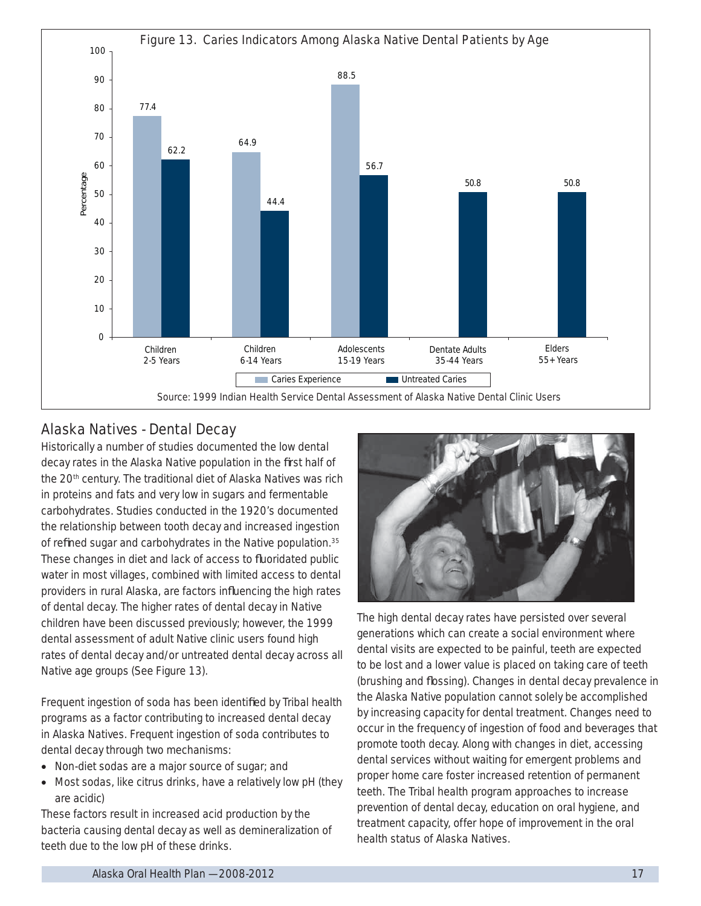Figure 13. Caries Indicators Among Alaska Native Dental Patients by Age

| Age Group | Caries Experience | Untreated Caries |
| --- | --- | --- |
| Children 2-5 Years | 77.4 | 62.2 |
| Children 6-14 Years | 64.9 | 44.4 |
| Adolescents 15-19 Years | 88.5 | 56.7 |
| Dentate Adults 35-44 Years | | 50.8 |
| Elders 55+ Years | | 50.8 |

Source: 1999 Indian Health Service Dental Assessment of Alaska Native Dental Clinic Users

## Alaska Natives - Dental Decay

Historically a number of studies documented the low dental decay rates in the Alaska Native population in the first half of the 20th century. The traditional diet of Alaska Natives was rich in proteins and fats and very low in sugars and fermentable carbohydrates. Studies conducted in the 1920's documented the relationship between tooth decay and increased ingestion of refined sugar and carbohydrates in the Native population.[35] These changes in diet and lack of access to fluoridated public water in most villages, combined with limited access to dental providers in rural Alaska, are factors influencing the high rates of dental decay. The higher rates of dental decay in Native children have been discussed previously; however, the 1999 dental assessment of adult Native clinic users found high rates of dental decay and/or untreated dental decay across all Native age groups (See Figure 13).

Frequent ingestion of soda has been identified by Tribal health programs as a factor contributing to increased dental decay in Alaska Natives. Frequent ingestion of soda contributes to dental decay through two mechanisms:

- Non-diet sodas are a major source of sugar; and
- Most sodas, like citrus drinks, have a relatively low pH (they are acidic)

These factors result in increased acid production by the bacteria causing dental decay as well as demineralization of teeth due to the low pH of these drinks.

The high dental decay rates have persisted over several generations which can create a social environment where dental visits are expected to be painful, teeth are expected to be lost and a lower value is placed on taking care of teeth (brushing and flossing). Changes in dental decay prevalence in the Alaska Native population cannot solely be accomplished by increasing capacity for dental treatment. Changes need to occur in the frequency of ingestion of food and beverages that promote tooth decay. Along with changes in diet, accessing dental services without waiting for emergent problems and proper home care foster increased retention of permanent teeth. The Tribal health program approaches to increase prevention of dental decay, education on oral hygiene, and treatment capacity, offer hope of improvement in the oral health status of Alaska Natives.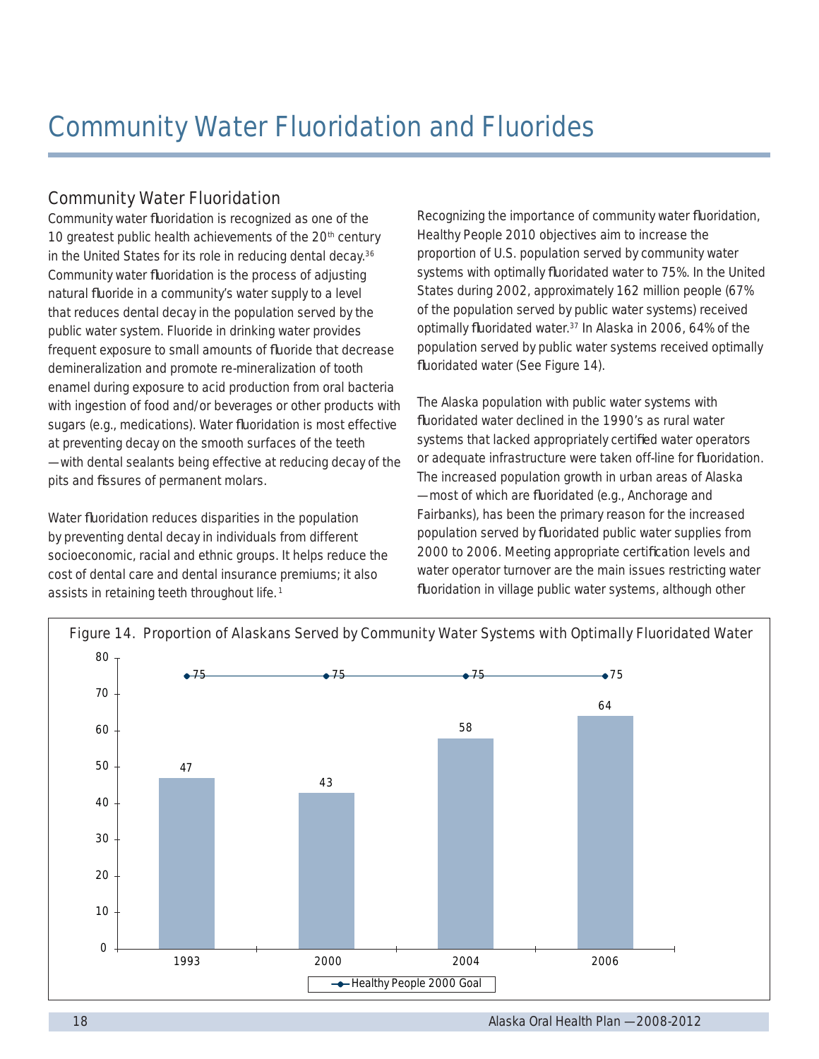# Community Water Fluoridation and Fluorides

## Community Water Fluoridation

Community water fluoridation is recognized as one of the 10 greatest public health achievements of the 20th century in the United States for its role in reducing dental decay.[36] Community water fluoridation is the process of adjusting natural fluoride in a community's water supply to a level that reduces dental decay in the population served by the public water system. Fluoride in drinking water provides frequent exposure to small amounts of fluoride that decrease demineralization and promote re-mineralization of tooth enamel during exposure to acid production from oral bacteria with ingestion of food and/or beverages or other products with sugars (e.g., medications). Water fluoridation is most effective at preventing decay on the smooth surfaces of the teeth —with dental sealants being effective at reducing decay of the pits and fissures of permanent molars.

Water fluoridation reduces disparities in the population by preventing dental decay in individuals from different socioeconomic, racial and ethnic groups. It helps reduce the cost of dental care and dental insurance premiums; it also assists in retaining teeth throughout life.[1]

Recognizing the importance of community water fluoridation, Healthy People 2010 objectives aim to increase the proportion of U.S. population served by community water systems with optimally fluoridated water to 75%. In the United States during 2002, approximately 162 million people (67% of the population served by public water systems) received optimally fluoridated water.[37] In Alaska in 2006, 64% of the population served by public water systems received optimally fluoridated water (See Figure 14).

The Alaska population with public water systems with fluoridated water declined in the 1990's as rural water systems that lacked appropriately certified water operators or adequate infrastructure were taken off-line for fluoridation. The increased population growth in urban areas of Alaska —most of which are fluoridated (e.g., Anchorage and Fairbanks), has been the primary reason for the increased population served by fluoridated public water supplies from 2000 to 2006. Meeting appropriate certification levels and water operator turnover are the main issues restricting water fluoridation in village public water systems, although other

Figure 14. Proportion of Alaskans Served by Community Water Systems with Optimally Fluoridated Water

| Year | Proportion (%) | Healthy People 2000 Goal |
|---|---|---|
| 1993 | 47 | 75 |
| 2000 | 43 | 75 |
| 2004 | 58 | 75 |
| 2006 | 64 | 75 |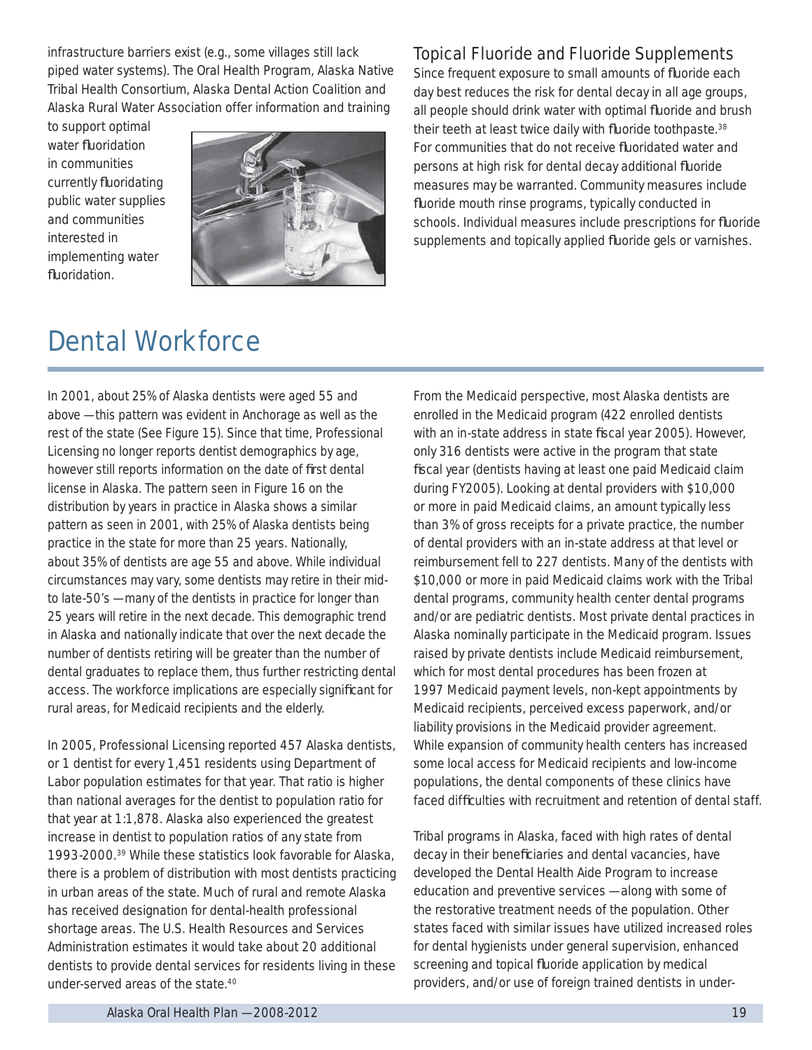infrastructure barriers exist (e.g., some villages still lack piped water systems). The Oral Health Program, Alaska Native Tribal Health Consortium, Alaska Dental Action Coalition and Alaska Rural Water Association offer information and training to support optimal water fluoridation in communities currently fluoridating public water supplies and communities interested in implementing water fluoridation.

### Topical Fluoride and Fluoride Supplements

Since frequent exposure to small amounts of fluoride each day best reduces the risk for dental decay in all age groups, all people should drink water with optimal fluoride and brush their teeth at least twice daily with fluoride toothpaste.[38] For communities that do not receive fluoridated water and persons at high risk for dental decay additional fluoride measures may be warranted. Community measures include fluoride mouth rinse programs, typically conducted in schools. Individual measures include prescriptions for fluoride supplements and topically applied fluoride gels or varnishes.

# Dental Workforce

In 2001, about 25% of Alaska dentists were aged 55 and above — this pattern was evident in Anchorage as well as the rest of the state (See Figure 15). Since that time, Professional Licensing no longer reports dentist demographics by age, however still reports information on the date of first dental license in Alaska. The pattern seen in Figure 16 on the distribution by years in practice in Alaska shows a similar pattern as seen in 2001, with 25% of Alaska dentists being practice in the state for more than 25 years. Nationally, about 35% of dentists are age 55 and above. While individual circumstances may vary, some dentists may retire in their mid- to late-50's — many of the dentists in practice for longer than 25 years will retire in the next decade. This demographic trend in Alaska and nationally indicate that over the next decade the number of dentists retiring will be greater than the number of dental graduates to replace them, thus further restricting dental access. The workforce implications are especially significant for rural areas, for Medicaid recipients and the elderly.

In 2005, Professional Licensing reported 457 Alaska dentists, or 1 dentist for every 1,451 residents using Department of Labor population estimates for that year. That ratio is higher than national averages for the dentist to population ratio for that year at 1:1,878. Alaska also experienced the greatest increase in dentist to population ratios of any state from 1993-2000.[39] While these statistics look favorable for Alaska, there is a problem of distribution with most dentists practicing in urban areas of the state. Much of rural and remote Alaska has received designation for dental-health professional shortage areas. The U.S. Health Resources and Services Administration estimates it would take about 20 additional dentists to provide dental services for residents living in these under-served areas of the state.[40]

From the Medicaid perspective, most Alaska dentists are enrolled in the Medicaid program (422 enrolled dentists with an in-state address in state fiscal year 2005). However, only 316 dentists were active in the program that state fiscal year (dentists having at least one paid Medicaid claim during FY2005). Looking at dental providers with $10,000 or more in paid Medicaid claims, an amount typically less than 3% of gross receipts for a private practice, the number of dental providers with an in-state address at that level or reimbursement fell to 227 dentists. Many of the dentists with $10,000 or more in paid Medicaid claims work with the Tribal dental programs, community health center dental programs and/or are pediatric dentists. Most private dental practices in Alaska nominally participate in the Medicaid program. Issues raised by private dentists include Medicaid reimbursement, which for most dental procedures has been frozen at 1997 Medicaid payment levels, non-kept appointments by Medicaid recipients, perceived excess paperwork, and/or liability provisions in the Medicaid provider agreement. While expansion of community health centers has increased some local access for Medicaid recipients and low-income populations, the dental components of these clinics have faced difficulties with recruitment and retention of dental staff.

Tribal programs in Alaska, faced with high rates of dental decay in their beneficiaries and dental vacancies, have developed the Dental Health Aide Program to increase education and preventive services — along with some of the restorative treatment needs of the population. Other states faced with similar issues have utilized increased roles for dental hygienists under general supervision, enhanced screening and topical fluoride application by medical providers, and/or use of foreign trained dentists in under-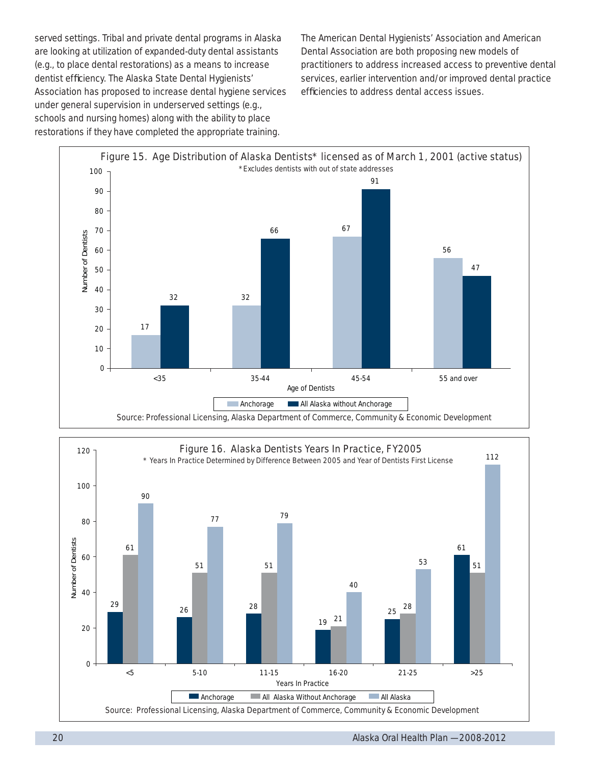served settings. Tribal and private dental programs in Alaska are looking at utilization of expanded-duty dental assistants (e.g., to place dental restorations) as a means to increase dentist efficiency. The Alaska State Dental Hygienists' Association has proposed to increase dental hygiene services under general supervision in underserved settings (e.g., schools and nursing homes) along with the ability to place restorations if they have completed the appropriate training.

The American Dental Hygienists' Association and American Dental Association are both proposing new models of practitioners to address increased access to preventive dental services, earlier intervention and/or improved dental practice efficiencies to address dental access issues.

Figure 15. Age Distribution of Alaska Dentists* licensed as of March 1, 2001 (active status)

*Excludes dentists with out of state addresses

| Age of Dentists | Anchorage | All Alaska without Anchorage |
|---|---|---|
| <35 | 17 | 32 |
| 35-44 | 32 | 66 |
| 45-54 | 67 | 91 |
| 55 and over | 56 | 47 |

Source: Professional Licensing, Alaska Department of Commerce, Community & Economic Development

Figure 16. Alaska Dentists Years In Practice, FY2005

* Years In Practice Determined by Difference Between 2005 and Year of Dentists First License

| Years In Practice | Anchorage | All Alaska Without Anchorage | All Alaska |
|---|---|---|---|
| <5 | 29 | 61 | 90 |
| 5-10 | 26 | 51 | 77 |
| 11-15 | 28 | 51 | 79 |
| 16-20 | 19 | 21 | 40 |
| 21-25 | 25 | 28 | 53 |
| >25 | 61 | 51 | 112 |

Source: Professional Licensing, Alaska Department of Commerce, Community & Economic Development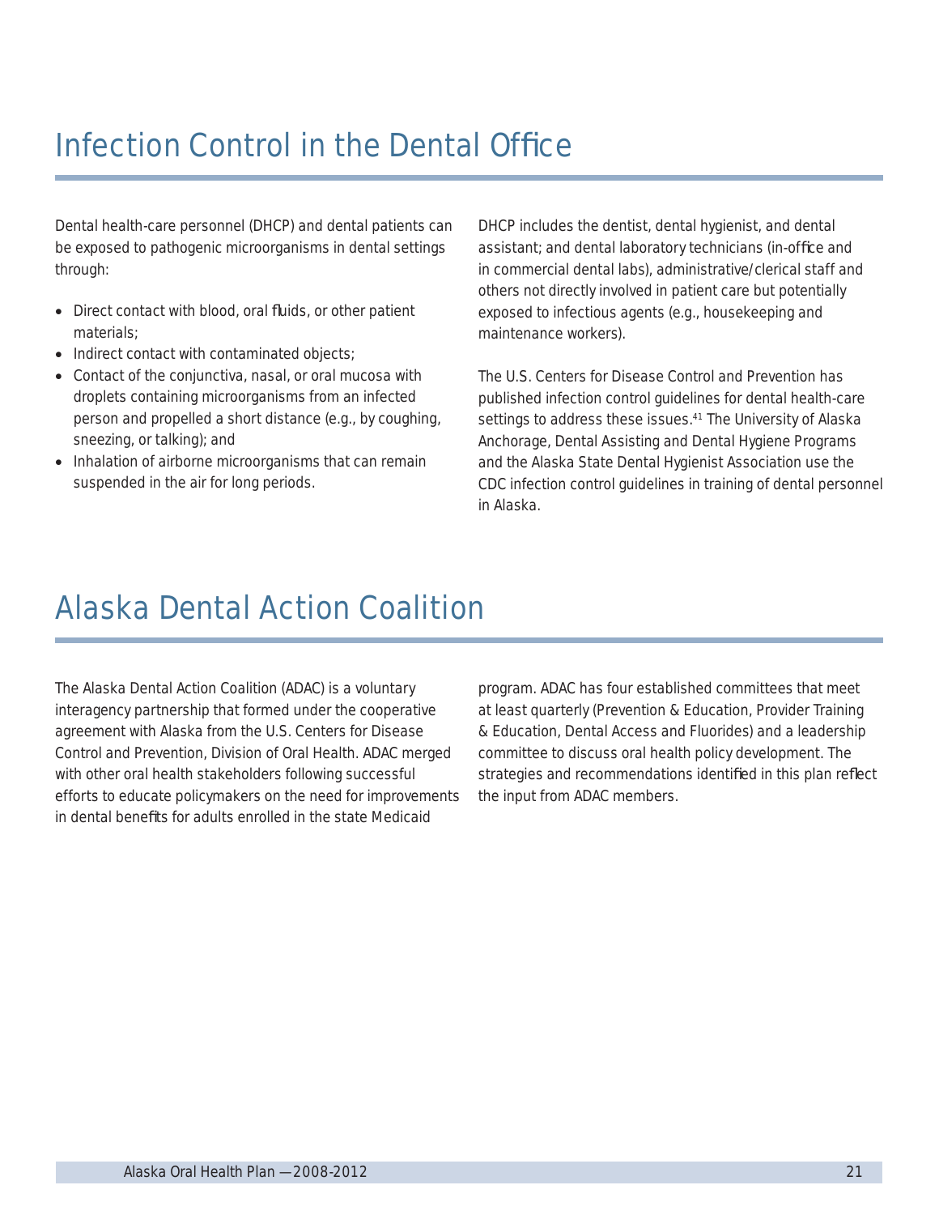# Infection Control in the Dental Office

Dental health-care personnel (DHCP) and dental patients can be exposed to pathogenic microorganisms in dental settings through:

- Direct contact with blood, oral fluids, or other patient materials;
- Indirect contact with contaminated objects;
- Contact of the conjunctiva, nasal, or oral mucosa with droplets containing microorganisms from an infected person and propelled a short distance (e.g., by coughing, sneezing, or talking); and
- Inhalation of airborne microorganisms that can remain suspended in the air for long periods.

DHCP includes the dentist, dental hygienist, and dental assistant; and dental laboratory technicians (in-office and in commercial dental labs), administrative/clerical staff and others not directly involved in patient care but potentially exposed to infectious agents (e.g., housekeeping and maintenance workers).

The U.S. Centers for Disease Control and Prevention has published infection control guidelines for dental health-care settings to address these issues.[41] The University of Alaska Anchorage, Dental Assisting and Dental Hygiene Programs and the Alaska State Dental Hygienist Association use the CDC infection control guidelines in training of dental personnel in Alaska.

# Alaska Dental Action Coalition

The Alaska Dental Action Coalition (ADAC) is a voluntary interagency partnership that formed under the cooperative agreement with Alaska from the U.S. Centers for Disease Control and Prevention, Division of Oral Health. ADAC merged with other oral health stakeholders following successful efforts to educate policymakers on the need for improvements in dental benefits for adults enrolled in the state Medicaid program. ADAC has four established committees that meet at least quarterly (Prevention & Education, Provider Training & Education, Dental Access and Fluorides) and a leadership committee to discuss oral health policy development. The strategies and recommendations identified in this plan reflect the input from ADAC members.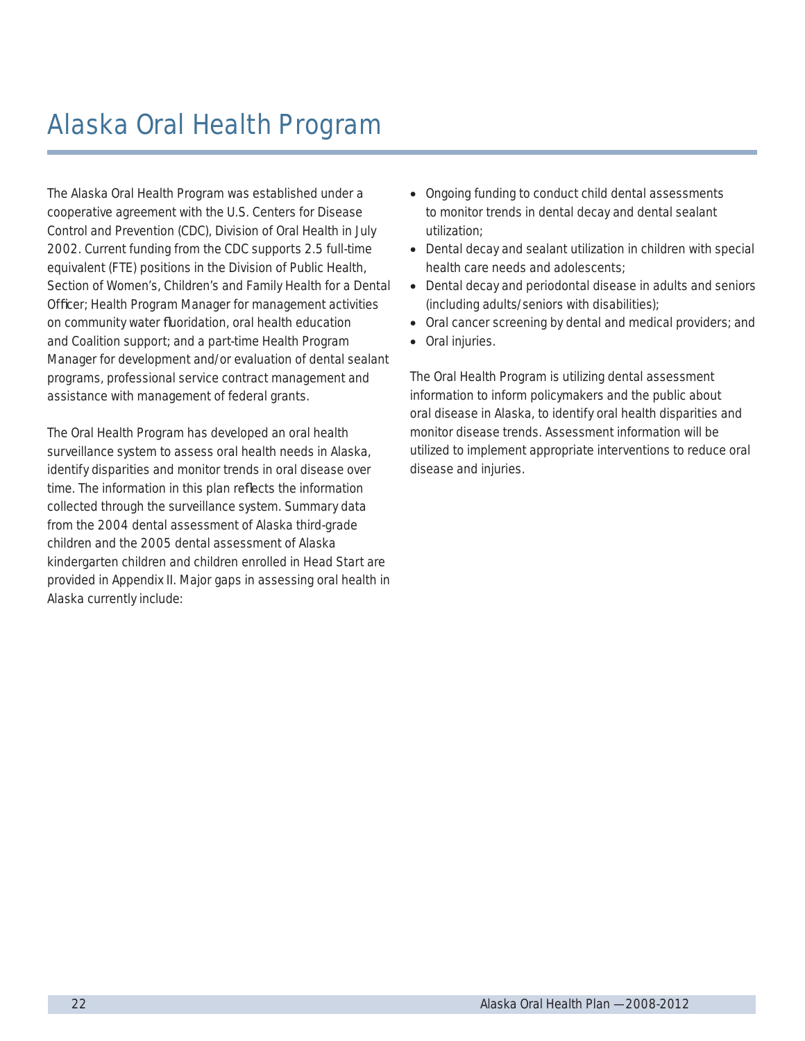# Alaska Oral Health Program

The Alaska Oral Health Program was established under a cooperative agreement with the U.S. Centers for Disease Control and Prevention (CDC), Division of Oral Health in July 2002. Current funding from the CDC supports 2.5 full-time equivalent (FTE) positions in the Division of Public Health, Section of Women's, Children's and Family Health for a Dental Officer; Health Program Manager for management activities on community water fluoridation, oral health education and Coalition support; and a part-time Health Program Manager for development and/or evaluation of dental sealant programs, professional service contract management and assistance with management of federal grants.

The Oral Health Program has developed an oral health surveillance system to assess oral health needs in Alaska, identify disparities and monitor trends in oral disease over time. The information in this plan reflects the information collected through the surveillance system. Summary data from the 2004 dental assessment of Alaska third-grade children and the 2005 dental assessment of Alaska kindergarten children and children enrolled in Head Start are provided in Appendix II. Major gaps in assessing oral health in Alaska currently include:

- Ongoing funding to conduct child dental assessments to monitor trends in dental decay and dental sealant utilization;
- Dental decay and sealant utilization in children with special health care needs and adolescents;
- Dental decay and periodontal disease in adults and seniors (including adults/seniors with disabilities);
- Oral cancer screening by dental and medical providers; and
- Oral injuries.

The Oral Health Program is utilizing dental assessment information to inform policymakers and the public about oral disease in Alaska, to identify oral health disparities and monitor disease trends. Assessment information will be utilized to implement appropriate interventions to reduce oral disease and injuries.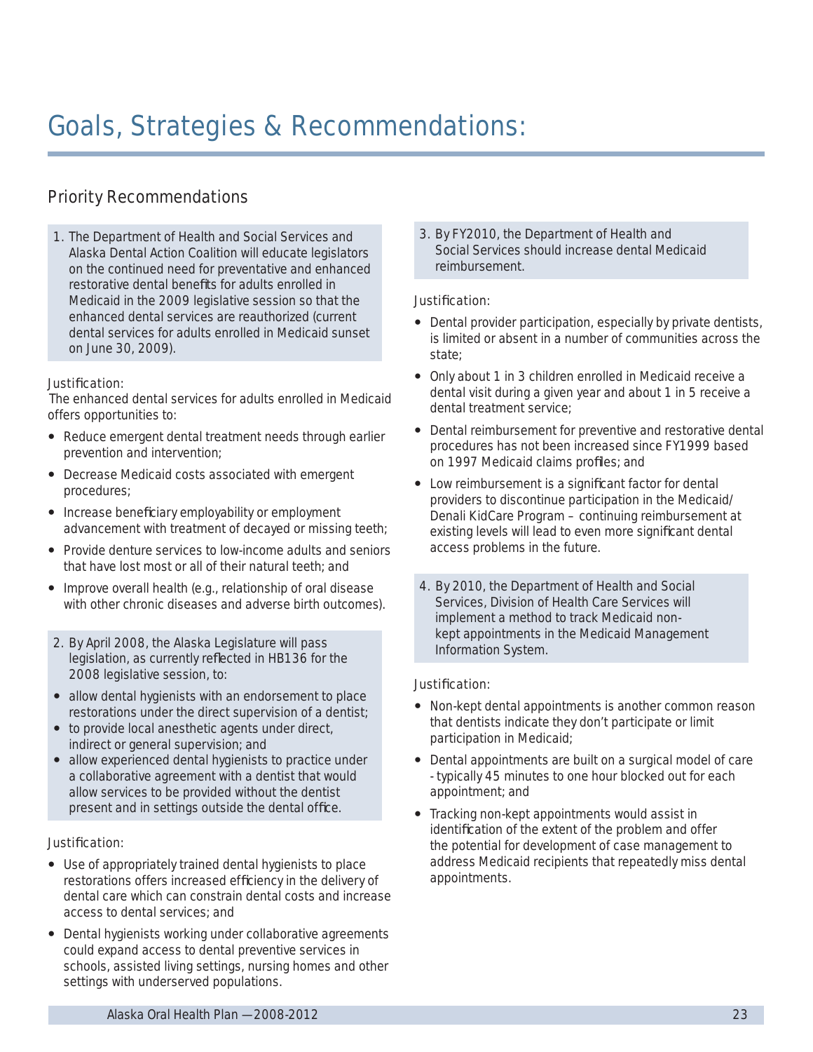# Goals, Strategies & Recommendations:

## Priority Recommendations

1. The Department of Health and Social Services and Alaska Dental Action Coalition will educate legislators on the continued need for preventative and enhanced restorative dental benefits for adults enrolled in Medicaid in the 2009 legislative session so that the enhanced dental services are reauthorized (current dental services for adults enrolled in Medicaid sunset on June 30, 2009).

*Justification:*

The enhanced dental services for adults enrolled in Medicaid offers opportunities to:

- Reduce emergent dental treatment needs through earlier prevention and intervention;
- Decrease Medicaid costs associated with emergent procedures;
- Increase beneficiary employability or employment advancement with treatment of decayed or missing teeth;
- Provide denture services to low-income adults and seniors that have lost most or all of their natural teeth; and
- Improve overall health (e.g., relationship of oral disease with other chronic diseases and adverse birth outcomes).

2. By April 2008, the Alaska Legislature will pass legislation, as currently reflected in HB136 for the 2008 legislative session, to:
   - allow dental hygienists with an endorsement to place restorations under the direct supervision of a dentist;
   - to provide local anesthetic agents under direct, indirect or general supervision; and
   - allow experienced dental hygienists to practice under a collaborative agreement with a dentist that would allow services to be provided without the dentist present and in settings outside the dental office.

*Justification:*

- Use of appropriately trained dental hygienists to place restorations offers increased efficiency in the delivery of dental care which can constrain dental costs and increase access to dental services; and
- Dental hygienists working under collaborative agreements could expand access to dental preventive services in schools, assisted living settings, nursing homes and other settings with underserved populations.

3. By FY2010, the Department of Health and Social Services should increase dental Medicaid reimbursement.

*Justification:*

- Dental provider participation, especially by private dentists, is limited or absent in a number of communities across the state;
- Only about 1 in 3 children enrolled in Medicaid receive a dental visit during a given year and about 1 in 5 receive a dental treatment service;
- Dental reimbursement for preventive and restorative dental procedures has not been increased since FY1999 based on 1997 Medicaid claims profiles; and
- Low reimbursement is a significant factor for dental providers to discontinue participation in the Medicaid/ Denali KidCare Program – continuing reimbursement at existing levels will lead to even more significant dental access problems in the future.

4. By 2010, the Department of Health and Social Services, Division of Health Care Services will implement a method to track Medicaid non-kept appointments in the Medicaid Management Information System.

*Justification:*

- Non-kept dental appointments is another common reason that dentists indicate they don't participate or limit participation in Medicaid;
- Dental appointments are built on a surgical model of care - typically 45 minutes to one hour blocked out for each appointment; and
- Tracking non-kept appointments would assist in identification of the extent of the problem and offer the potential for development of case management to address Medicaid recipients that repeatedly miss dental appointments.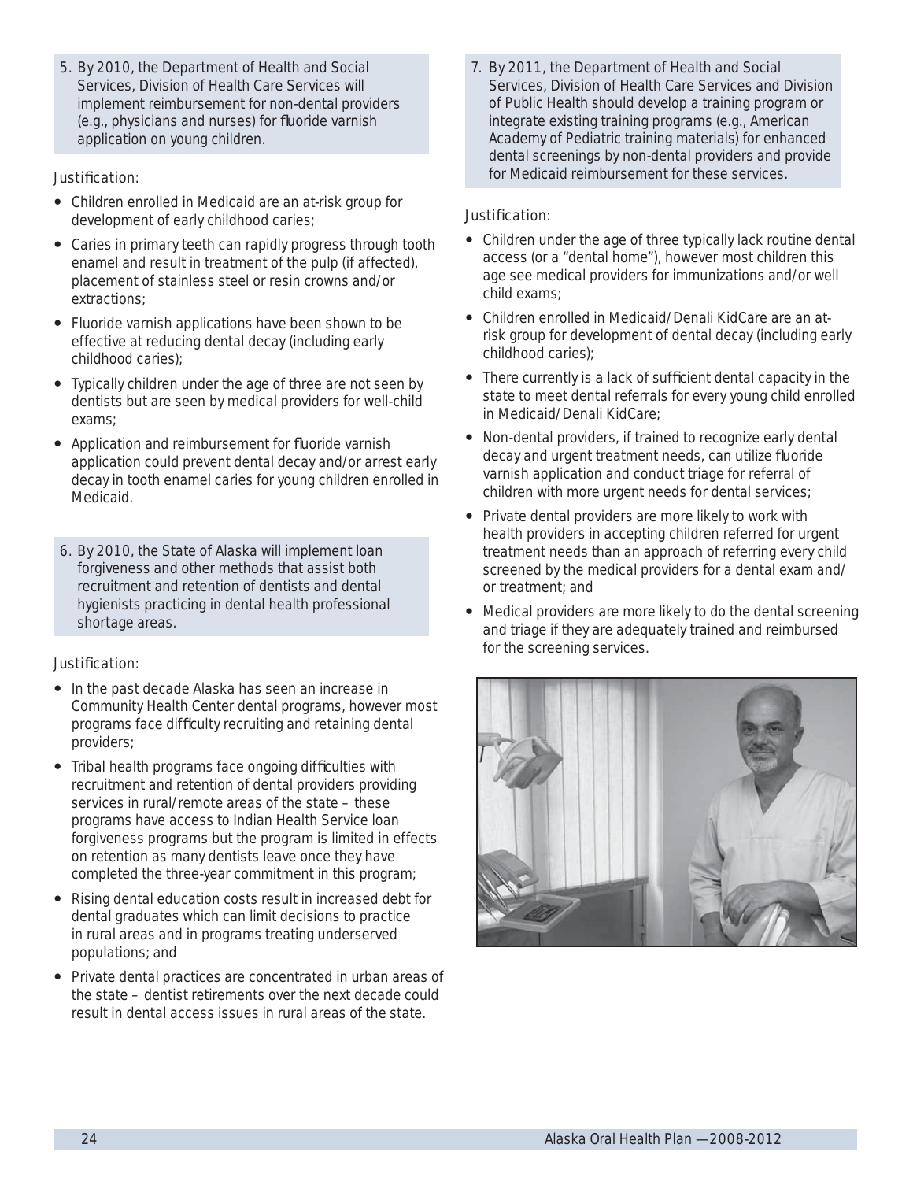5. By 2010, the Department of Health and Social Services, Division of Health Care Services will implement reimbursement for non-dental providers (e.g., physicians and nurses) for fluoride varnish application on young children.

*Justification:*

- Children enrolled in Medicaid are an at-risk group for development of early childhood caries;
- Caries in primary teeth can rapidly progress through tooth enamel and result in treatment of the pulp (if affected), placement of stainless steel or resin crowns and/or extractions;
- Fluoride varnish applications have been shown to be effective at reducing dental decay (including early childhood caries);
- Typically children under the age of three are not seen by dentists but are seen by medical providers for well-child exams;
- Application and reimbursement for fluoride varnish application could prevent dental decay and/or arrest early decay in tooth enamel caries for young children enrolled in Medicaid.

6. By 2010, the State of Alaska will implement loan forgiveness and other methods that assist both recruitment and retention of dentists and dental hygienists practicing in dental health professional shortage areas.

*Justification:*

- In the past decade Alaska has seen an increase in Community Health Center dental programs, however most programs face difficulty recruiting and retaining dental providers;
- Tribal health programs face ongoing difficulties with recruitment and retention of dental providers providing services in rural/remote areas of the state – these programs have access to Indian Health Service loan forgiveness programs but the program is limited in effects on retention as many dentists leave once they have completed the three-year commitment in this program;
- Rising dental education costs result in increased debt for dental graduates which can limit decisions to practice in rural areas and in programs treating underserved populations; and
- Private dental practices are concentrated in urban areas of the state – dentist retirements over the next decade could result in dental access issues in rural areas of the state.

7. By 2011, the Department of Health and Social Services, Division of Health Care Services and Division of Public Health should develop a training program or integrate existing training programs (e.g., American Academy of Pediatric training materials) for enhanced dental screenings by non-dental providers and provide for Medicaid reimbursement for these services.

*Justification:*

- Children under the age of three typically lack routine dental access (or a "dental home"), however most children this age see medical providers for immunizations and/or well child exams;
- Children enrolled in Medicaid/Denali KidCare are an at-risk group for development of dental decay (including early childhood caries);
- There currently is a lack of sufficient dental capacity in the state to meet dental referrals for every young child enrolled in Medicaid/Denali KidCare;
- Non-dental providers, if trained to recognize early dental decay and urgent treatment needs, can utilize fluoride varnish application and conduct triage for referral of children with more urgent needs for dental services;
- Private dental providers are more likely to work with health providers in accepting children referred for urgent treatment needs than an approach of referring every child screened by the medical providers for a dental exam and/or treatment; and
- Medical providers are more likely to do the dental screening and triage if they are adequately trained and reimbursed for the screening services.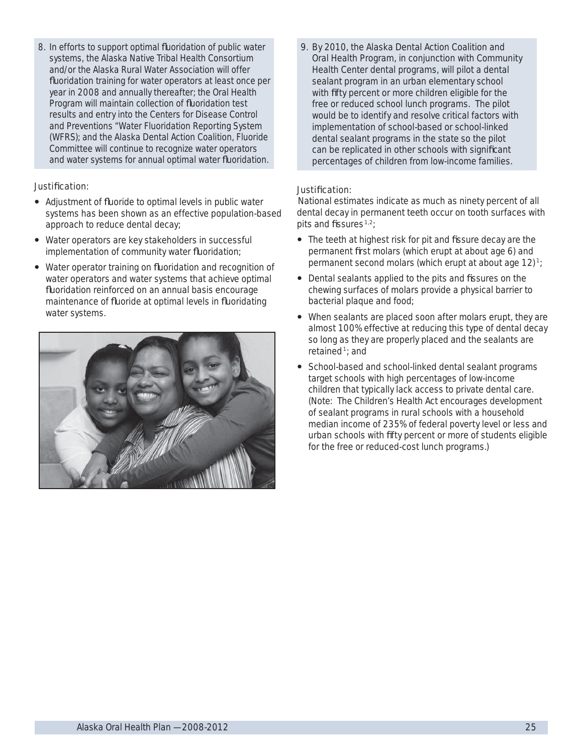8. In efforts to support optimal fluoridation of public water systems, the Alaska Native Tribal Health Consortium and/or the Alaska Rural Water Association will offer fluoridation training for water operators at least once per year in 2008 and annually thereafter; the Oral Health Program will maintain collection of fluoridation test results and entry into the Centers for Disease Control and Preventions "Water Fluoridation Reporting System (WFRS); and the Alaska Dental Action Coalition, Fluoride Committee will continue to recognize water operators and water systems for annual optimal water fluoridation.

Justification:

- Adjustment of fluoride to optimal levels in public water systems has been shown as an effective population-based approach to reduce dental decay;
- Water operators are key stakeholders in successful implementation of community water fluoridation;
- Water operator training on fluoridation and recognition of water operators and water systems that achieve optimal fluoridation reinforced on an annual basis encourage maintenance of fluoride at optimal levels in fluoridating water systems.

9. By 2010, the Alaska Dental Action Coalition and Oral Health Program, in conjunction with Community Health Center dental programs, will pilot a dental sealant program in an urban elementary school with fifty percent or more children eligible for the free or reduced school lunch programs. The pilot would be to identify and resolve critical factors with implementation of school-based or school-linked dental sealant programs in the state so the pilot can be replicated in other schools with significant percentages of children from low-income families.

Justification:

National estimates indicate as much as ninety percent of all dental decay in permanent teeth occur on tooth surfaces with pits and fissures [1,2];

- The teeth at highest risk for pit and fissure decay are the permanent first molars (which erupt at about age 6) and permanent second molars (which erupt at about age 12) [1];
- Dental sealants applied to the pits and fissures on the chewing surfaces of molars provide a physical barrier to bacterial plaque and food;
- When sealants are placed soon after molars erupt, they are almost 100% effective at reducing this type of dental decay so long as they are properly placed and the sealants are retained [1]; and
- School-based and school-linked dental sealant programs target schools with high percentages of low-income children that typically lack access to private dental care. (Note: The Children's Health Act encourages development of sealant programs in rural schools with a household median income of 235% of federal poverty level or less and urban schools with fifty percent or more of students eligible for the free or reduced-cost lunch programs.)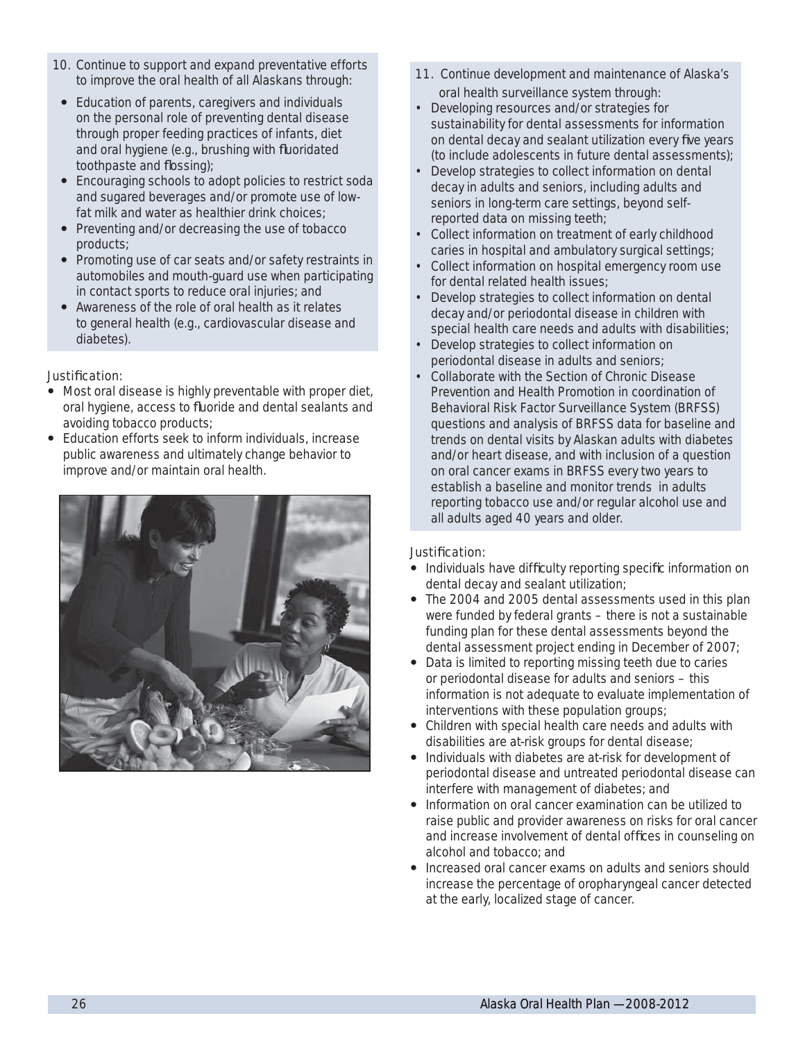10. Continue to support and expand preventative efforts to improve the oral health of all Alaskans through:
    - Education of parents, caregivers and individuals on the personal role of preventing dental disease through proper feeding practices of infants, diet and oral hygiene (e.g., brushing with fluoridated toothpaste and flossing);
    - Encouraging schools to adopt policies to restrict soda and sugared beverages and/or promote use of low-fat milk and water as healthier drink choices;
    - Preventing and/or decreasing the use of tobacco products;
    - Promoting use of car seats and/or safety restraints in automobiles and mouth-guard use when participating in contact sports to reduce oral injuries; and
    - Awareness of the role of oral health as it relates to general health (e.g., cardiovascular disease and diabetes).

*Justification:*

- Most oral disease is highly preventable with proper diet, oral hygiene, access to fluoride and dental sealants and avoiding tobacco products;
- Education efforts seek to inform individuals, increase public awareness and ultimately change behavior to improve and/or maintain oral health.

11. Continue development and maintenance of Alaska's oral health surveillance system through:
    - Developing resources and/or strategies for sustainability for dental assessments for information on dental decay and sealant utilization every five years (to include adolescents in future dental assessments);
    - Develop strategies to collect information on dental decay in adults and seniors, including adults and seniors in long-term care settings, beyond self-reported data on missing teeth;
    - Collect information on treatment of early childhood caries in hospital and ambulatory surgical settings;
    - Collect information on hospital emergency room use for dental related health issues;
    - Develop strategies to collect information on dental decay and/or periodontal disease in children with special health care needs and adults with disabilities;
    - Develop strategies to collect information on periodontal disease in adults and seniors;
    - Collaborate with the Section of Chronic Disease Prevention and Health Promotion in coordination of Behavioral Risk Factor Surveillance System (BRFSS) questions and analysis of BRFSS data for baseline and trends on dental visits by Alaskan adults with diabetes and/or heart disease, and with inclusion of a question on oral cancer exams in BRFSS every two years to establish a baseline and monitor trends in adults reporting tobacco use and/or regular alcohol use and all adults aged 40 years and older.

*Justification:*

- Individuals have difficulty reporting specific information on dental decay and sealant utilization;
- The 2004 and 2005 dental assessments used in this plan were funded by federal grants – there is not a sustainable funding plan for these dental assessments beyond the dental assessment project ending in December of 2007;
- Data is limited to reporting missing teeth due to caries or periodontal disease for adults and seniors – this information is not adequate to evaluate implementation of interventions with these population groups;
- Children with special health care needs and adults with disabilities are at-risk groups for dental disease;
- Individuals with diabetes are at-risk for development of periodontal disease and untreated periodontal disease can interfere with management of diabetes; and
- Information on oral cancer examination can be utilized to raise public and provider awareness on risks for oral cancer and increase involvement of dental offices in counseling on alcohol and tobacco; and
- Increased oral cancer exams on adults and seniors should increase the percentage of oropharyngeal cancer detected at the early, localized stage of cancer.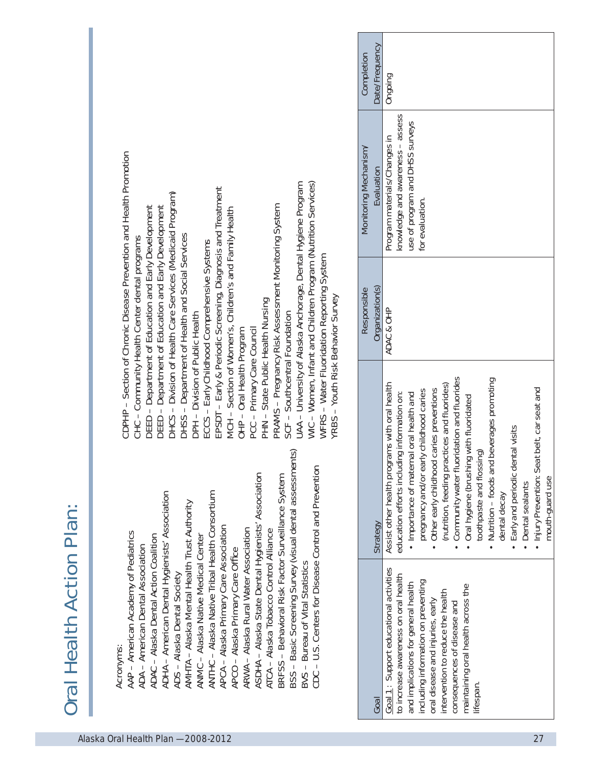# Oral Health Action Plan:

Acronyms:

AAP – American Academy of Pediatrics
ADA – American Dental Association
ADAC – Alaska Dental Action Coalition
ADHA – American Dental Hygienists' Association
ADS – Alaska Dental Society
AMHTA – Alaska Mental Health Trust Authority
ANMC– Alaska Native Medical Center
ANTHC – Alaska Native Tribal Health Consortium
APCA – Alaska Primary Care Association
APCO – Alaska Primary Care Office
ARWA – Alaska Rural Water Association
ASDHA – Alaska State Dental Hygienists' Association
ATCA – Alaska Tobacco Control Alliance
BRFSS – Behavioral Risk Factor Surveillance System
BSS – Basic Screening Survey (visual dental assessments)
BVS – Bureau of Vital Statistics
CDC – U.S. Centers for Disease Control and Prevention
CDPHP – Section of Chronic Disease Prevention and Health Promotion
CHC – Community Health Center dental programs
DEED – Department of Education and Early Development
DEED – Department of Education and Early Development
DHCS – Division of Health Care Services (Medicaid Program)
DHSS – Department of Health and Social Services
DPH – Division of Public Health
ECCS – Early Childhood Comprehensive Systems
EPSDT – Early & Periodic Screening, Diagnosis and Treatment
MCH – Section of Women's, Children's and Family Health
OHP – Oral Health Program
PCC – Primary Care Council
PHN – State Public Health Nursing
PRAMS – Pregnancy Risk Assessment Monitoring System
SCF – Southcentral Foundation
UAA – University of Alaska Anchorage, Dental Hygiene Program
WIC – Women, Infant and Children Program (Nutrition Services)
WFRS – Water Fluoridation Reporting System
YRBS – Youth Risk Behavior Survey

| Goal | Strategy | Responsible Organization(s) | Monitoring Mechanism/ Evaluation | Completion Date/Frequency |
|---|---|---|---|---|
| Goal 1: Support educational activities to increase awareness on oral health and implications for general health including information on preventing oral disease and injuries, early intervention to reduce the health consequences of disease and maintaining oral health across the lifespan. | Assist other health programs with oral health education efforts including information on:<br>• Importance of maternal oral health and pregnancy and/or early childhood caries<br>• Other early childhood caries preventions (nutrition, feeding practices and fluorides)<br>• Community water fluoridation and fluorides<br>• Oral hygiene (brushing with fluoridated toothpaste and flossing)<br>• Nutrition – foods and beverages promoting dental decay<br>• Early and periodic dental visits<br>• Dental sealants<br>• Injury Prevention: Seat belt, car seat and mouth-guard use | ADAC & OHP | Program materials/Changes in knowledge and awareness – assess use of program and DHSS surveys for evaluation. | Ongoing |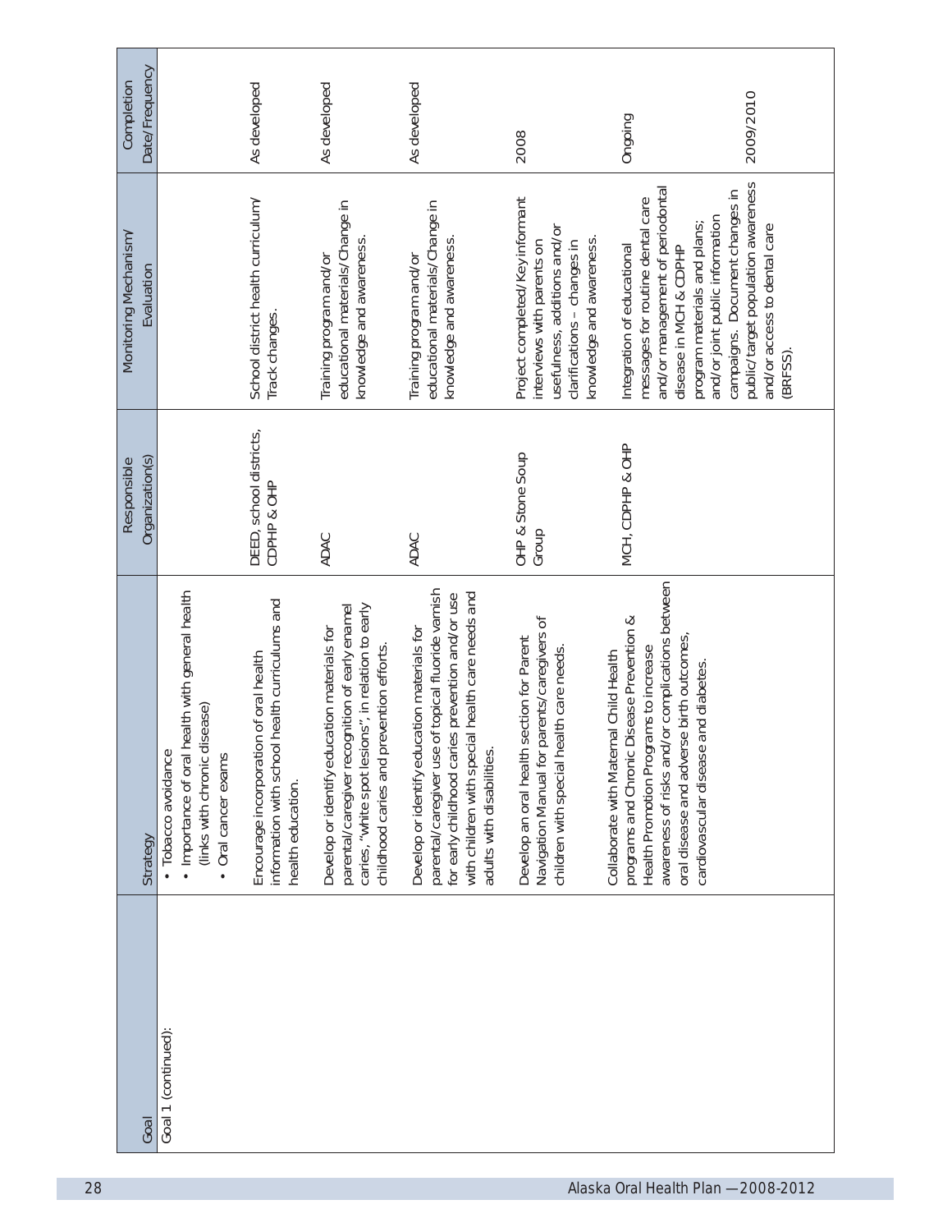| Goal | Strategy | Responsible Organization(s) | Monitoring Mechanism/ Evaluation | Completion Date/Frequency |
|---|---|---|---|---|
| Goal 1 (continued): | • Tobacco avoidance<br>• Importance of oral health with general health (links with chronic disease)<br>• Oral cancer exams | | | |
| | Encourage incorporation of oral health information with school health curriculums and health education. | DEED, school districts, CDPHP & OHP | School district health curriculum/ Track changes. | As developed |
| | Develop or identify education materials for parental/caregiver recognition of early enamel caries, "white spot lesions", in relation to early childhood caries and prevention efforts. | ADAC | Training program and/or educational materials/Change in knowledge and awareness. | As developed |
| | Develop or identify education materials for parental/caregiver use of topical fluoride varnish for early childhood caries prevention and/or use with children with special health care needs and adults with disabilities. | ADAC | Training program and/or educational materials/Change in knowledge and awareness. | As developed |
| | Develop an oral health section for Parent Navigation Manual for parents/caregivers of children with special health care needs. | OHP & Stone Soup Group | Project completed/Key informant interviews with parents on usefulness, additions and/or clarifications – changes in knowledge and awareness. | 2008 |
| | Collaborate with Maternal Child Health programs and Chronic Disease Prevention & Health Promotion Programs to increase awareness of risks and/or complications between oral disease and adverse birth outcomes, cardiovascular disease and diabetes. | MCH, CDPHP & OHP | Integration of educational messages for routine dental care and/or management of periodontal disease in MCH & CDPHP program materials and plans; and/or joint public information campaigns. Document changes in public/target population awareness and/or access to dental care (BRFSS). | Ongoing<br><br>2009/2010 |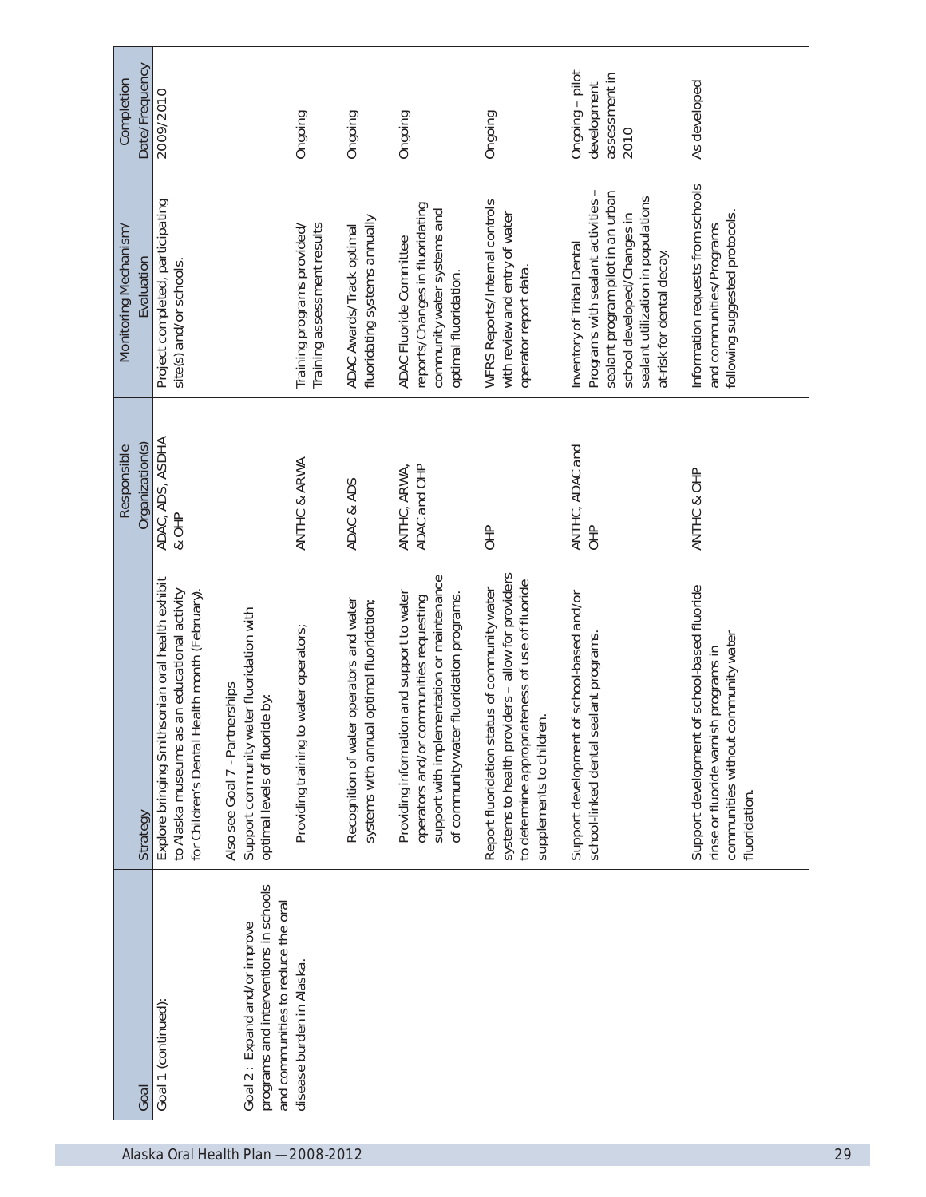| Goal | Strategy | Responsible Organization(s) | Monitoring Mechanism/ Evaluation | Completion Date/Frequency |
|---|---|---|---|---|
| Goal 1 (continued): | Explore bringing Smithsonian oral health exhibit to Alaska museums as an educational activity for Children's Dental Health month (February). | ADAC, ADS, ASDHA & OHP | Project completed, participating site(s) and/or schools. | 2009/2010 |
| | Also see Goal 7 - Partnerships | | | |
| Goal 2: Expand and/or improve programs and interventions in schools and communities to reduce the oral disease burden in Alaska. | Support community water fluoridation with optimal levels of fluoride by: | | | |
| | Providing training to water operators; | ANTHC & ARWA | Training programs provided/ Training assessment results | Ongoing |
| | Recognition of water operators and water systems with annual optimal fluoridation; | ADAC & ADS | ADAC Awards/Track optimal fluoridating systems annually | Ongoing |
| | Providing information and support to water operators and/or communities requesting support with implementation or maintenance of community water fluoridation programs. | ANTHC, ARWA, ADAC and OHP | ADAC Fluoride Committee reports/Changes in fluoridating community water systems and optimal fluoridation. | Ongoing |
| | Report fluoridation status of community water systems to health providers – allow for providers to determine appropriateness of use of fluoride supplements to children. | OHP | WFRS Reports/Internal controls with review and entry of water operator report data. | Ongoing |
| | Support development of school-based and/or school-linked dental sealant programs. | ANTHC, ADAC and OHP | Inventory of Tribal Dental Programs with sealant activities – sealant program pilot in an urban school developed/Changes in sealant utilization in populations at-risk for dental decay. | Ongoing – pilot development assessment in 2010 |
| | Support development of school-based fluoride rinse or fluoride varnish programs in communities without community water fluoridation. | ANTHC & OHP | Information requests from schools and communities/Programs following suggested protocols. | As developed |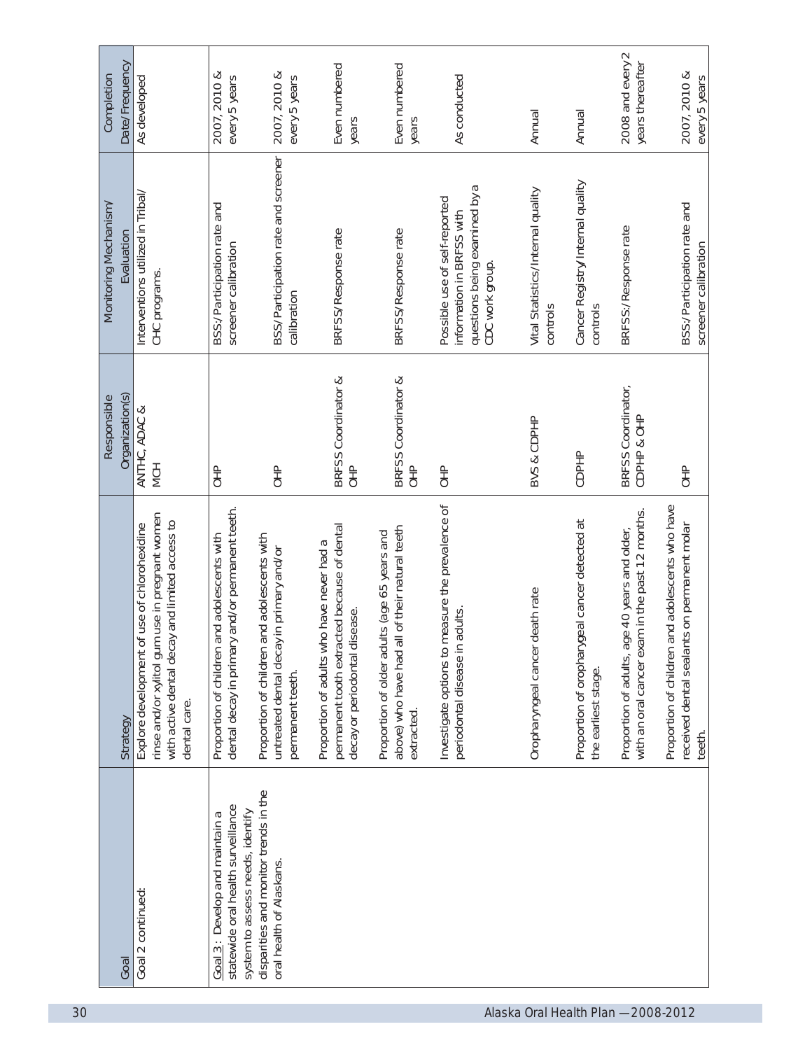| Goal | Strategy | Responsible Organization(s) | Monitoring Mechanism/ Evaluation | Completion Date/Frequency |
|---|---|---|---|---|
| Goal 2 continued: | Explore development of use of chlorohexidine rinse and/or xylitol gum use in pregnant women with active dental decay and limited access to dental care. | ANTHC, ADAC & MCH | Interventions utilized in Tribal/ CHC programs. | As developed |
| Goal 3: Develop and maintain a statewide oral health surveillance system to assess needs, identify disparities and monitor trends in the oral health of Alaskans. | Proportion of children and adolescents with dental decay in primary and/or permanent teeth. | OHP | BSS:/Participation rate and screener calibration | 2007, 2010 & every 5 years |
| | Proportion of children and adolescents with untreated dental decay in primary and/or permanent teeth. | OHP | BSS:/Participation rate and screener calibration | 2007, 2010 & every 5 years |
| | Proportion of adults who have never had a permanent tooth extracted because of dental decay or periodontal disease. | BRFSS Coordinator & OHP | BRFSS:/Response rate | Even numbered years |
| | Proportion of older adults (age 65 years and above) who have had all of their natural teeth extracted. | BRFSS Coordinator & OHP | BRFSS:/Response rate | Even numbered years |
| | Investigate options to measure the prevalence of periodontal disease in adults. | OHP | Possible use of self-reported information in BRFSS with questions being examined by a CDC work group. | As conducted |
| | Oropharyngeal cancer death rate | BVS & CDPHP | Vital Statistics:/Internal quality controls | Annual |
| | Proportion of oropharyngeal cancer detected at the earliest stage. | CDPHP | Cancer Registry:/Internal quality controls | Annual |
| | Proportion of adults, age 40 years and older, with an oral cancer exam in the past 12 months. | BRFSS Coordinator, CDPHP & OHP | BRFSS:/Response rate | 2008 and every 2 years thereafter |
| | Proportion of children and adolescents who have received dental sealants on permanent molar teeth. | OHP | BSS:/Participation rate and screener calibration | 2007, 2010 & every 5 years |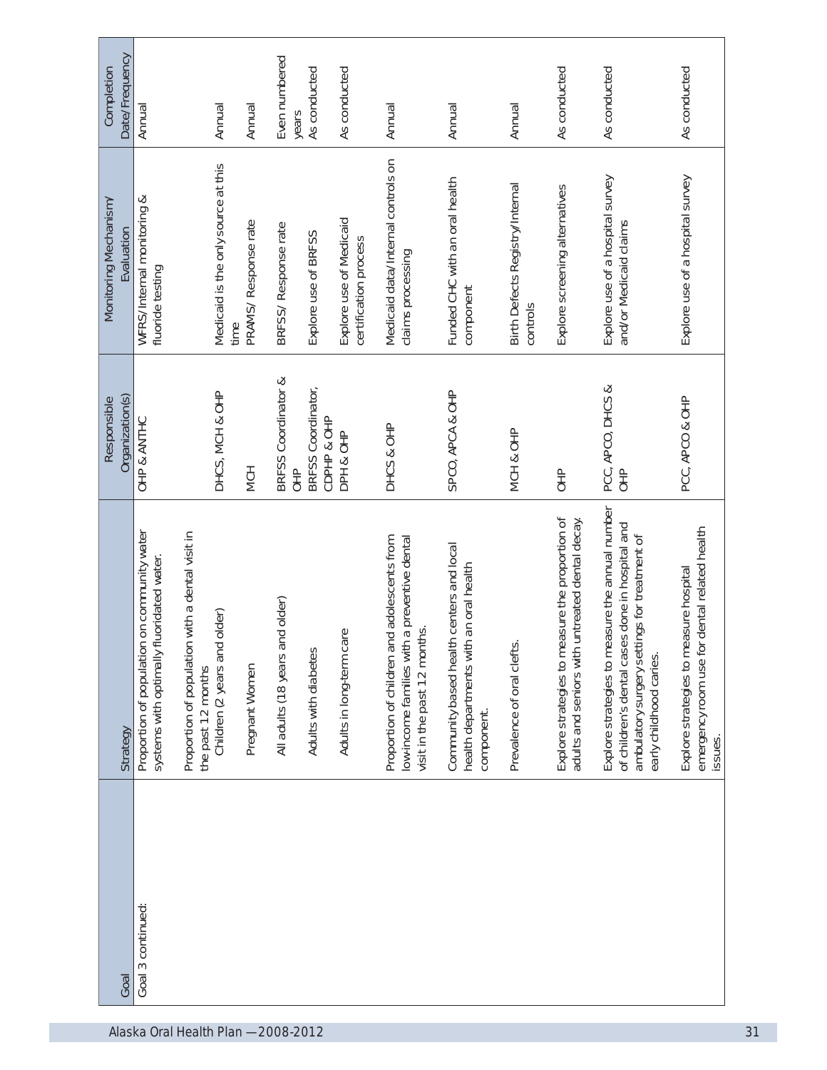| Goal | Strategy | Responsible Organization(s) | Monitoring Mechanism/ Evaluation | Completion Date/Frequency |
|---|---|---|---|---|
| Goal 3 continued: | Proportion of population on community water systems with optimally fluoridated water. | OHP & ANTHC | WFRS/Internal monitoring & fluoride testing | Annual |
| | Proportion of population with a dental visit in the past 12 months | | | |
| | Children (2 years and older) | DHCS, MCH & OHP | Medicaid is the only source at this time | Annual |
| | Pregnant Women | MCH | PRAMS/ Response rate | Annual |
| | All adults (18 years and older) | BRFSS Coordinator & OHP | BRFSS/ Response rate | Even numbered years |
| | Adults with diabetes | BRFSS Coordinator, CDPHP & OHP | Explore use of BRFSS | As conducted |
| | Adults in long-term care | DPH & OHP | Explore use of Medicaid certification process | As conducted |
| | Proportion of children and adolescents from low-income families with a preventive dental visit in the past 12 months. | DHCS & OHP | Medicaid data/ Internal controls on claims processing | Annual |
| | Community based health centers and local health departments with an oral health component. | SPCO, APCA & OHP | Funded CHC with an oral health component | Annual |
| | Prevalence of oral clefts. | MCH & OHP | Birth Defects Registry/Internal controls | Annual |
| | Explore strategies to measure the proportion of adults and seniors with untreated dental decay. | OHP | Explore screening alternatives | As conducted |
| | Explore strategies to measure the annual number of children's dental cases done in hospital and ambulatory surgery settings for treatment of early childhood caries. | PCC, APCO, DHCS & OHP | Explore use of a hospital survey and/or Medicaid claims | As conducted |
| | Explore strategies to measure hospital emergency room use for dental related health issues. | PCC, APCO & OHP | Explore use of a hospital survey | As conducted |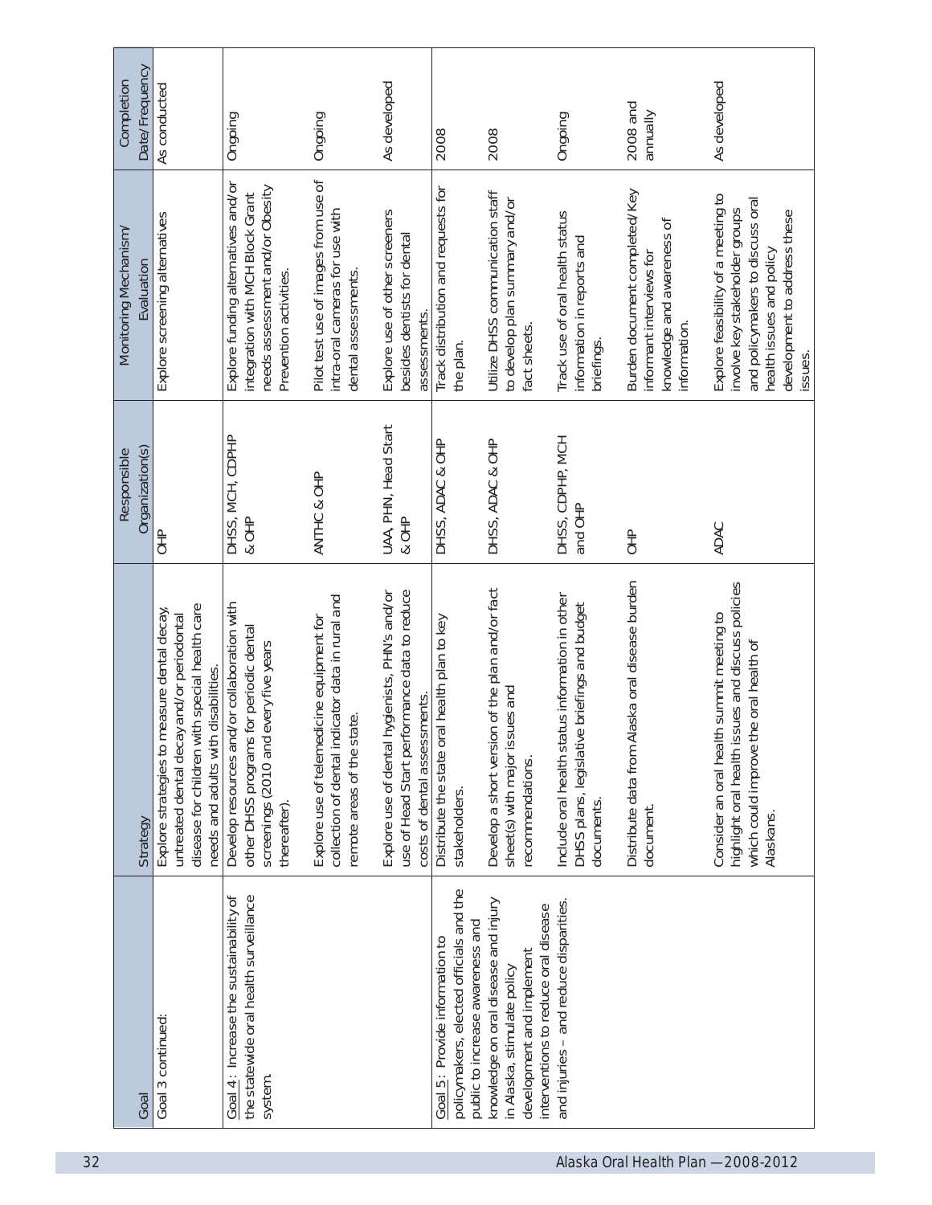| Goal | Strategy | Responsible Organization(s) | Monitoring Mechanism/ Evaluation | Completion Date/Frequency |
|---|---|---|---|---|
| Goal 3 continued: | Explore strategies to measure dental decay, untreated dental decay and/or periodontal disease for children with special health care needs and adults with disabilities. | OHP | Explore screening alternatives | As conducted |
| Goal 4: Increase the sustainability of the statewide oral health surveillance system. | Develop resources and/or collaboration with other DHSS programs for periodic dental screenings (2010 and every five years thereafter). | DHSS, MCH, CDPHP & OHP | Explore funding alternatives and/or integration with MCH Block Grant needs assessment and/or Obesity Prevention activities. | Ongoing |
| | Explore use of telemedicine equipment for collection of dental indicator data in rural and remote areas of the state. | ANTHC & OHP | Pilot test use of images from use of intra-oral cameras for use with dental assessments. | Ongoing |
| | Explore use of dental hygienists, PHN's and/or use of Head Start performance data to reduce costs of dental assessments. | UAA, PHN, Head Start & OHP | Explore use of other screeners besides dentists for dental assessments. | As developed |
| Goal 5: Provide information to policymakers, elected officials and the public to increase awareness and knowledge on oral disease and injury in Alaska, stimulate policy development and implement interventions to reduce oral disease and injuries – and reduce disparities. | Distribute the state oral health plan to key stakeholders. | DHSS, ADAC & OHP | Track distribution and requests for the plan. | 2008 |
| | Develop a short version of the plan and/or fact sheet(s) with major issues and recommendations. | DHSS, ADAC & OHP | Utilize DHSS communication staff to develop plan summary and/or fact sheets. | 2008 |
| | Include oral health status information in other DHSS plans, legislative briefings and budget documents. | DHSS, CDPHP, MCH and OHP | Track use of oral health status information in reports and briefings. | Ongoing |
| | Distribute data from Alaska oral disease burden document. | OHP | Burden document completed/Key informant interviews for knowledge and awareness of information. | 2008 and annually |
| | Consider an oral health summit meeting to highlight oral health issues and discuss policies which could improve the oral health of Alaskans. | ADAC | Explore feasibility of a meeting to involve key stakeholder groups and policymakers to discuss oral health issues and policy development to address these issues. | As developed |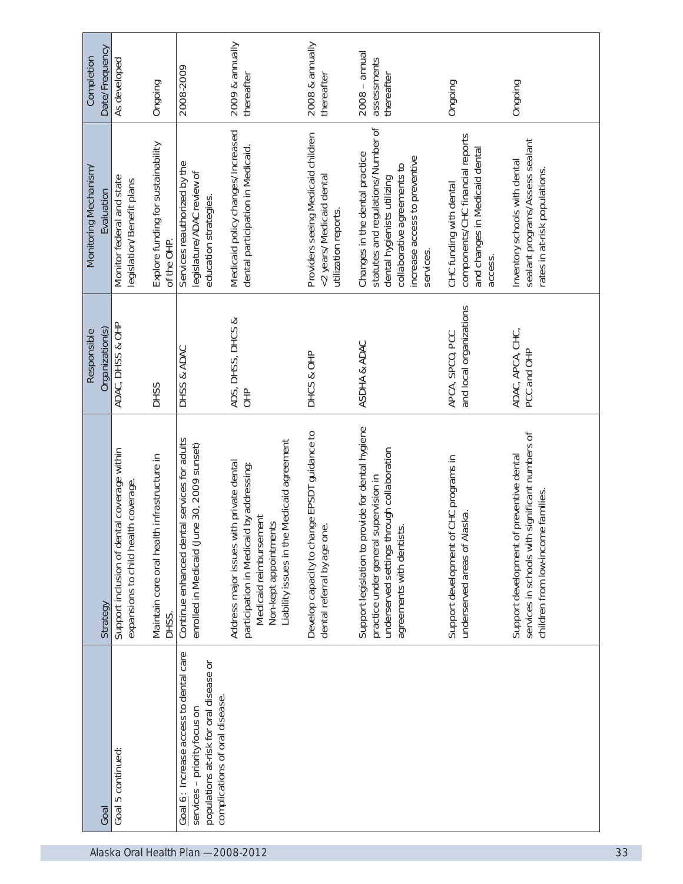| Goal | Strategy | Responsible Organization(s) | Monitoring Mechanism/ Evaluation | Completion Date/ Frequency |
|---|---|---|---|---|
| Goal 5 continued: | Support inclusion of dental coverage within expansions to child health coverage. | ADAC, DHSS & OHP | Monitor federal and state legislation/Benefit plans | As developed |
| | Maintain core oral health infrastructure in DHSS. | DHSS | Explore funding for sustainability of the OHP. | Ongoing |
| Goal 6: Increase access to dental care services – priority focus on populations at-risk for oral disease or complications of oral disease. | Continue enhanced dental services for adults enrolled in Medicaid (June 30, 2009 sunset) | DHSS & ADAC | Services reauthorized by the legislature/ADAC review of education strategies. | 2008-2009 |
| | Address major issues with private dental participation in Medicaid by addressing: Medicaid reimbursement; Non-kept appointments; Liability issues in the Medicaid agreement | ADS, DHSS, DHCS & OHP | Medicaid policy changes/Increased dental participation in Medicaid. | 2009 & annually thereafter |
| | Develop capacity to change EPSDT guidance to dental referral by age one. | DHCS & OHP | Providers seeing Medicaid children <2 years/Medicaid dental utilization reports. | 2008 & annually thereafter |
| | Support legislation to provide for dental hygiene practice under general supervision in underserved settings through collaboration agreements with dentists. | ASDHA & ADAC | Changes in the dental practice statutes and regulations/Number of dental hygienists utilizing collaborative agreements to increase access to preventive services. | 2008 – annual assessments thereafter |
| | Support development of CHC programs in underserved areas of Alaska. | APCA, SPCO, PCC and local organizations | CHC funding with dental components/CHC financial reports and changes in Medicaid dental access. | Ongoing |
| | Support development of preventive dental services in schools with significant numbers of children from low-income families. | ADAC, APCA, CHC, PCC and OHP | Inventory schools with dental sealant programs/Assess sealant rates in at-risk populations. | Ongoing |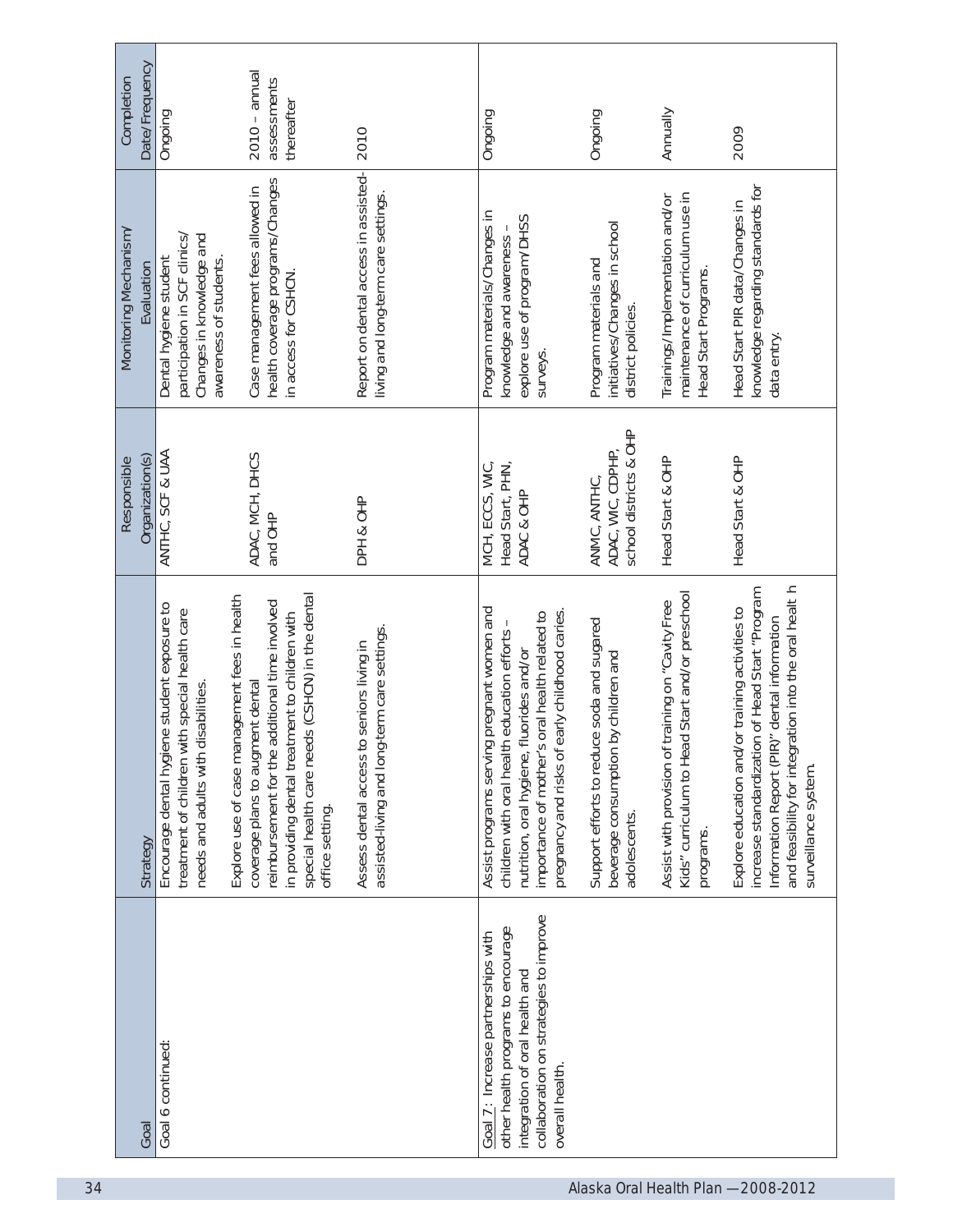| Goal | Strategy | Responsible Organization(s) | Monitoring Mechanism/ Evaluation | Completion Date/ Frequency |
|---|---|---|---|---|
| Goal 6 continued: | Encourage dental hygiene student exposure to treatment of children with special health care needs and adults with disabilities. | ANTHC, SCF & UAA | Dental hygiene student participation in SCF clinics/ Changes in knowledge and awareness of students. | Ongoing |
| | Explore use of case management fees in health coverage plans to augment dental reimbursement for the additional time involved in providing dental treatment to children with special health care needs (CSHCN) in the dental office setting. | ADAC, MCH, DHCS and OHP | Case management fees allowed in health coverage programs/Changes in access for CSHCN. | 2010 – annual assessments thereafter |
| | Assess dental access to seniors living in assisted-living and long-term care settings. | DPH & OHP | Report on dental access in assisted-living and long-term care settings. | 2010 |
| Goal 7: Increase partnerships with other health programs to encourage integration of oral health and collaboration on strategies to improve overall health. | Assist programs serving pregnant women and children with oral health education efforts – nutrition, oral hygiene, fluorides and/or importance of mother's oral health related to pregnancy and risks of early childhood caries. | MCH, ECCS, WIC, Head Start, PHN, ADAC & OHP | Program materials/Changes in knowledge and awareness – explore use of program/DHSS surveys. | Ongoing |
| | Support efforts to reduce soda and sugared beverage consumption by children and adolescents. | ANMC, ANTHC, ADAC, WIC, CDPHP, school districts & OHP | Program materials and initiatives/Changes in school district policies. | Ongoing |
| | Assist with provision of training on "Cavity Free Kids" curriculum to Head Start and/or preschool programs. | Head Start & OHP | Trainings/Implementation and/or maintenance of curriculum use in Head Start Programs. | Annually |
| | Explore education and/or training activities to increase standardization of Head Start "Program Information Report (PIR)" dental information and feasibility for integration into the oral healt h surveillance system. | Head Start & OHP | Head Start PIR data/Changes in knowledge regarding standards for data entry. | 2009 |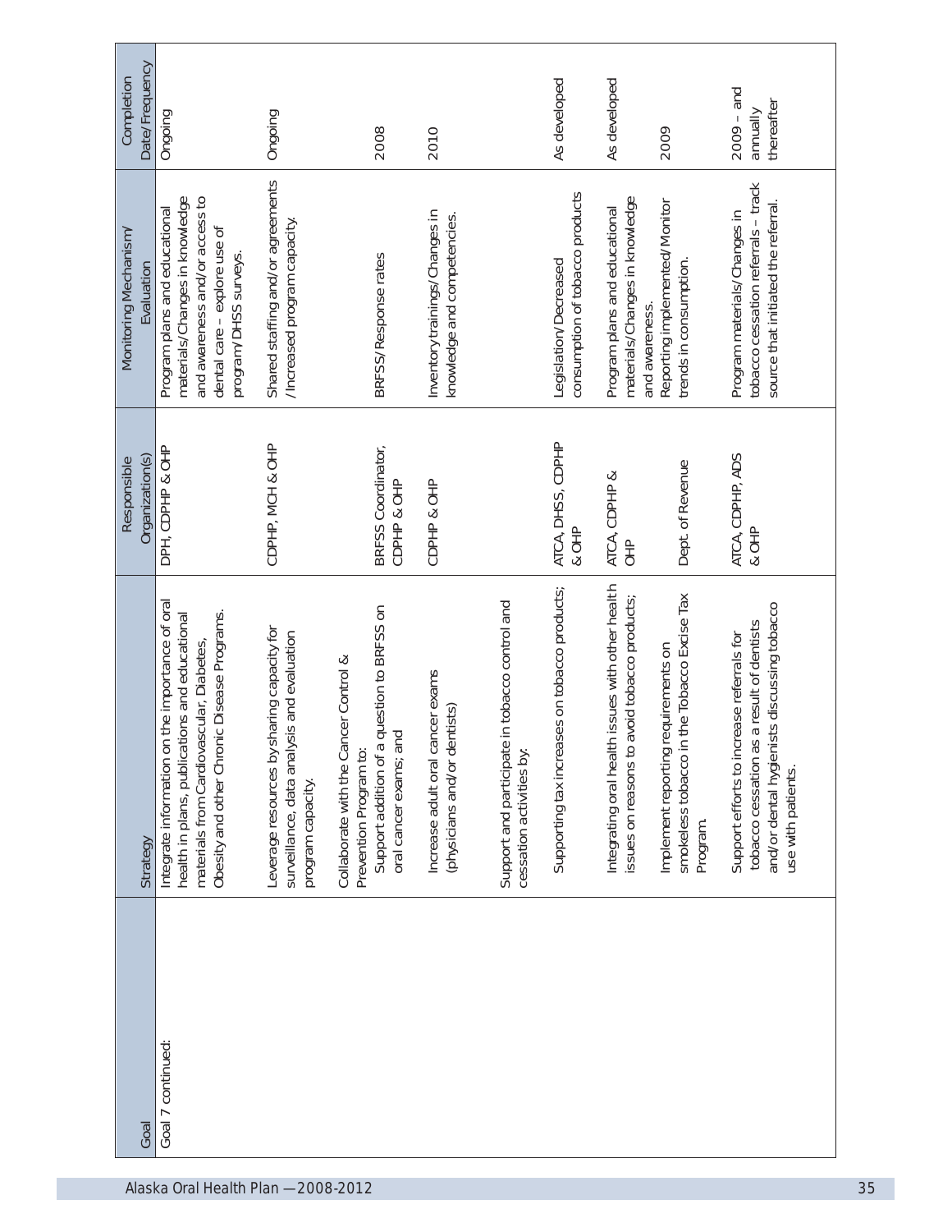| Goal | Strategy | Responsible Organization(s) | Monitoring Mechanism/ Evaluation | Completion Date/ Frequency |
|---|---|---|---|---|
| Goal 7 continued: | Integrate information on the importance of oral health in plans, publications and educational materials from Cardiovascular, Diabetes, Obesity and other Chronic Disease Programs. | DPH, CDPHP & OHP | Program plans and educational materials/Changes in knowledge and awareness and/or access to dental care – explore use of program/DHSS surveys. | Ongoing |
| | Leverage resources by sharing capacity for surveillance, data analysis and evaluation program capacity. | CDPHP, MCH & OHP | Shared staffing and/or agreements /Increased program capacity. | Ongoing |
| | Collaborate with the Cancer Control & Prevention Program to: | | | |
| | Support addition of a question to BRFSS on oral cancer exams; and | BRFSS Coordinator, CDPHP & OHP | BRFSS/Response rates | 2008 |
| | Increase adult oral cancer exams (physicians and/or dentists) | CDPHP & OHP | Inventory trainings/Changes in knowledge and competencies. | 2010 |
| | Support and participate in tobacco control and cessation activities by: | | | |
| | Supporting tax increases on tobacco products; | ATCA, DHSS, CDPHP & OHP | Legislation/Decreased consumption of tobacco products | As developed |
| | Integrating oral health issues with other health issues on reasons to avoid tobacco products; | ATCA, CDPHP & OHP | Program plans and educational materials/Changes in knowledge and awareness. | As developed |
| | Implement reporting requirements on smokeless tobacco in the Tobacco Excise Tax Program. | Dept. of Revenue | Reporting implemented/Monitor trends in consumption. | 2009 |
| | Support efforts to increase referrals for tobacco cessation as a result of dentists and/or dental hygienists discussing tobacco use with patients. | ATCA, CDPHP, ADS & OHP | Program materials/Changes in tobacco cessation referrals – track source that initiated the referral. | 2009 – and annually thereafter |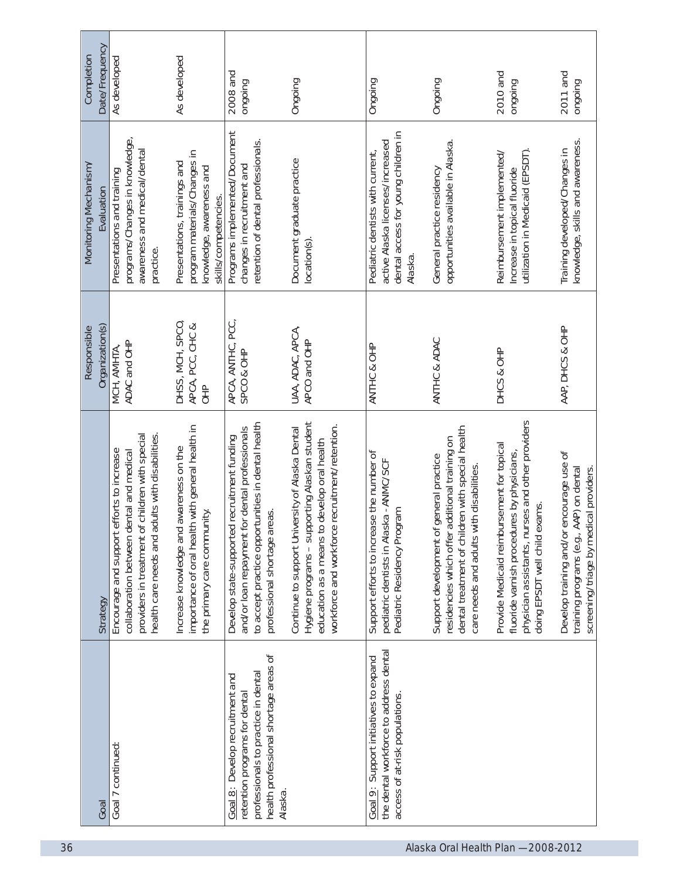| Goal | Strategy | Responsible Organization(s) | Monitoring Mechanism/ Evaluation | Completion Date/Frequency |
|---|---|---|---|---|
| Goal 7 continued: | Encourage and support efforts to increase collaboration between dental and medical providers in treatment of children with special health care needs and adults with disabilities. | MCH, AMHTA, ADAC and OHP | Presentations and training programs/Changes in knowledge, awareness and medical/dental practice. | As developed |
| | Increase knowledge and awareness on the importance of oral health with general health in the primary care community. | DHSS, MCH, SPCO, APCA, PCC, CHC & OHP | Presentations, trainings and program materials/Changes in knowledge, awareness and skills/competencies. | As developed |
| Goal 8: Develop recruitment and retention programs for dental professionals to practice in dental health professional shortage areas of Alaska. | Develop state-supported recruitment funding and/or loan repayment for dental professionals to accept practice opportunities in dental health professional shortage areas. | APCA, ANTHC, PCC, SPCO & OHP | Programs implemented/Document changes in recruitment and retention of dental professionals. | 2008 and ongoing |
| | Continue to support University of Alaska Dental Hygiene programs – supporting Alaskan student education as a means to develop oral health workforce and workforce recruitment/retention. | UAA, ADAC, APCA, APCO and OHP | Document graduate practice location(s). | Ongoing |
| Goal 9: Support initiatives to expand the dental workforce to address dental access of at-risk populations. | Support efforts to increase the number of pediatric dentists in Alaska - ANMC/SCF Pediatric Residency Program | ANTHC & OHP | Pediatric dentists with current, active Alaska licenses/increased dental access for young children in Alaska. | Ongoing |
| | Support development of general practice residencies which offer additional training on dental treatment of children with special health care needs and adults with disabilities. | ANTHC & ADAC | General practice residency opportunities available in Alaska. | Ongoing |
| | Provide Medicaid reimbursement for topical fluoride varnish procedures by physicians, physician assistants, nurses and other providers doing EPSDT well child exams. | DHCS & OHP | Reimbursement implemented/ Increase in topical fluoride utilization in Medicaid (EPSDT). | 2010 and ongoing |
| | Develop training and/or encourage use of training programs (e.g., AAP) on dental screening/triage by medical providers. | AAP, DHCS & OHP | Training developed/Changes in knowledge, skills and awareness. | 2011 and ongoing |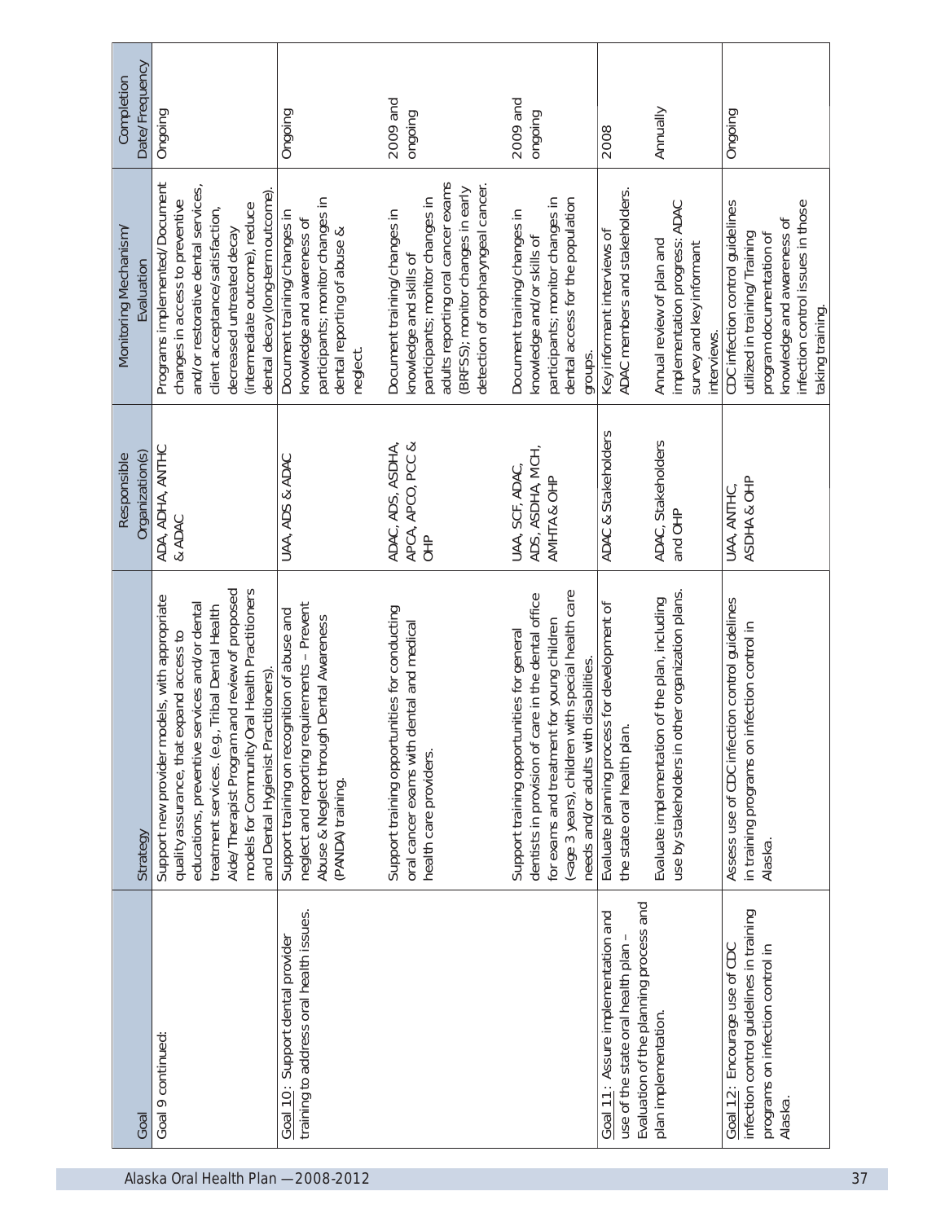| Goal | Strategy | Responsible Organization(s) | Monitoring Mechanism/ Evaluation | Completion Date/Frequency |
|---|---|---|---|---|
| Goal 9 continued: | Support new provider models, with appropriate quality assurance, that expand access to educations, preventive services and/or dental treatment services. (e.g., Tribal Dental Health Aide/Therapist Program and review of proposed models for Community Oral Health Practitioners and Dental Hygienist Practitioners). | ADA, ADHA, ANTHC & ADAC | Programs implemented/Document changes in access to preventive and/or restorative dental services, client acceptance/satisfaction, decreased untreated decay (intermediate outcome), reduce dental decay (long-term outcome). | Ongoing |
| Goal 10: Support dental provider training to address oral health issues. | Support training on recognition of abuse and neglect and reporting requirements – Prevent Abuse & Neglect through Dental Awareness (PANDA) training. | UAA, ADS & ADAC | Document training/changes in knowledge and awareness of participants; monitor changes in dental reporting of abuse & neglect. | Ongoing |
| | Support training opportunities for conducting oral cancer exams with dental and medical health care providers. | ADAC, ADS, ASDHA, APCA, APCO, PCC & OHP | Document training/changes in knowledge and skills of participants; monitor changes in adults reporting oral cancer exams (BRFSS); monitor changes in early detection of oropharyngeal cancer. | 2009 and ongoing |
| | Support training opportunities for general dentists in provision of care in the dental office for exams and treatment for young children (<age 3 years), children with special health care needs and/or adults with disabilities. | UAA, SCF, ADAC, ADS, ASDHA, MCH, AMHTA & OHP | Document training/changes in knowledge and/or skills of participants; monitor changes in dental access for the population groups. | 2009 and ongoing |
| Goal 11: Assure implementation and use of the state oral health plan – Evaluation of the planning process and plan implementation. | Evaluate planning process for development of the state oral health plan. | ADAC & Stakeholders | Key informant interviews of ADAC members and stakeholders. | 2008 |
| | Evaluate implementation of the plan, including use by stakeholders in other organization plans. | ADAC, Stakeholders and OHP | Annual review of plan and implementation progress: ADAC survey and key informant interviews. | Annually |
| Goal 12: Encourage use of CDC infection control guidelines in training programs on infection control in Alaska. | Assess use of CDC infection control guidelines in training programs on infection control in Alaska. | UAA, ANTHC, ASDHA & OHP | CDC infection control guidelines utilized in training/Training program documentation of knowledge and awareness of infection control issues in those taking training. | Ongoing |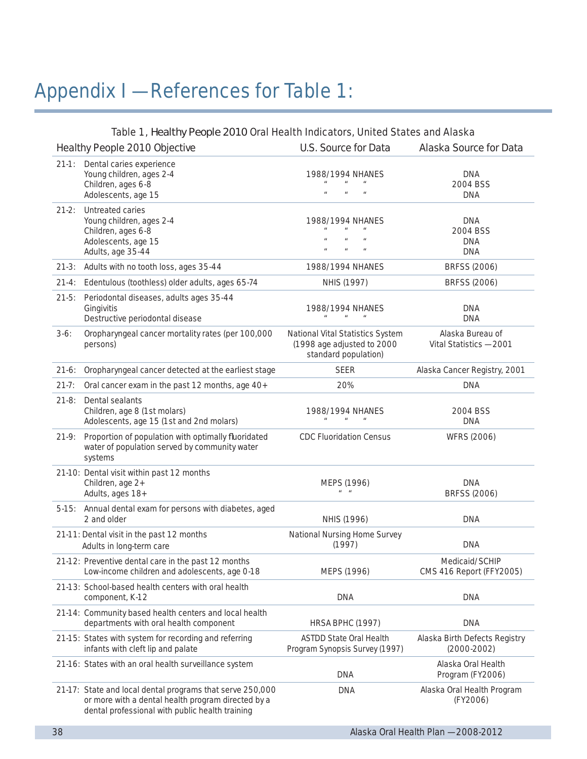# Appendix I — References for Table 1:

Table 1, *Healthy People 2010* Oral Health Indicators, United States and Alaska

| Healthy People 2010 Objective | U.S. Source for Data | Alaska Source for Data |
|---|---|---|
| 21-1: Dental caries experience | | |
| Young children, ages 2-4 | 1988/1994 NHANES | DNA |
| Children, ages 6-8 | " " " | 2004 BSS |
| Adolescents, age 15 | " " " | DNA |
| 21-2: Untreated caries | | |
| Young children, ages 2-4 | 1988/1994 NHANES | DNA |
| Children, ages 6-8 | " " " | 2004 BSS |
| Adolescents, age 15 | " " " | DNA |
| Adults, age 35-44 | " " " | DNA |
| 21-3: Adults with no tooth loss, ages 35-44 | 1988/1994 NHANES | BRFSS (2006) |
| 21-4: Edentulous (toothless) older adults, ages 65-74 | NHIS (1997) | BRFSS (2006) |
| 21-5: Periodontal diseases, adults ages 35-44 | | |
| Gingivitis | 1988/1994 NHANES | DNA |
| Destructive periodontal disease | " " " | DNA |
| 3-6: Oropharyngeal cancer mortality rates (per 100,000 persons) | National Vital Statistics System (1998 age adjusted to 2000 standard population) | Alaska Bureau of Vital Statistics — 2001 |
| 21-6: Oropharyngeal cancer detected at the earliest stage | SEER | Alaska Cancer Registry, 2001 |
| 21-7: Oral cancer exam in the past 12 months, age 40+ | 20% | DNA |
| 21-8: Dental sealants | | |
| Children, age 8 (1st molars) | 1988/1994 NHANES | 2004 BSS |
| Adolescents, age 15 (1st and 2nd molars) | " " " | DNA |
| 21-9: Proportion of population with optimally fluoridated water of population served by community water systems | CDC Fluoridation Census | WFRS (2006) |
| 21-10: Dental visit within past 12 months | | |
| Children, age 2+ | MEPS (1996) | DNA |
| Adults, ages 18+ | " " | BRFSS (2006) |
| 5-15: Annual dental exam for persons with diabetes, aged 2 and older | NHIS (1996) | DNA |
| 21-11: Dental visit in the past 12 months Adults in long-term care | National Nursing Home Survey (1997) | DNA |
| 21-12: Preventive dental care in the past 12 months Low-income children and adolescents, age 0-18 | MEPS (1996) | Medicaid/SCHIP CMS 416 Report (FFY2005) |
| 21-13: School-based health centers with oral health component, K-12 | DNA | DNA |
| 21-14: Community based health centers and local health departments with oral health component | HRSA BPHC (1997) | DNA |
| 21-15: States with system for recording and referring infants with cleft lip and palate | ASTDD State Oral Health Program Synopsis Survey (1997) | Alaska Birth Defects Registry (2000-2002) |
| 21-16: States with an oral health surveillance system | DNA | Alaska Oral Health Program (FY2006) |
| 21-17: State and local dental programs that serve 250,000 or more with a dental health program directed by a dental professional with public health training | DNA | Alaska Oral Health Program (FY2006) |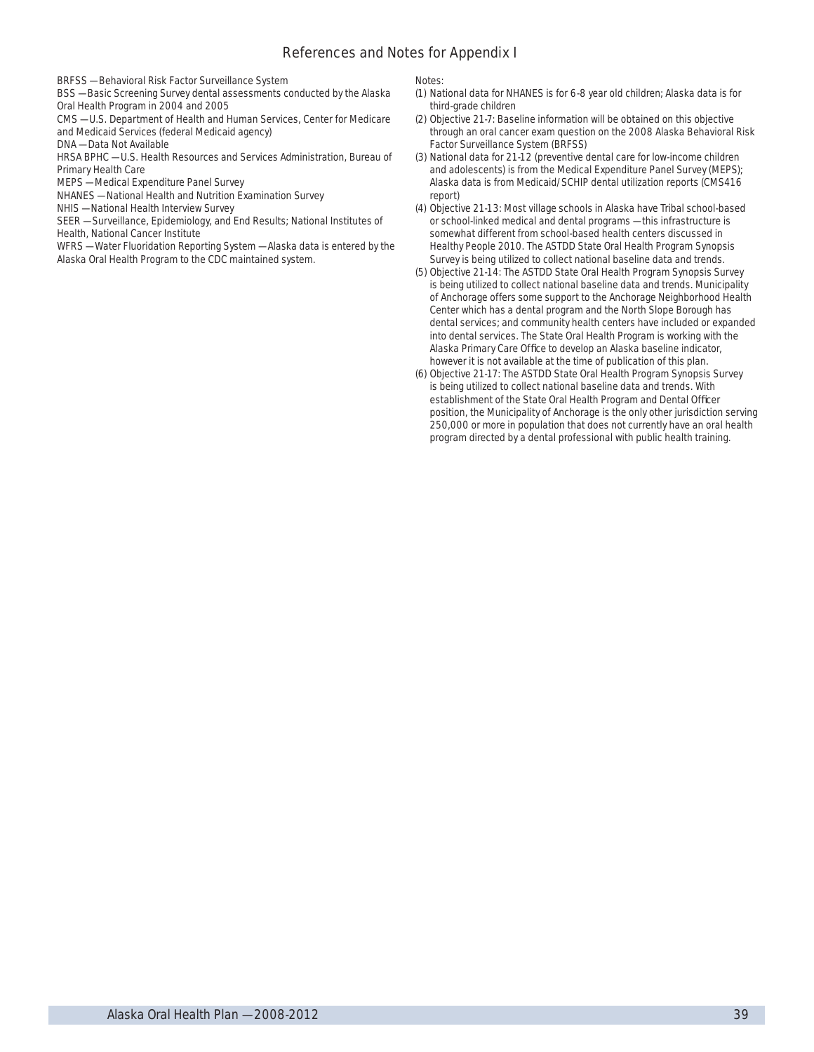# References and Notes for Appendix I

BRFSS — Behavioral Risk Factor Surveillance System

BSS — Basic Screening Survey dental assessments conducted by the Alaska Oral Health Program in 2004 and 2005

CMS — U.S. Department of Health and Human Services, Center for Medicare and Medicaid Services (federal Medicaid agency)

DNA — Data Not Available

HRSA BPHC — U.S. Health Resources and Services Administration, Bureau of Primary Health Care

MEPS — Medical Expenditure Panel Survey

NHANES — National Health and Nutrition Examination Survey

NHIS — National Health Interview Survey

SEER — Surveillance, Epidemiology, and End Results; National Institutes of Health, National Cancer Institute

WFRS — Water Fluoridation Reporting System — Alaska data is entered by the Alaska Oral Health Program to the CDC maintained system.

Notes:

(1) National data for NHANES is for 6-8 year old children; Alaska data is for third-grade children

(2) Objective 21-7: Baseline information will be obtained on this objective through an oral cancer exam question on the 2008 Alaska Behavioral Risk Factor Surveillance System (BRFSS)

(3) National data for 21-12 (preventive dental care for low-income children and adolescents) is from the Medical Expenditure Panel Survey (MEPS); Alaska data is from Medicaid/SCHIP dental utilization reports (CMS416 report)

(4) Objective 21-13: Most village schools in Alaska have Tribal school-based or school-linked medical and dental programs — this infrastructure is somewhat different from school-based health centers discussed in Healthy People 2010. The ASTDD State Oral Health Program Synopsis Survey is being utilized to collect national baseline data and trends.

(5) Objective 21-14: The ASTDD State Oral Health Program Synopsis Survey is being utilized to collect national baseline data and trends. Municipality of Anchorage offers some support to the Anchorage Neighborhood Health Center which has a dental program and the North Slope Borough has dental services; and community health centers have included or expanded into dental services. The State Oral Health Program is working with the Alaska Primary Care Office to develop an Alaska baseline indicator, however it is not available at the time of publication of this plan.

(6) Objective 21-17: The ASTDD State Oral Health Program Synopsis Survey is being utilized to collect national baseline data and trends. With establishment of the State Oral Health Program and Dental Officer position, the Municipality of Anchorage is the only other jurisdiction serving 250,000 or more in population that does not currently have an oral health program directed by a dental professional with public health training.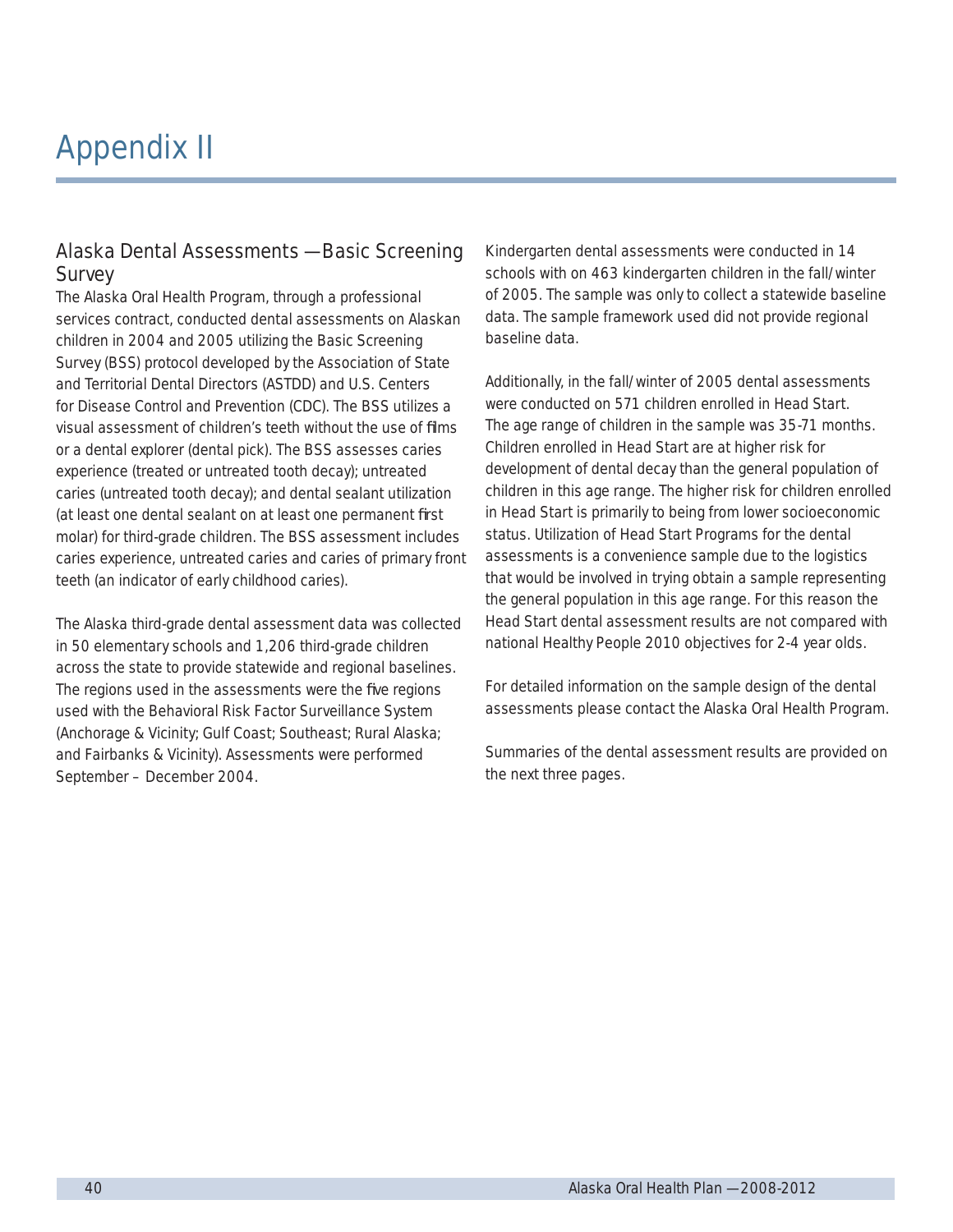# Appendix II

## Alaska Dental Assessments — Basic Screening Survey

The Alaska Oral Health Program, through a professional services contract, conducted dental assessments on Alaskan children in 2004 and 2005 utilizing the Basic Screening Survey (BSS) protocol developed by the Association of State and Territorial Dental Directors (ASTDD) and U.S. Centers for Disease Control and Prevention (CDC). The BSS utilizes a visual assessment of children's teeth without the use of films or a dental explorer (dental pick). The BSS assesses caries experience (treated or untreated tooth decay); untreated caries (untreated tooth decay); and dental sealant utilization (at least one dental sealant on at least one permanent first molar) for third-grade children. The BSS assessment includes caries experience, untreated caries and caries of primary front teeth (an indicator of early childhood caries).

The Alaska third-grade dental assessment data was collected in 50 elementary schools and 1,206 third-grade children across the state to provide statewide and regional baselines. The regions used in the assessments were the five regions used with the Behavioral Risk Factor Surveillance System (Anchorage & Vicinity; Gulf Coast; Southeast; Rural Alaska; and Fairbanks & Vicinity). Assessments were performed September – December 2004.

Kindergarten dental assessments were conducted in 14 schools with on 463 kindergarten children in the fall/winter of 2005. The sample was only to collect a statewide baseline data. The sample framework used did not provide regional baseline data.

Additionally, in the fall/winter of 2005 dental assessments were conducted on 571 children enrolled in Head Start. The age range of children in the sample was 35-71 months. Children enrolled in Head Start are at higher risk for development of dental decay than the general population of children in this age range. The higher risk for children enrolled in Head Start is primarily to being from lower socioeconomic status. Utilization of Head Start Programs for the dental assessments is a convenience sample due to the logistics that would be involved in trying obtain a sample representing the general population in this age range. For this reason the Head Start dental assessment results are not compared with national Healthy People 2010 objectives for 2-4 year olds.

For detailed information on the sample design of the dental assessments please contact the Alaska Oral Health Program.

Summaries of the dental assessment results are provided on the next three pages.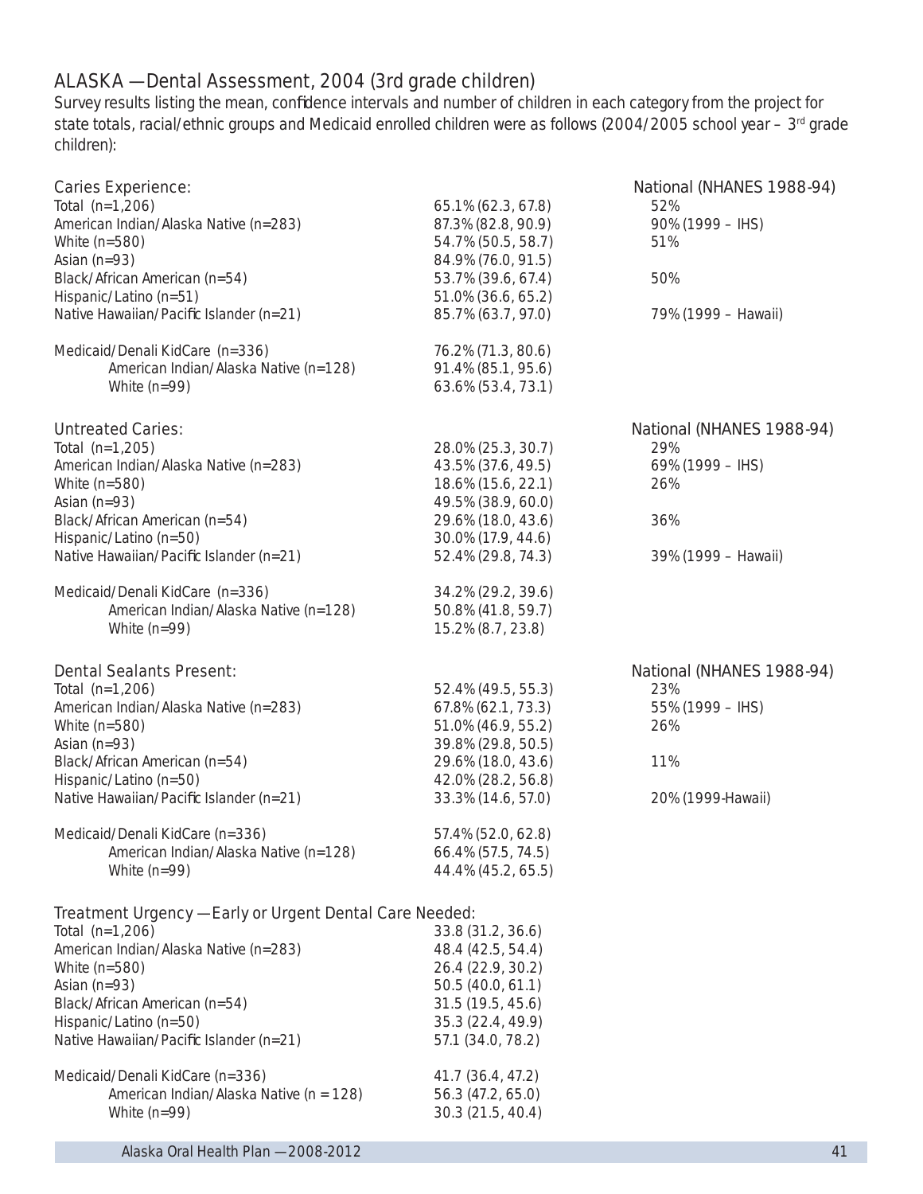## ALASKA — Dental Assessment, 2004 (3rd grade children)

Survey results listing the mean, confidence intervals and number of children in each category from the project for state totals, racial/ethnic groups and Medicaid enrolled children were as follows (2004/2005 school year – 3rd grade children):

| Caries Experience: | | National (NHANES 1988-94) |
|---|---|---|
| Total (n=1,206) | 65.1% (62.3, 67.8) | 52% |
| American Indian/Alaska Native (n=283) | 87.3% (82.8, 90.9) | 90% (1999 – IHS) |
| White (n=580) | 54.7% (50.5, 58.7) | 51% |
| Asian (n=93) | 84.9% (76.0, 91.5) | |
| Black/African American (n=54) | 53.7% (39.6, 67.4) | 50% |
| Hispanic/Latino (n=51) | 51.0% (36.6, 65.2) | |
| Native Hawaiian/Pacific Islander (n=21) | 85.7% (63.7, 97.0) | 79% (1999 – Hawaii) |
| Medicaid/Denali KidCare (n=336) | 76.2% (71.3, 80.6) | |
| American Indian/Alaska Native (n=128) | 91.4% (85.1, 95.6) | |
| White (n=99) | 63.6% (53.4, 73.1) | |

| Untreated Caries: | | National (NHANES 1988-94) |
|---|---|---|
| Total (n=1,205) | 28.0% (25.3, 30.7) | 29% |
| American Indian/Alaska Native (n=283) | 43.5% (37.6, 49.5) | 69% (1999 – IHS) |
| White (n=580) | 18.6% (15.6, 22.1) | 26% |
| Asian (n=93) | 49.5% (38.9, 60.0) | |
| Black/African American (n=54) | 29.6% (18.0, 43.6) | 36% |
| Hispanic/Latino (n=50) | 30.0% (17.9, 44.6) | |
| Native Hawaiian/Pacific Islander (n=21) | 52.4% (29.8, 74.3) | 39% (1999 – Hawaii) |
| Medicaid/Denali KidCare (n=336) | 34.2% (29.2, 39.6) | |
| American Indian/Alaska Native (n=128) | 50.8% (41.8, 59.7) | |
| White (n=99) | 15.2% (8.7, 23.8) | |

| Dental Sealants Present: | | National (NHANES 1988-94) |
|---|---|---|
| Total (n=1,206) | 52.4% (49.5, 55.3) | 23% |
| American Indian/Alaska Native (n=283) | 67.8% (62.1, 73.3) | 55% (1999 – IHS) |
| White (n=580) | 51.0% (46.9, 55.2) | 26% |
| Asian (n=93) | 39.8% (29.8, 50.5) | |
| Black/African American (n=54) | 29.6% (18.0, 43.6) | 11% |
| Hispanic/Latino (n=50) | 42.0% (28.2, 56.8) | |
| Native Hawaiian/Pacific Islander (n=21) | 33.3% (14.6, 57.0) | 20% (1999-Hawaii) |
| Medicaid/Denali KidCare (n=336) | 57.4% (52.0, 62.8) | |
| American Indian/Alaska Native (n=128) | 66.4% (57.5, 74.5) | |
| White (n=99) | 44.4% (45.2, 65.5) | |

| Treatment Urgency — Early or Urgent Dental Care Needed: | |
|---|---|
| Total (n=1,206) | 33.8 (31.2, 36.6) |
| American Indian/Alaska Native (n=283) | 48.4 (42.5, 54.4) |
| White (n=580) | 26.4 (22.9, 30.2) |
| Asian (n=93) | 50.5 (40.0, 61.1) |
| Black/African American (n=54) | 31.5 (19.5, 45.6) |
| Hispanic/Latino (n=50) | 35.3 (22.4, 49.9) |
| Native Hawaiian/Pacific Islander (n=21) | 57.1 (34.0, 78.2) |
| Medicaid/Denali KidCare (n=336) | 41.7 (36.4, 47.2) |
| American Indian/Alaska Native (n = 128) | 56.3 (47.2, 65.0) |
| White (n=99) | 30.3 (21.5, 40.4) |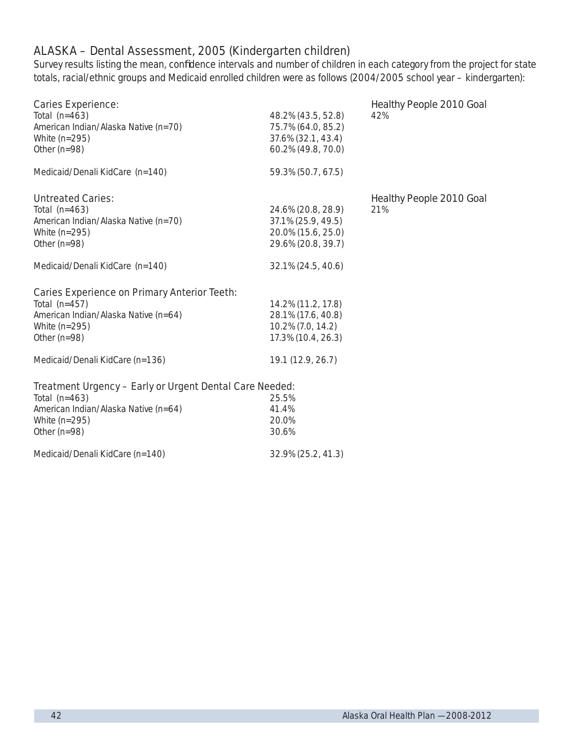## ALASKA – Dental Assessment, 2005 (Kindergarten children)

Survey results listing the mean, confidence intervals and number of children in each category from the project for state totals, racial/ethnic groups and Medicaid enrolled children were as follows (2004/2005 school year – kindergarten):

| Caries Experience: | | Healthy People 2010 Goal |
|---|---|---|
| Total (n=463) | 48.2% (43.5, 52.8) | 42% |
| American Indian/Alaska Native (n=70) | 75.7% (64.0, 85.2) | |
| White (n=295) | 37.6% (32.1, 43.4) | |
| Other (n=98) | 60.2% (49.8, 70.0) | |
| Medicaid/Denali KidCare (n=140) | 59.3% (50.7, 67.5) | |

| Untreated Caries: | | Healthy People 2010 Goal |
|---|---|---|
| Total (n=463) | 24.6% (20.8, 28.9) | 21% |
| American Indian/Alaska Native (n=70) | 37.1% (25.9, 49.5) | |
| White (n=295) | 20.0% (15.6, 25.0) | |
| Other (n=98) | 29.6% (20.8, 39.7) | |
| Medicaid/Denali KidCare (n=140) | 32.1% (24.5, 40.6) | |

| Caries Experience on Primary Anterior Teeth: | |
|---|---|
| Total (n=457) | 14.2% (11.2, 17.8) |
| American Indian/Alaska Native (n=64) | 28.1% (17.6, 40.8) |
| White (n=295) | 10.2% (7.0, 14.2) |
| Other (n=98) | 17.3% (10.4, 26.3) |
| Medicaid/Denali KidCare (n=136) | 19.1 (12.9, 26.7) |

| Treatment Urgency – Early or Urgent Dental Care Needed: | |
|---|---|
| Total (n=463) | 25.5% |
| American Indian/Alaska Native (n=64) | 41.4% |
| White (n=295) | 20.0% |
| Other (n=98) | 30.6% |
| Medicaid/Denali KidCare (n=140) | 32.9% (25.2, 41.3) |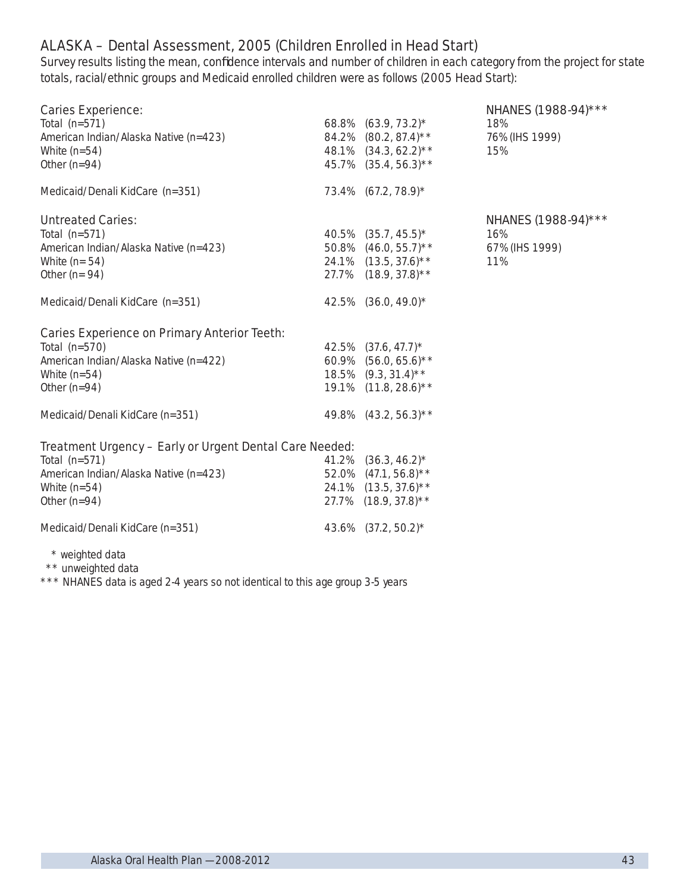## ALASKA – Dental Assessment, 2005 (Children Enrolled in Head Start)

Survey results listing the mean, confidence intervals and number of children in each category from the project for state totals, racial/ethnic groups and Medicaid enrolled children were as follows (2005 Head Start):

| Caries Experience: | | | NHANES (1988-94)*** |
|---|---|---|---|
| Total (n=571) | 68.8% | (63.9, 73.2)* | 18% |
| American Indian/Alaska Native (n=423) | 84.2% | (80.2, 87.4)** | 76% (IHS 1999) |
| White (n=54) | 48.1% | (34.3, 62.2)** | 15% |
| Other (n=94) | 45.7% | (35.4, 56.3)** | |
| Medicaid/Denali KidCare (n=351) | 73.4% | (67.2, 78.9)* | |

| Untreated Caries: | | | NHANES (1988-94)*** |
|---|---|---|---|
| Total (n=571) | 40.5% | (35.7, 45.5)* | 16% |
| American Indian/Alaska Native (n=423) | 50.8% | (46.0, 55.7)** | 67% (IHS 1999) |
| White (n= 54) | 24.1% | (13.5, 37.6)** | 11% |
| Other (n= 94) | 27.7% | (18.9, 37.8)** | |
| Medicaid/Denali KidCare (n=351) | 42.5% | (36.0, 49.0)* | |

| Caries Experience on Primary Anterior Teeth: | | |
|---|---|---|
| Total (n=570) | 42.5% | (37.6, 47.7)* |
| American Indian/Alaska Native (n=422) | 60.9% | (56.0, 65.6)** |
| White (n=54) | 18.5% | (9.3, 31.4)** |
| Other (n=94) | 19.1% | (11.8, 28.6)** |
| Medicaid/Denali KidCare (n=351) | 49.8% | (43.2, 56.3)** |

| Treatment Urgency – Early or Urgent Dental Care Needed: | | |
|---|---|---|
| Total (n=571) | 41.2% | (36.3, 46.2)* |
| American Indian/Alaska Native (n=423) | 52.0% | (47.1, 56.8)** |
| White (n=54) | 24.1% | (13.5, 37.6)** |
| Other (n=94) | 27.7% | (18.9, 37.8)** |
| Medicaid/Denali KidCare (n=351) | 43.6% | (37.2, 50.2)* |

\* weighted data

** unweighted data

*** NHANES data is aged 2-4 years so not identical to this age group 3-5 years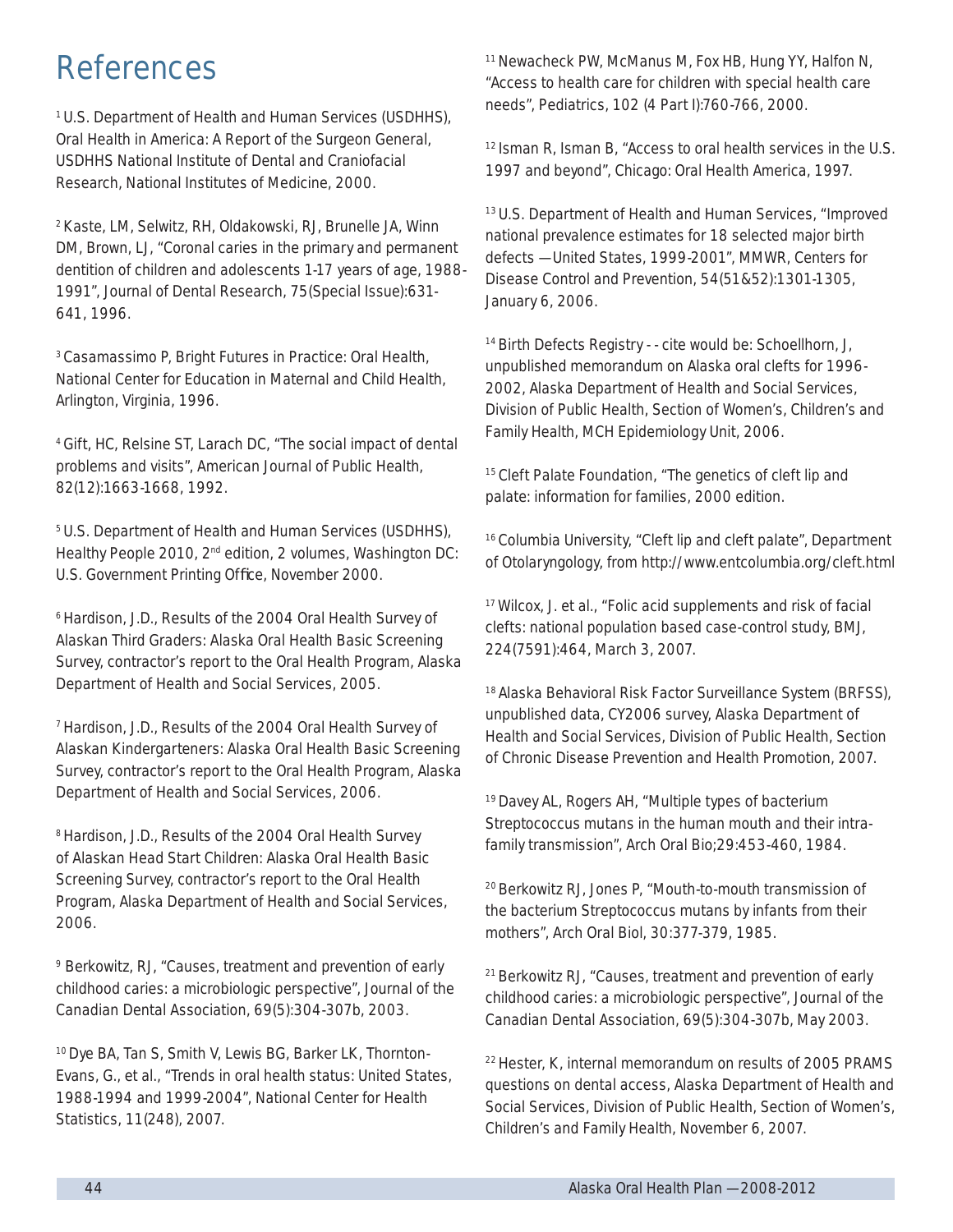# References

[1] U.S. Department of Health and Human Services (USDHHS), Oral Health in America: A Report of the Surgeon General, USDHHS National Institute of Dental and Craniofacial Research, National Institutes of Medicine, 2000.

[2] Kaste, LM, Selwitz, RH, Oldakowski, RJ, Brunelle JA, Winn DM, Brown, LJ, "Coronal caries in the primary and permanent dentition of children and adolescents 1-17 years of age, 1988-1991", Journal of Dental Research, 75(Special Issue):631-641, 1996.

[3] Casamassimo P, Bright Futures in Practice: Oral Health, National Center for Education in Maternal and Child Health, Arlington, Virginia, 1996.

[4] Gift, HC, Relsine ST, Larach DC, "The social impact of dental problems and visits", American Journal of Public Health, 82(12):1663-1668, 1992.

[5] U.S. Department of Health and Human Services (USDHHS), Healthy People 2010, 2nd edition, 2 volumes, Washington DC: U.S. Government Printing Office, November 2000.

[6] Hardison, J.D., Results of the 2004 Oral Health Survey of Alaskan Third Graders: Alaska Oral Health Basic Screening Survey, contractor's report to the Oral Health Program, Alaska Department of Health and Social Services, 2005.

[7] Hardison, J.D., Results of the 2004 Oral Health Survey of Alaskan Kindergarteners: Alaska Oral Health Basic Screening Survey, contractor's report to the Oral Health Program, Alaska Department of Health and Social Services, 2006.

[8] Hardison, J.D., Results of the 2004 Oral Health Survey of Alaskan Head Start Children: Alaska Oral Health Basic Screening Survey, contractor's report to the Oral Health Program, Alaska Department of Health and Social Services, 2006.

[9] Berkowitz, RJ, "Causes, treatment and prevention of early childhood caries: a microbiologic perspective", Journal of the Canadian Dental Association, 69(5):304-307b, 2003.

[10] Dye BA, Tan S, Smith V, Lewis BG, Barker LK, Thornton-Evans, G., et al., "Trends in oral health status: United States, 1988-1994 and 1999-2004", National Center for Health Statistics, 11(248), 2007.

[11] Newacheck PW, McManus M, Fox HB, Hung YY, Halfon N, "Access to health care for children with special health care needs", Pediatrics, 102 (4 Part I):760-766, 2000.

[12] Isman R, Isman B, "Access to oral health services in the U.S. 1997 and beyond", Chicago: Oral Health America, 1997.

[13] U.S. Department of Health and Human Services, "Improved national prevalence estimates for 18 selected major birth defects —United States, 1999-2001", MMWR, Centers for Disease Control and Prevention, 54(51&52):1301-1305, January 6, 2006.

[14] Birth Defects Registry - - cite would be: Schoellhorn, J, unpublished memorandum on Alaska oral clefts for 1996-2002, Alaska Department of Health and Social Services, Division of Public Health, Section of Women's, Children's and Family Health, MCH Epidemiology Unit, 2006.

[15] Cleft Palate Foundation, "The genetics of cleft lip and palate: information for families, 2000 edition.

[16] Columbia University, "Cleft lip and cleft palate", Department of Otolaryngology, from http://www.entcolumbia.org/cleft.html

[17] Wilcox, J. et al., "Folic acid supplements and risk of facial clefts: national population based case-control study, BMJ, 224(7591):464, March 3, 2007.

[18] Alaska Behavioral Risk Factor Surveillance System (BRFSS), unpublished data, CY2006 survey, Alaska Department of Health and Social Services, Division of Public Health, Section of Chronic Disease Prevention and Health Promotion, 2007.

[19] Davey AL, Rogers AH, "Multiple types of bacterium Streptococcus mutans in the human mouth and their intra-family transmission", Arch Oral Bio;29:453-460, 1984.

[20] Berkowitz RJ, Jones P, "Mouth-to-mouth transmission of the bacterium Streptococcus mutans by infants from their mothers", Arch Oral Biol, 30:377-379, 1985.

[21] Berkowitz RJ, "Causes, treatment and prevention of early childhood caries: a microbiologic perspective", Journal of the Canadian Dental Association, 69(5):304-307b, May 2003.

[22] Hester, K, internal memorandum on results of 2005 PRAMS questions on dental access, Alaska Department of Health and Social Services, Division of Public Health, Section of Women's, Children's and Family Health, November 6, 2007.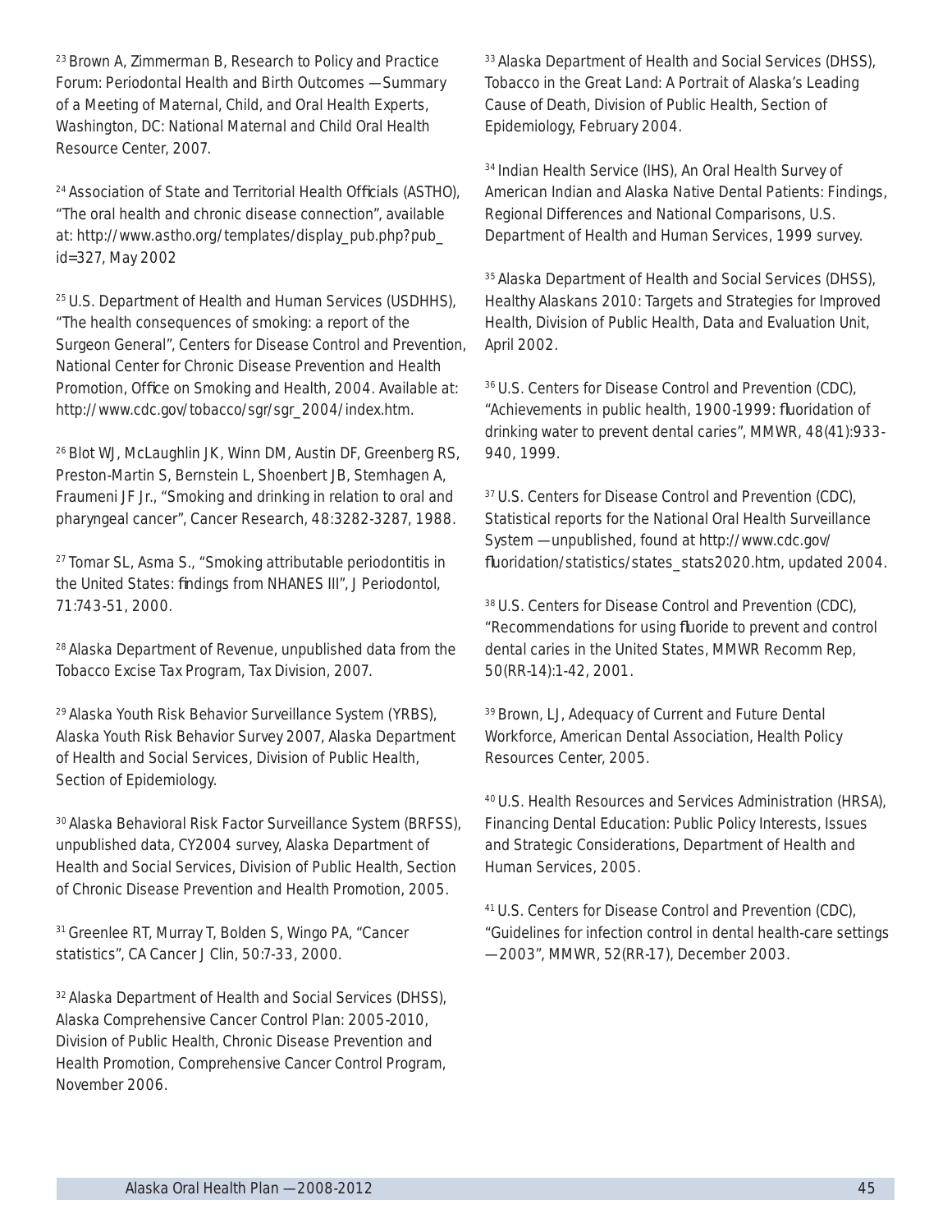[23] Brown A, Zimmerman B, Research to Policy and Practice Forum: Periodontal Health and Birth Outcomes — Summary of a Meeting of Maternal, Child, and Oral Health Experts, Washington, DC: National Maternal and Child Oral Health Resource Center, 2007.

[24] Association of State and Territorial Health Officials (ASTHO), "The oral health and chronic disease connection", available at: http://www.astho.org/templates/display_pub.php?pub_id=327, May 2002

[25] U.S. Department of Health and Human Services (USDHHS), "The health consequences of smoking: a report of the Surgeon General", Centers for Disease Control and Prevention, National Center for Chronic Disease Prevention and Health Promotion, Office on Smoking and Health, 2004. Available at: http://www.cdc.gov/tobacco/sgr/sgr_2004/index.htm.

[26] Blot WJ, McLaughlin JK, Winn DM, Austin DF, Greenberg RS, Preston-Martin S, Bernstein L, Shoenbert JB, Stemhagen A, Fraumeni JF Jr., "Smoking and drinking in relation to oral and pharyngeal cancer", Cancer Research, 48:3282-3287, 1988.

[27] Tomar SL, Asma S., "Smoking attributable periodontitis in the United States: findings from NHANES III", J Periodontol, 71:743-51, 2000.

[28] Alaska Department of Revenue, unpublished data from the Tobacco Excise Tax Program, Tax Division, 2007.

[29] Alaska Youth Risk Behavior Surveillance System (YRBS), Alaska Youth Risk Behavior Survey 2007, Alaska Department of Health and Social Services, Division of Public Health, Section of Epidemiology.

[30] Alaska Behavioral Risk Factor Surveillance System (BRFSS), unpublished data, CY2004 survey, Alaska Department of Health and Social Services, Division of Public Health, Section of Chronic Disease Prevention and Health Promotion, 2005.

[31] Greenlee RT, Murray T, Bolden S, Wingo PA, "Cancer statistics", CA Cancer J Clin, 50:7-33, 2000.

[32] Alaska Department of Health and Social Services (DHSS), Alaska Comprehensive Cancer Control Plan: 2005-2010, Division of Public Health, Chronic Disease Prevention and Health Promotion, Comprehensive Cancer Control Program, November 2006.

[33] Alaska Department of Health and Social Services (DHSS), Tobacco in the Great Land: A Portrait of Alaska's Leading Cause of Death, Division of Public Health, Section of Epidemiology, February 2004.

[34] Indian Health Service (IHS), An Oral Health Survey of American Indian and Alaska Native Dental Patients: Findings, Regional Differences and National Comparisons, U.S. Department of Health and Human Services, 1999 survey.

[35] Alaska Department of Health and Social Services (DHSS), Healthy Alaskans 2010: Targets and Strategies for Improved Health, Division of Public Health, Data and Evaluation Unit, April 2002.

[36] U.S. Centers for Disease Control and Prevention (CDC), "Achievements in public health, 1900-1999: fluoridation of drinking water to prevent dental caries", MMWR, 48(41):933-940, 1999.

[37] U.S. Centers for Disease Control and Prevention (CDC), Statistical reports for the National Oral Health Surveillance System — unpublished, found at http://www.cdc.gov/fluoridation/statistics/states_stats2020.htm, updated 2004.

[38] U.S. Centers for Disease Control and Prevention (CDC), "Recommendations for using fluoride to prevent and control dental caries in the United States, MMWR Recomm Rep, 50(RR-14):1-42, 2001.

[39] Brown, LJ, Adequacy of Current and Future Dental Workforce, American Dental Association, Health Policy Resources Center, 2005.

[40] U.S. Health Resources and Services Administration (HRSA), Financing Dental Education: Public Policy Interests, Issues and Strategic Considerations, Department of Health and Human Services, 2005.

[41] U.S. Centers for Disease Control and Prevention (CDC), "Guidelines for infection control in dental health-care settings — 2003", MMWR, 52(RR-17), December 2003.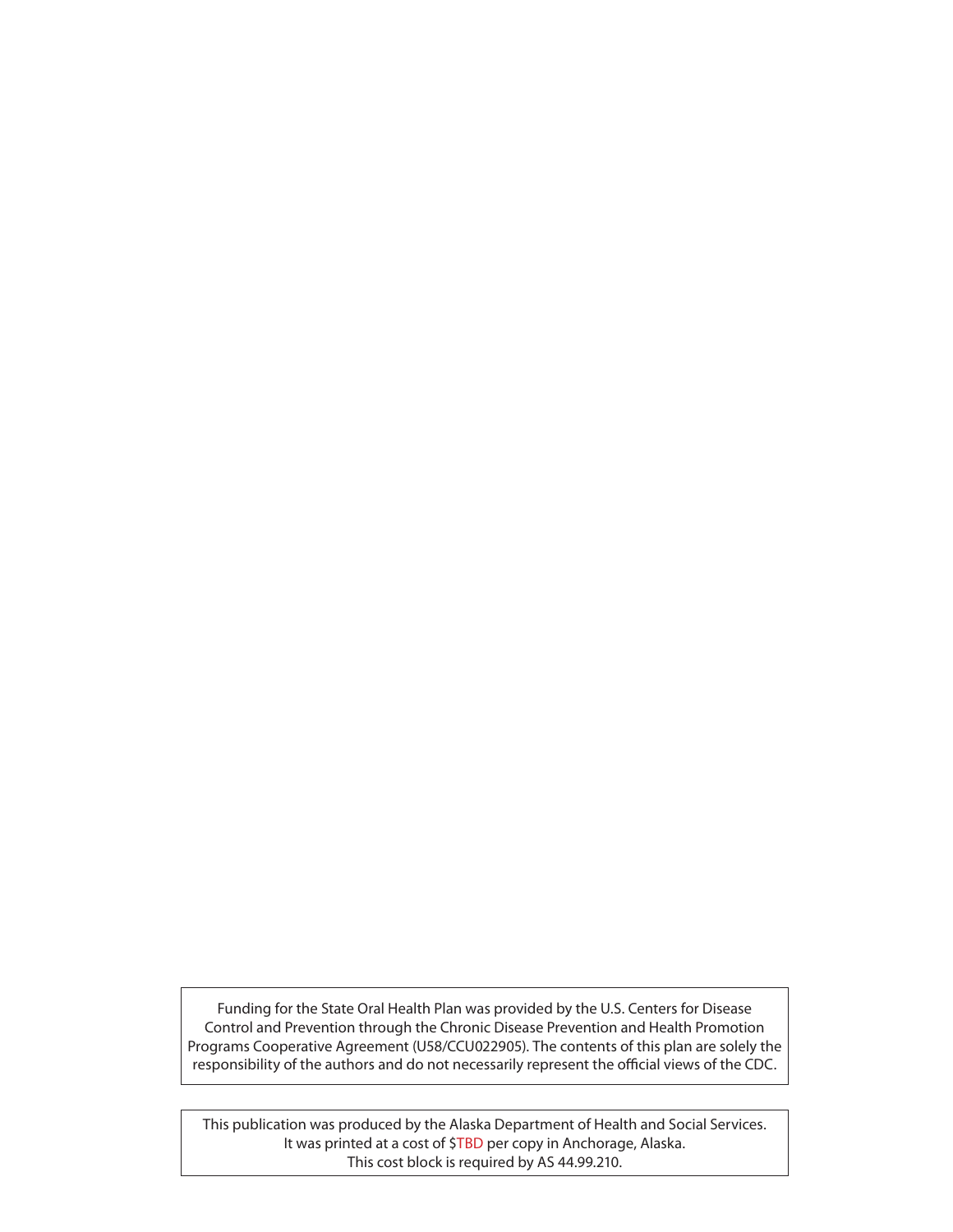Funding for the State Oral Health Plan was provided by the U.S. Centers for Disease Control and Prevention through the Chronic Disease Prevention and Health Promotion Programs Cooperative Agreement (U58/CCU022905). The contents of this plan are solely the responsibility of the authors and do not necessarily represent the official views of the CDC.

This publication was produced by the Alaska Department of Health and Social Services.
It was printed at a cost of $TBD per copy in Anchorage, Alaska.
This cost block is required by AS 44.99.210.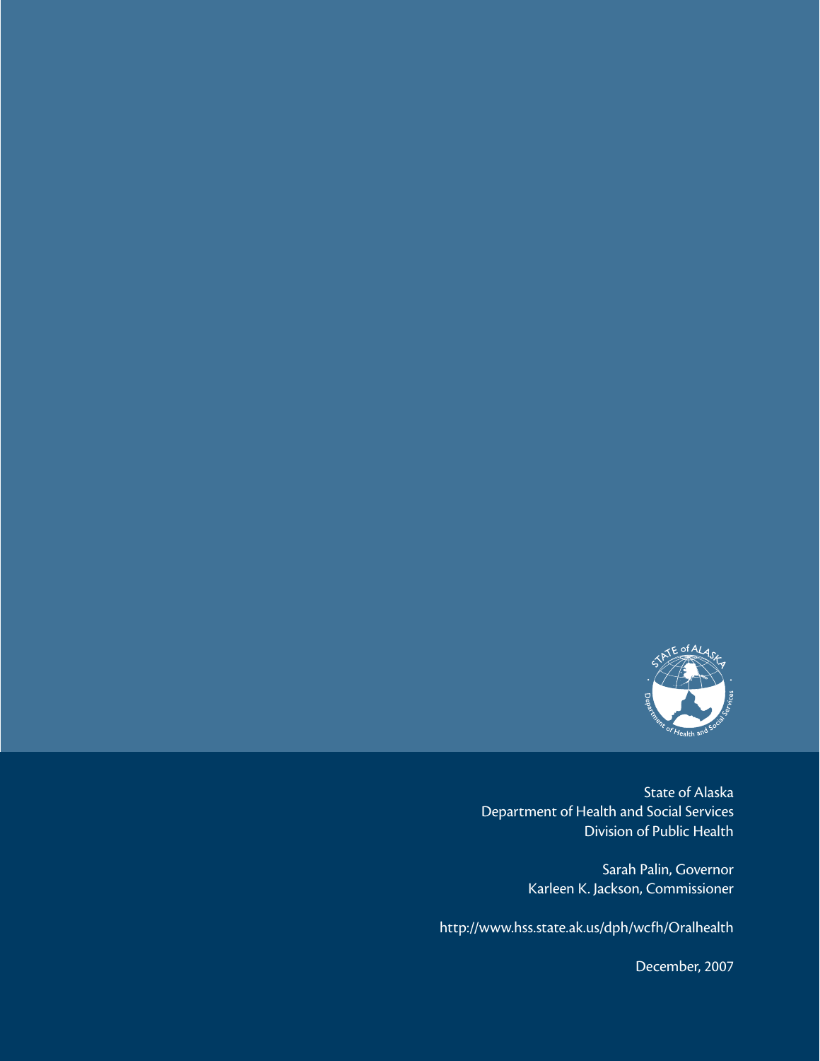State of Alaska
Department of Health and Social Services
Division of Public Health

Sarah Palin, Governor
Karleen K. Jackson, Commissioner

http://www.hss.state.ak.us/dph/wcfh/Oralhealth

December, 2007